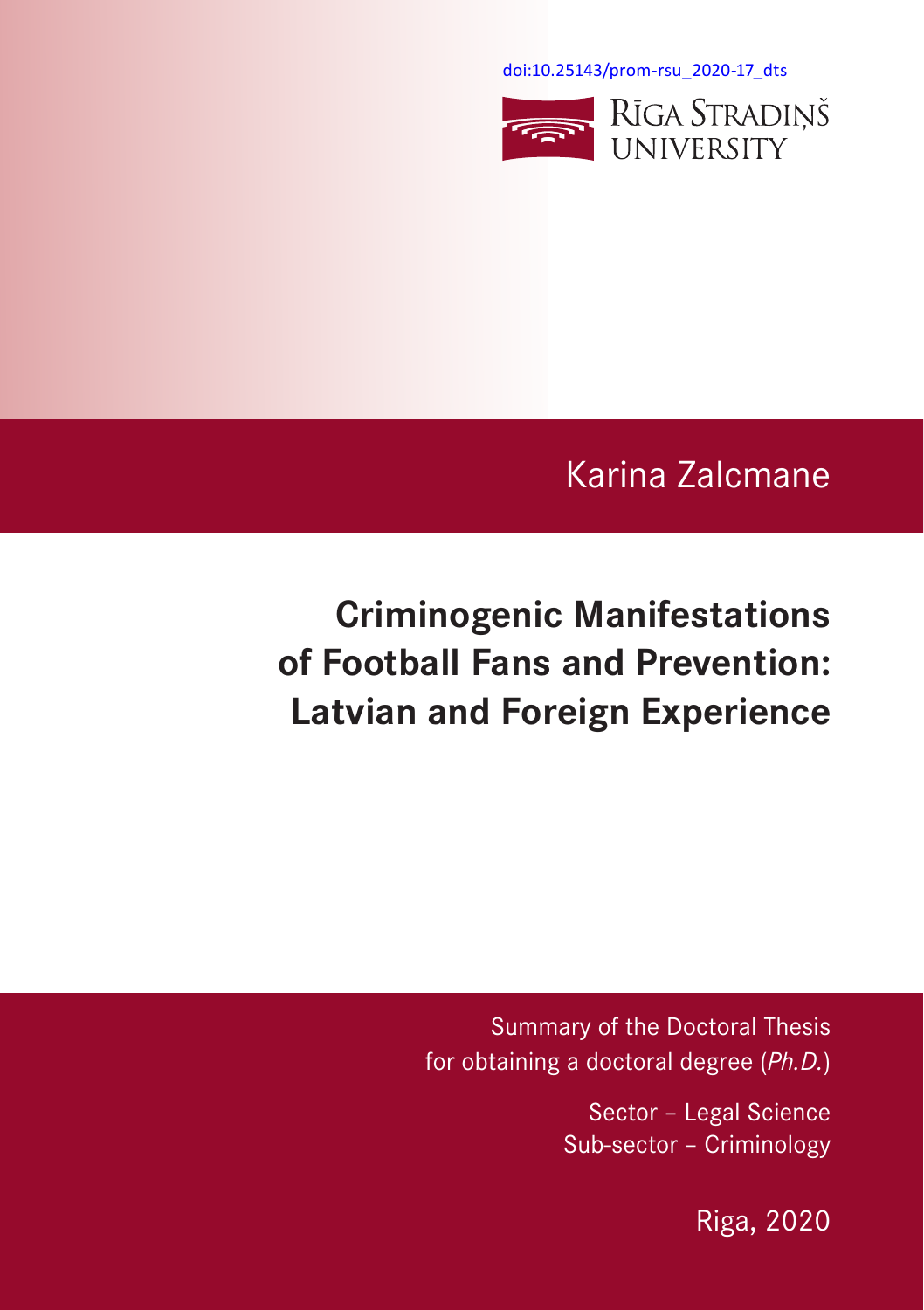doi:10.25143/prom-rsu_2020-17_dts

RĪGA STRADIŅŠ UNIVERSITY

Karina Zalcmane

# Criminogenic Manifestations of Football Fans and Prevention: Latvian and Foreign Experience

Summary of the Doctoral Thesis for obtaining a doctoral degree (*Ph.D.*)

Sector – Legal Science
Sub-sector – Criminology

Riga, 2020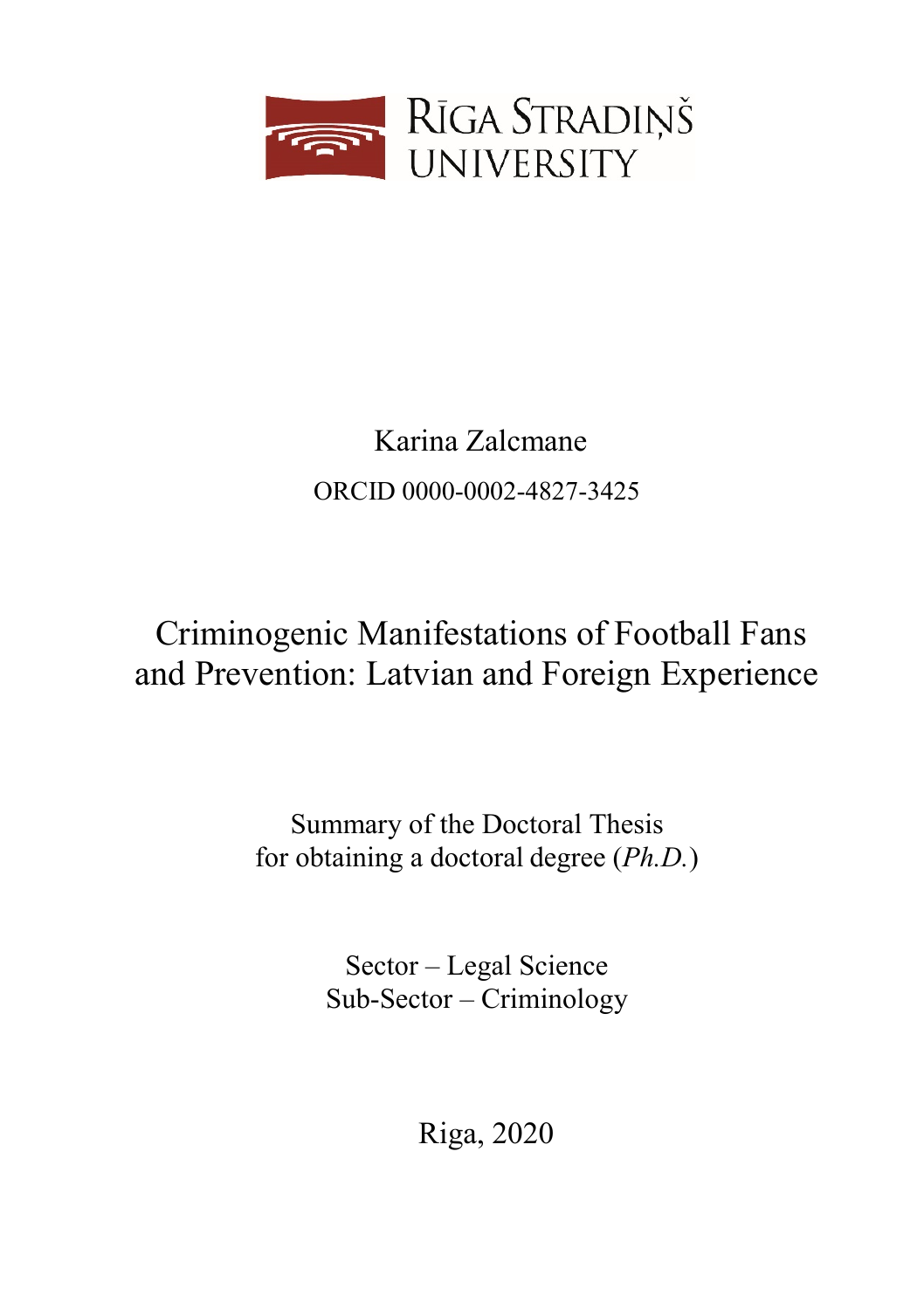RĪGA STRADIŅŠ UNIVERSITY

Karina Zalcmane

ORCID 0000-0002-4827-3425

# Criminogenic Manifestations of Football Fans and Prevention: Latvian and Foreign Experience

Summary of the Doctoral Thesis
for obtaining a doctoral degree (*Ph.D.*)

Sector – Legal Science
Sub-Sector – Criminology

Riga, 2020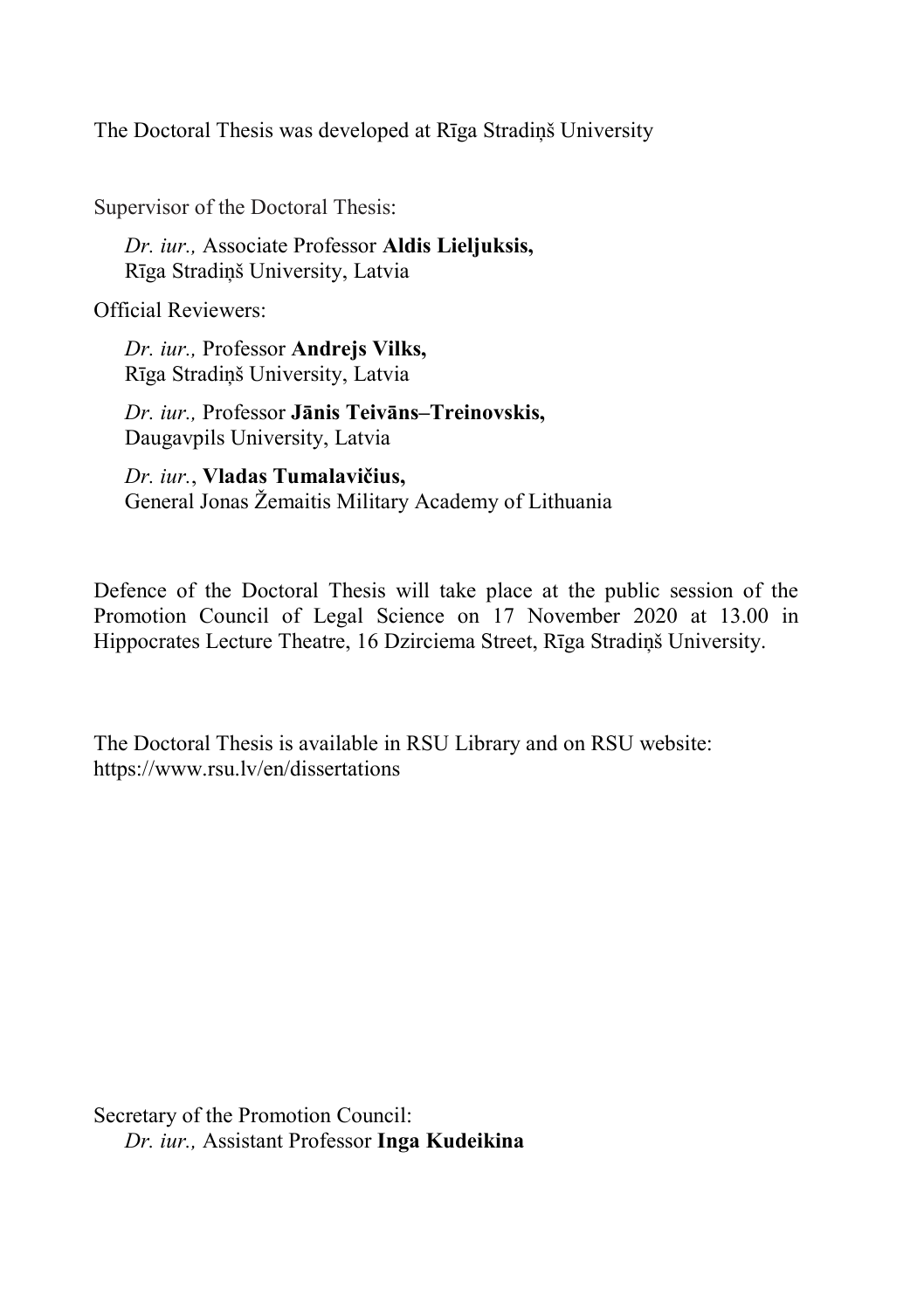The Doctoral Thesis was developed at Rīga Stradiņš University

Supervisor of the Doctoral Thesis:

*Dr. iur.,* Associate Professor **Aldis Lieljuksis,**
Rīga Stradiņš University, Latvia

Official Reviewers:

*Dr. iur.,* Professor **Andrejs Vilks,**
Rīga Stradiņš University, Latvia

*Dr. iur.,* Professor **Jānis Teivāns–Treinovskis,**
Daugavpils University, Latvia

*Dr. iur.*, **Vladas Tumalavičius,**
General Jonas Žemaitis Military Academy of Lithuania

Defence of the Doctoral Thesis will take place at the public session of the Promotion Council of Legal Science on 17 November 2020 at 13.00 in Hippocrates Lecture Theatre, 16 Dzirciema Street, Rīga Stradiņš University.

The Doctoral Thesis is available in RSU Library and on RSU website:
https://www.rsu.lv/en/dissertations

Secretary of the Promotion Council:
*Dr. iur.,* Assistant Professor **Inga Kudeikina**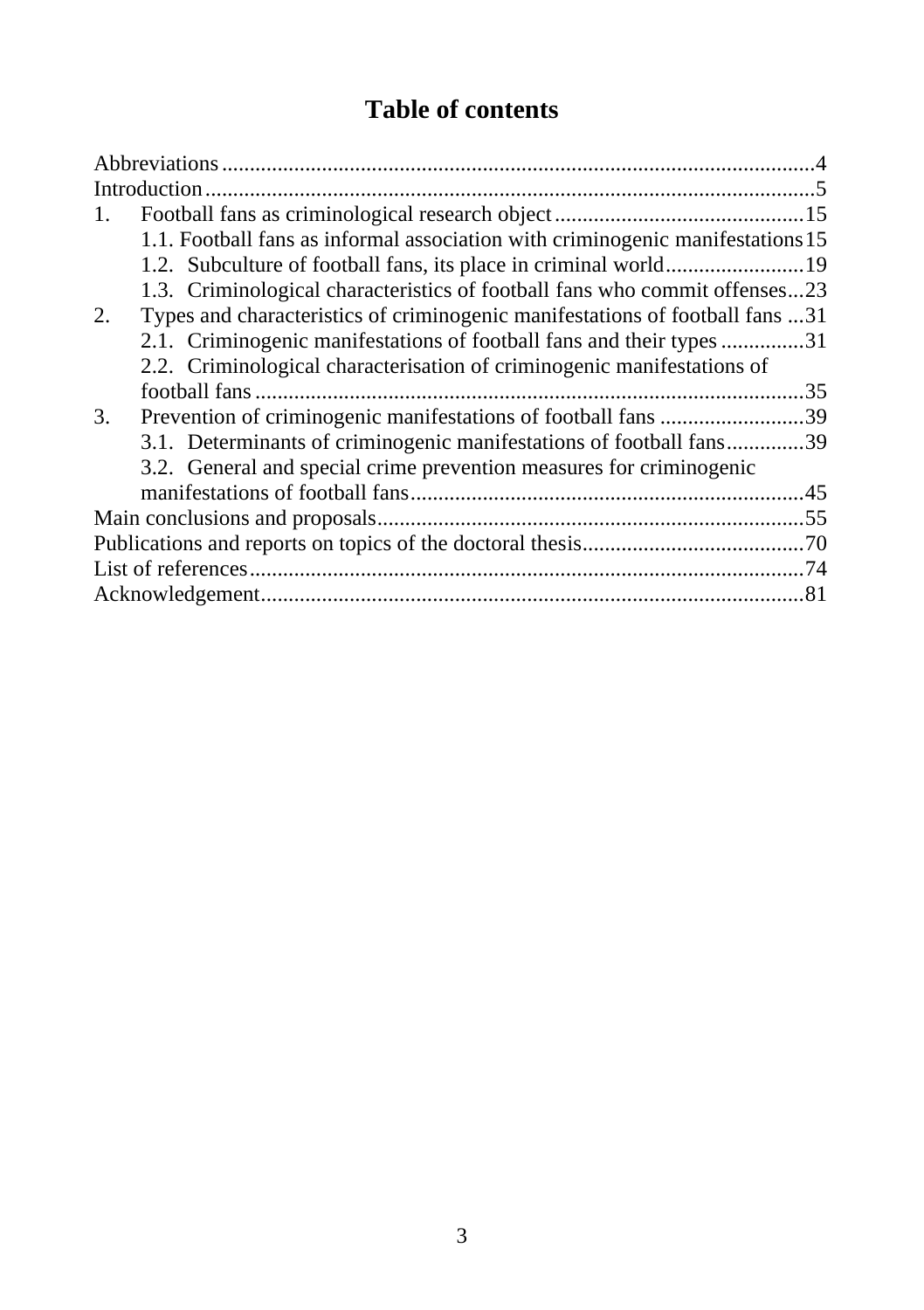# Table of contents

- Abbreviations ... 4
- Introduction ... 5
- 1. Football fans as criminological research object ... 15
  - 1.1. Football fans as informal association with criminogenic manifestations ... 15
  - 1.2. Subculture of football fans, its place in criminal world ... 19
  - 1.3. Criminological characteristics of football fans who commit offenses ... 23
- 2. Types and characteristics of criminogenic manifestations of football fans ... 31
  - 2.1. Criminogenic manifestations of football fans and their types ... 31
  - 2.2. Criminological characterisation of criminogenic manifestations of football fans ... 35
- 3. Prevention of criminogenic manifestations of football fans ... 39
  - 3.1. Determinants of criminogenic manifestations of football fans ... 39
  - 3.2. General and special crime prevention measures for criminogenic manifestations of football fans ... 45
- Main conclusions and proposals ... 55
- Publications and reports on topics of the doctoral thesis ... 70
- List of references ... 74
- Acknowledgement ... 81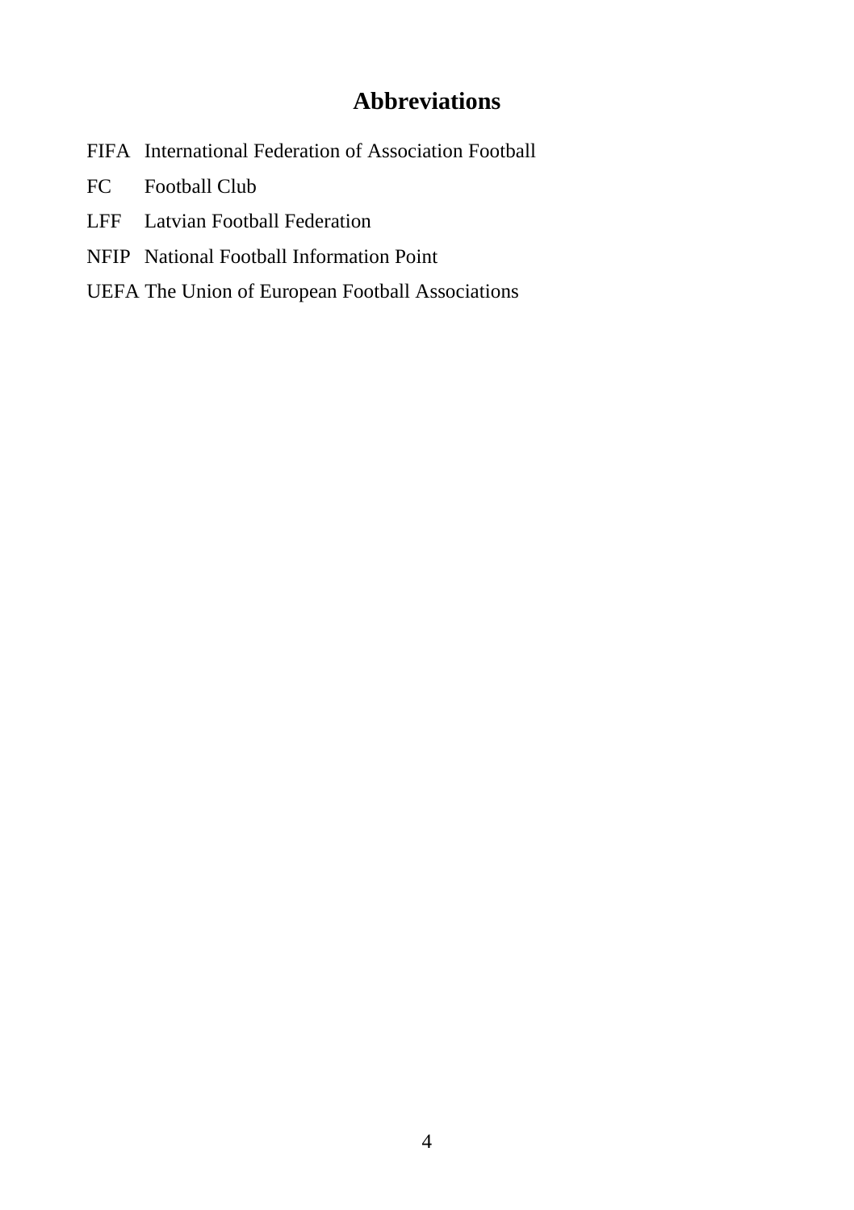# Abbreviations

| | |
|---|---|
| FIFA | International Federation of Association Football |
| FC | Football Club |
| LFF | Latvian Football Federation |
| NFIP | National Football Information Point |
| UEFA | The Union of European Football Associations |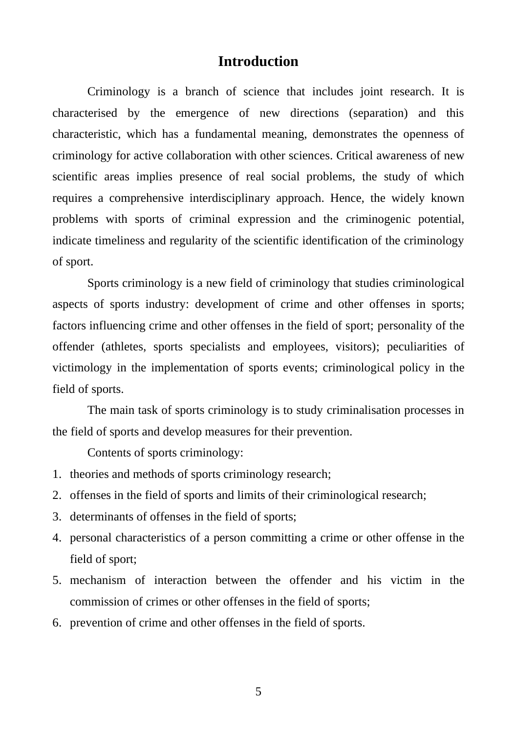# Introduction

Criminology is a branch of science that includes joint research. It is characterised by the emergence of new directions (separation) and this characteristic, which has a fundamental meaning, demonstrates the openness of criminology for active collaboration with other sciences. Critical awareness of new scientific areas implies presence of real social problems, the study of which requires a comprehensive interdisciplinary approach. Hence, the widely known problems with sports of criminal expression and the criminogenic potential, indicate timeliness and regularity of the scientific identification of the criminology of sport.

Sports criminology is a new field of criminology that studies criminological aspects of sports industry: development of crime and other offenses in sports; factors influencing crime and other offenses in the field of sport; personality of the offender (athletes, sports specialists and employees, visitors); peculiarities of victimology in the implementation of sports events; criminological policy in the field of sports.

The main task of sports criminology is to study criminalisation processes in the field of sports and develop measures for their prevention.

Contents of sports criminology:

1. theories and methods of sports criminology research;
2. offenses in the field of sports and limits of their criminological research;
3. determinants of offenses in the field of sports;
4. personal characteristics of a person committing a crime or other offense in the field of sport;
5. mechanism of interaction between the offender and his victim in the commission of crimes or other offenses in the field of sports;
6. prevention of crime and other offenses in the field of sports.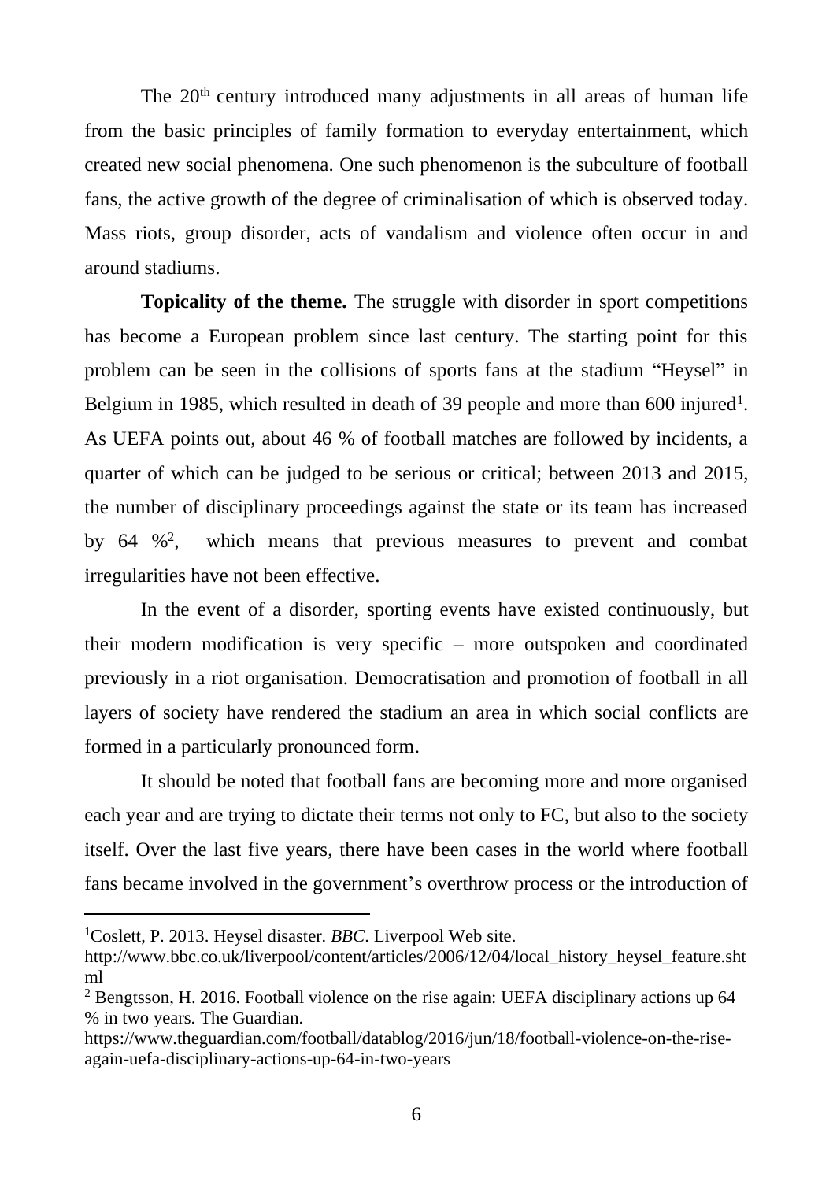The 20th century introduced many adjustments in all areas of human life from the basic principles of family formation to everyday entertainment, which created new social phenomena. One such phenomenon is the subculture of football fans, the active growth of the degree of criminalisation of which is observed today. Mass riots, group disorder, acts of vandalism and violence often occur in and around stadiums.

**Topicality of the theme.** The struggle with disorder in sport competitions has become a European problem since last century. The starting point for this problem can be seen in the collisions of sports fans at the stadium "Heysel" in Belgium in 1985, which resulted in death of 39 people and more than 600 injured[1]. As UEFA points out, about 46 % of football matches are followed by incidents, a quarter of which can be judged to be serious or critical; between 2013 and 2015, the number of disciplinary proceedings against the state or its team has increased by 64 %[2], which means that previous measures to prevent and combat irregularities have not been effective.

In the event of a disorder, sporting events have existed continuously, but their modern modification is very specific – more outspoken and coordinated previously in a riot organisation. Democratisation and promotion of football in all layers of society have rendered the stadium an area in which social conflicts are formed in a particularly pronounced form.

It should be noted that football fans are becoming more and more organised each year and are trying to dictate their terms not only to FC, but also to the society itself. Over the last five years, there have been cases in the world where football fans became involved in the government's overthrow process or the introduction of

---

[1] Coslett, P. 2013. Heysel disaster. *BBC*. Liverpool Web site. http://www.bbc.co.uk/liverpool/content/articles/2006/12/04/local_history_heysel_feature.shtml

[2] Bengtsson, H. 2016. Football violence on the rise again: UEFA disciplinary actions up 64 % in two years. The Guardian. https://www.theguardian.com/football/datablog/2016/jun/18/football-violence-on-the-rise-again-uefa-disciplinary-actions-up-64-in-two-years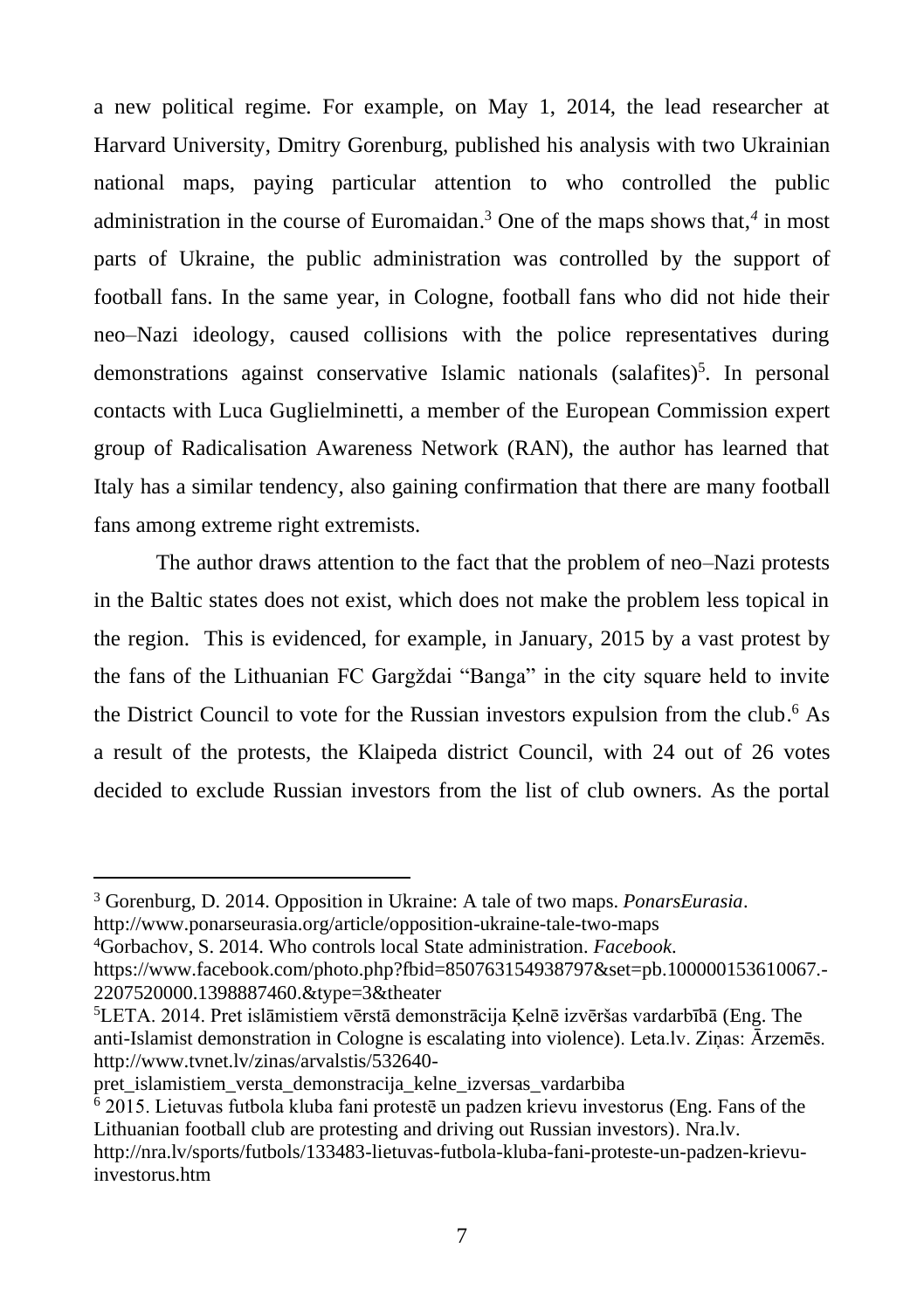a new political regime. For example, on May 1, 2014, the lead researcher at Harvard University, Dmitry Gorenburg, published his analysis with two Ukrainian national maps, paying particular attention to who controlled the public administration in the course of Euromaidan.[3] One of the maps shows that,[4] in most parts of Ukraine, the public administration was controlled by the support of football fans. In the same year, in Cologne, football fans who did not hide their neo–Nazi ideology, caused collisions with the police representatives during demonstrations against conservative Islamic nationals (salafites)[5]. In personal contacts with Luca Guglielminetti, a member of the European Commission expert group of Radicalisation Awareness Network (RAN), the author has learned that Italy has a similar tendency, also gaining confirmation that there are many football fans among extreme right extremists.

The author draws attention to the fact that the problem of neo–Nazi protests in the Baltic states does not exist, which does not make the problem less topical in the region. This is evidenced, for example, in January, 2015 by a vast protest by the fans of the Lithuanian FC Gargždai "Banga" in the city square held to invite the District Council to vote for the Russian investors expulsion from the club.[6] As a result of the protests, the Klaipeda district Council, with 24 out of 26 votes decided to exclude Russian investors from the list of club owners. As the portal

---

[3] Gorenburg, D. 2014. Opposition in Ukraine: A tale of two maps. *PonarsEurasia*. http://www.ponarseurasia.org/article/opposition-ukraine-tale-two-maps

[4] Gorbachov, S. 2014. Who controls local State administration. *Facebook*. https://www.facebook.com/photo.php?fbid=850763154938797&set=pb.100000153610067.-2207520000.1398887460.&type=3&theater

[5] LETA. 2014. Pret islāmistiem vērstā demonstrācija Ķelnē izvēršas vardarbībā (Eng. The anti-Islamist demonstration in Cologne is escalating into violence). Leta.lv. Ziņas: Ārzemēs. http://www.tvnet.lv/zinas/arvalstis/532640-pret_islamistiem_versta_demonstracija_kelne_izversas_vardarbiba

[6] 2015. Lietuvas futbola kluba fani protestē un padzen krievu investorus (Eng. Fans of the Lithuanian football club are protesting and driving out Russian investors). Nra.lv. http://nra.lv/sports/futbols/133483-lietuvas-futbola-kluba-fani-proteste-un-padzen-krievu-investorus.htm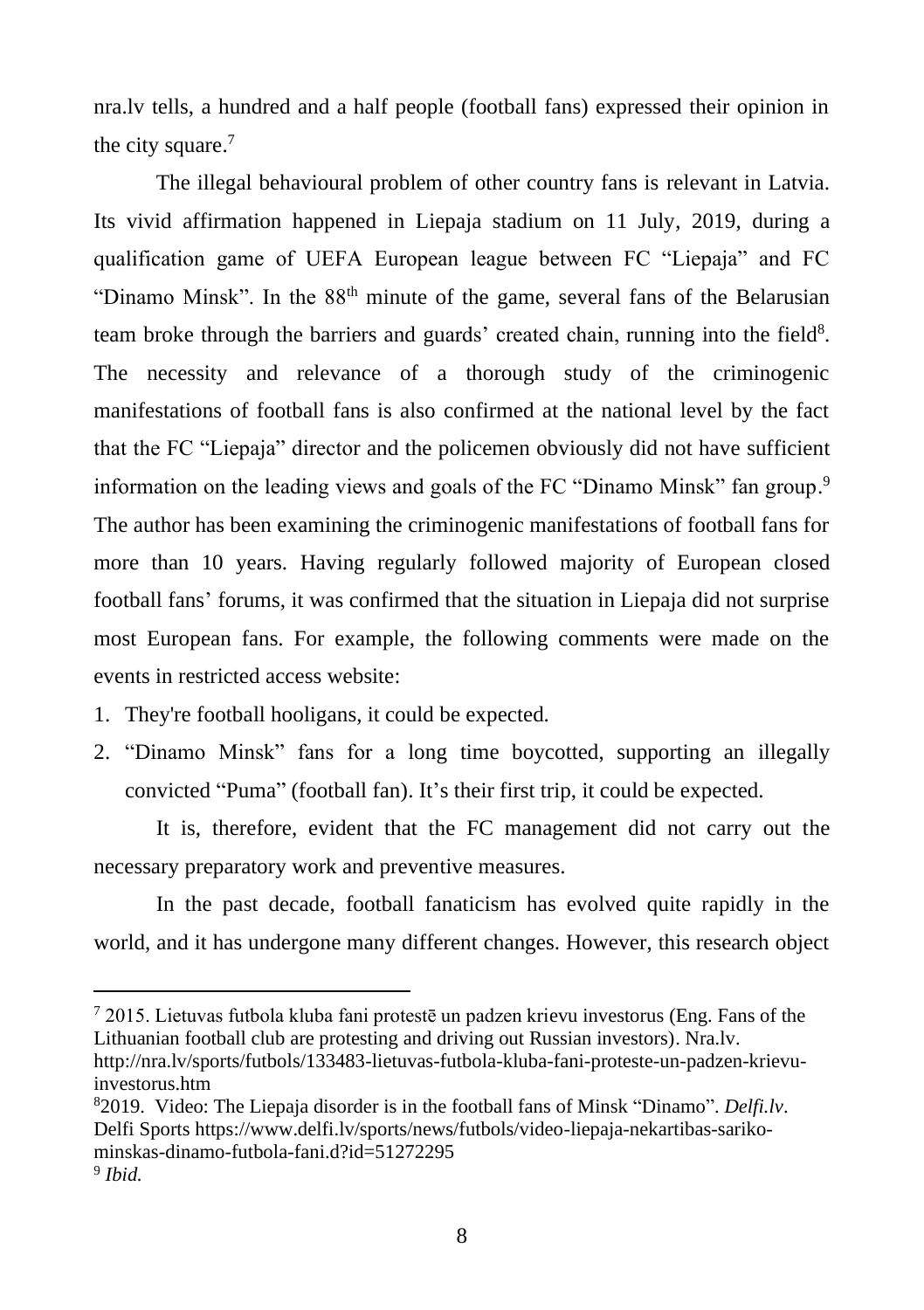nra.lv tells, a hundred and a half people (football fans) expressed their opinion in the city square.[7]

The illegal behavioural problem of other country fans is relevant in Latvia. Its vivid affirmation happened in Liepaja stadium on 11 July, 2019, during a qualification game of UEFA European league between FC "Liepaja" and FC "Dinamo Minsk". In the 88th minute of the game, several fans of the Belarusian team broke through the barriers and guards' created chain, running into the field[8]. The necessity and relevance of a thorough study of the criminogenic manifestations of football fans is also confirmed at the national level by the fact that the FC "Liepaja" director and the policemen obviously did not have sufficient information on the leading views and goals of the FC "Dinamo Minsk" fan group.[9] The author has been examining the criminogenic manifestations of football fans for more than 10 years. Having regularly followed majority of European closed football fans' forums, it was confirmed that the situation in Liepaja did not surprise most European fans. For example, the following comments were made on the events in restricted access website:

1. They're football hooligans, it could be expected.
2. "Dinamo Minsk" fans for a long time boycotted, supporting an illegally convicted "Puma" (football fan). It's their first trip, it could be expected.

It is, therefore, evident that the FC management did not carry out the necessary preparatory work and preventive measures.

In the past decade, football fanaticism has evolved quite rapidly in the world, and it has undergone many different changes. However, this research object

---

[7] 2015. Lietuvas futbola kluba fani protestē un padzen krievu investorus (Eng. Fans of the Lithuanian football club are protesting and driving out Russian investors). Nra.lv. http://nra.lv/sports/futbols/133483-lietuvas-futbola-kluba-fani-proteste-un-padzen-krievu-investorus.htm

[8] 2019. Video: The Liepaja disorder is in the football fans of Minsk "Dinamo". *Delfi.lv*. Delfi Sports https://www.delfi.lv/sports/news/futbols/video-liepaja-nekartibas-sariko-minskas-dinamo-futbola-fani.d?id=51272295

[9] *Ibid.*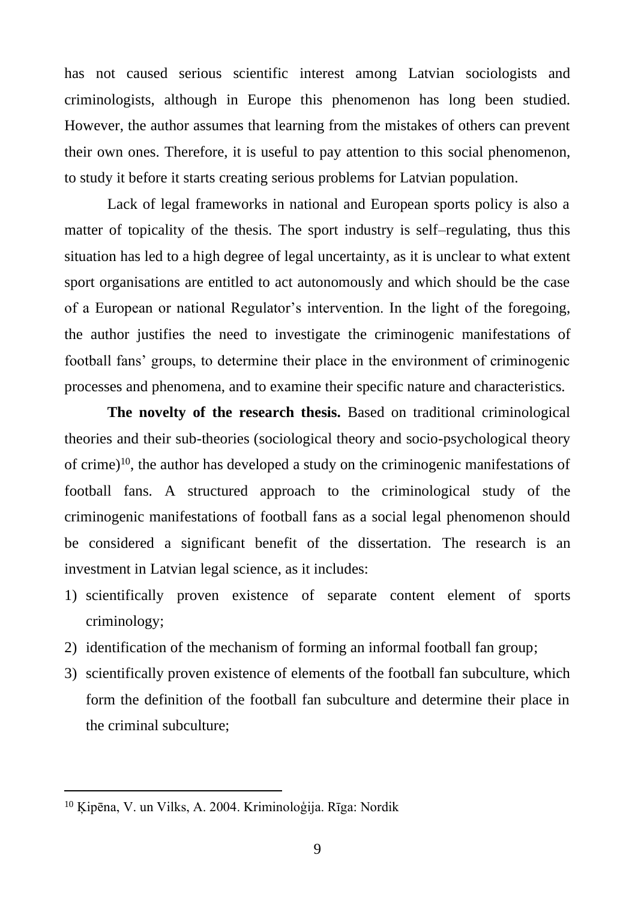has not caused serious scientific interest among Latvian sociologists and criminologists, although in Europe this phenomenon has long been studied. However, the author assumes that learning from the mistakes of others can prevent their own ones. Therefore, it is useful to pay attention to this social phenomenon, to study it before it starts creating serious problems for Latvian population.

Lack of legal frameworks in national and European sports policy is also a matter of topicality of the thesis. The sport industry is self–regulating, thus this situation has led to a high degree of legal uncertainty, as it is unclear to what extent sport organisations are entitled to act autonomously and which should be the case of a European or national Regulator's intervention. In the light of the foregoing, the author justifies the need to investigate the criminogenic manifestations of football fans' groups, to determine their place in the environment of criminogenic processes and phenomena, and to examine their specific nature and characteristics.

**The novelty of the research thesis.** Based on traditional criminological theories and their sub-theories (sociological theory and socio-psychological theory of crime)[10], the author has developed a study on the criminogenic manifestations of football fans. A structured approach to the criminological study of the criminogenic manifestations of football fans as a social legal phenomenon should be considered a significant benefit of the dissertation. The research is an investment in Latvian legal science, as it includes:

1) scientifically proven existence of separate content element of sports criminology;
2) identification of the mechanism of forming an informal football fan group;
3) scientifically proven existence of elements of the football fan subculture, which form the definition of the football fan subculture and determine their place in the criminal subculture;

[10] Ķipēna, V. un Vilks, A. 2004. Kriminoloģija. Rīga: Nordik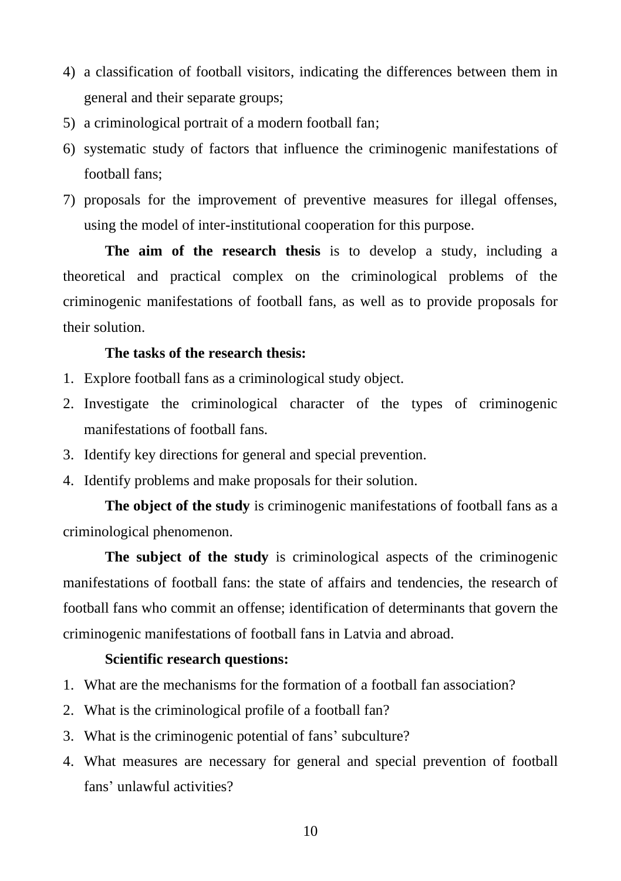4) a classification of football visitors, indicating the differences between them in general and their separate groups;
5) a criminological portrait of a modern football fan;
6) systematic study of factors that influence the criminogenic manifestations of football fans;
7) proposals for the improvement of preventive measures for illegal offenses, using the model of inter-institutional cooperation for this purpose.

**The aim of the research thesis** is to develop a study, including a theoretical and practical complex on the criminological problems of the criminogenic manifestations of football fans, as well as to provide proposals for their solution.

**The tasks of the research thesis:**

1. Explore football fans as a criminological study object.
2. Investigate the criminological character of the types of criminogenic manifestations of football fans.
3. Identify key directions for general and special prevention.
4. Identify problems and make proposals for their solution.

**The object of the study** is criminogenic manifestations of football fans as a criminological phenomenon.

**The subject of the study** is criminological aspects of the criminogenic manifestations of football fans: the state of affairs and tendencies, the research of football fans who commit an offense; identification of determinants that govern the criminogenic manifestations of football fans in Latvia and abroad.

**Scientific research questions:**

1. What are the mechanisms for the formation of a football fan association?
2. What is the criminological profile of a football fan?
3. What is the criminogenic potential of fans' subculture?
4. What measures are necessary for general and special prevention of football fans' unlawful activities?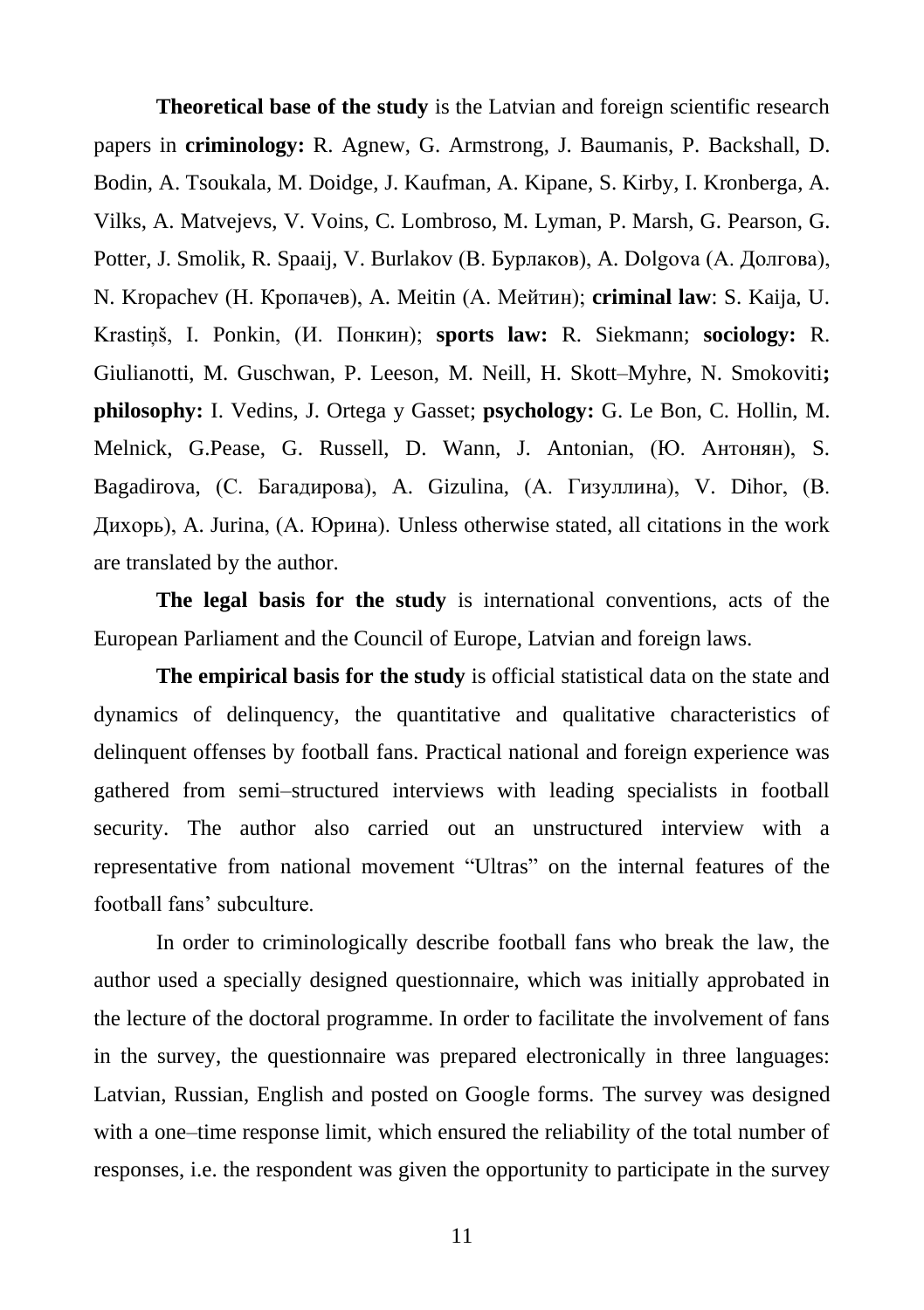**Theoretical base of the study** is the Latvian and foreign scientific research papers in **criminology:** R. Agnew, G. Armstrong, J. Baumanis, P. Backshall, D. Bodin, A. Tsoukala, M. Doidge, J. Kaufman, A. Kipane, S. Kirby, I. Kronberga, A. Vilks, A. Matvejevs, V. Voins, C. Lombroso, M. Lyman, P. Marsh, G. Pearson, G. Potter, J. Smolik, R. Spaaij, V. Burlakov (В. Бурлаков), A. Dolgova (А. Долгова), N. Kropachev (Н. Кропачев), A. Meitin (А. Мейтин); **criminal law**: S. Kaija, U. Krastiņš, I. Ponkin, (И. Понкин); **sports law:** R. Siekmann; **sociology:** R. Giulianotti, M. Guschwan, P. Leeson, M. Neill, H. Skott–Myhre, N. Smokoviti**;** **philosophy:** I. Vedins, J. Ortega y Gasset; **psychology:** G. Le Bon, C. Hollin, M. Melnick, G.Pease, G. Russell, D. Wann, J. Antonian, (Ю. Антонян), S. Bagadirova, (С. Багадирова), A. Gizulina, (А. Гизуллина), V. Dihor, (В. Дихорь), A. Jurina, (А. Юрина). Unless otherwise stated, all citations in the work are translated by the author.

**The legal basis for the study** is international conventions, acts of the European Parliament and the Council of Europe, Latvian and foreign laws.

**The empirical basis for the study** is official statistical data on the state and dynamics of delinquency, the quantitative and qualitative characteristics of delinquent offenses by football fans. Practical national and foreign experience was gathered from semi–structured interviews with leading specialists in football security. The author also carried out an unstructured interview with a representative from national movement "Ultras" on the internal features of the football fans' subculture.

In order to criminologically describe football fans who break the law, the author used a specially designed questionnaire, which was initially approbated in the lecture of the doctoral programme. In order to facilitate the involvement of fans in the survey, the questionnaire was prepared electronically in three languages: Latvian, Russian, English and posted on Google forms. The survey was designed with a one–time response limit, which ensured the reliability of the total number of responses, i.e. the respondent was given the opportunity to participate in the survey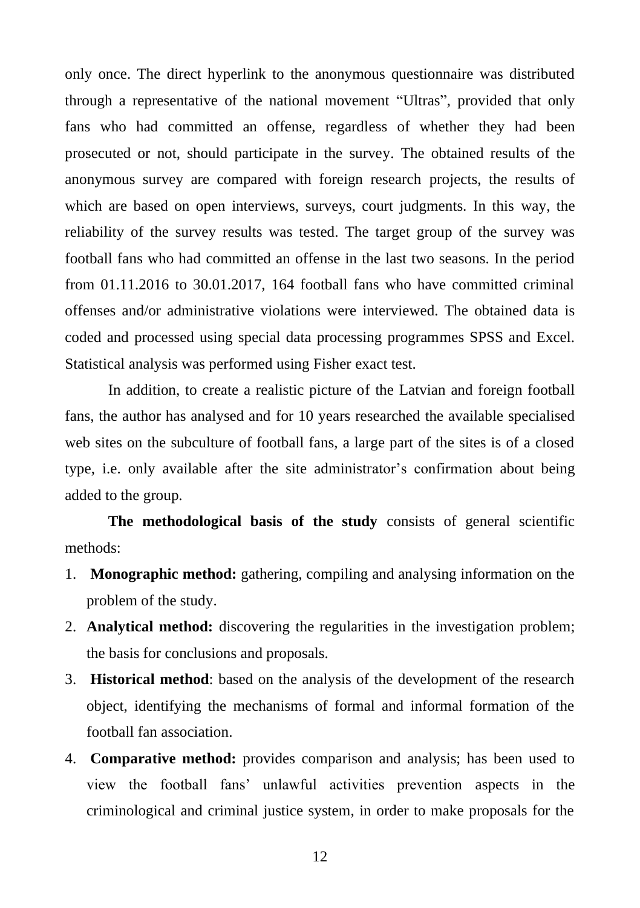only once. The direct hyperlink to the anonymous questionnaire was distributed through a representative of the national movement "Ultras", provided that only fans who had committed an offense, regardless of whether they had been prosecuted or not, should participate in the survey. The obtained results of the anonymous survey are compared with foreign research projects, the results of which are based on open interviews, surveys, court judgments. In this way, the reliability of the survey results was tested. The target group of the survey was football fans who had committed an offense in the last two seasons. In the period from 01.11.2016 to 30.01.2017, 164 football fans who have committed criminal offenses and/or administrative violations were interviewed. The obtained data is coded and processed using special data processing programmes SPSS and Excel. Statistical analysis was performed using Fisher exact test.

In addition, to create a realistic picture of the Latvian and foreign football fans, the author has analysed and for 10 years researched the available specialised web sites on the subculture of football fans, a large part of the sites is of a closed type, i.e. only available after the site administrator's confirmation about being added to the group.

**The methodological basis of the study** consists of general scientific methods:

1. **Monographic method:** gathering, compiling and analysing information on the problem of the study.
2. **Analytical method:** discovering the regularities in the investigation problem; the basis for conclusions and proposals.
3. **Historical method**: based on the analysis of the development of the research object, identifying the mechanisms of formal and informal formation of the football fan association.
4. **Comparative method:** provides comparison and analysis; has been used to view the football fans' unlawful activities prevention aspects in the criminological and criminal justice system, in order to make proposals for the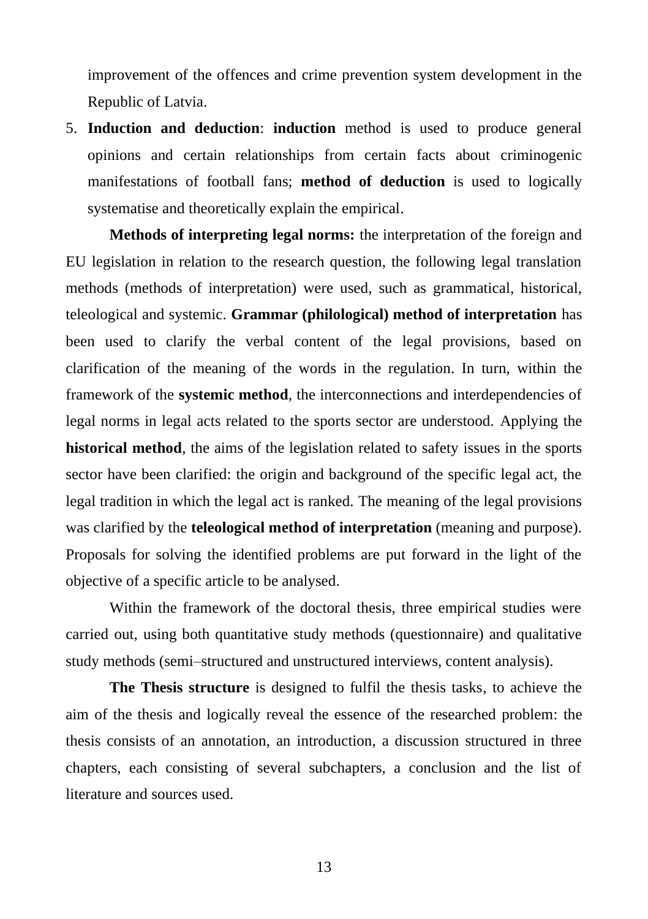improvement of the offences and crime prevention system development in the Republic of Latvia.

5. **Induction and deduction**: **induction** method is used to produce general opinions and certain relationships from certain facts about criminogenic manifestations of football fans; **method of deduction** is used to logically systematise and theoretically explain the empirical.

**Methods of interpreting legal norms:** the interpretation of the foreign and EU legislation in relation to the research question, the following legal translation methods (methods of interpretation) were used, such as grammatical, historical, teleological and systemic. **Grammar (philological) method of interpretation** has been used to clarify the verbal content of the legal provisions, based on clarification of the meaning of the words in the regulation. In turn, within the framework of the **systemic method**, the interconnections and interdependencies of legal norms in legal acts related to the sports sector are understood. Applying the **historical method**, the aims of the legislation related to safety issues in the sports sector have been clarified: the origin and background of the specific legal act, the legal tradition in which the legal act is ranked. The meaning of the legal provisions was clarified by the **teleological method of interpretation** (meaning and purpose). Proposals for solving the identified problems are put forward in the light of the objective of a specific article to be analysed.

Within the framework of the doctoral thesis, three empirical studies were carried out, using both quantitative study methods (questionnaire) and qualitative study methods (semi–structured and unstructured interviews, content analysis).

**The Thesis structure** is designed to fulfil the thesis tasks, to achieve the aim of the thesis and logically reveal the essence of the researched problem: the thesis consists of an annotation, an introduction, a discussion structured in three chapters, each consisting of several subchapters, a conclusion and the list of literature and sources used.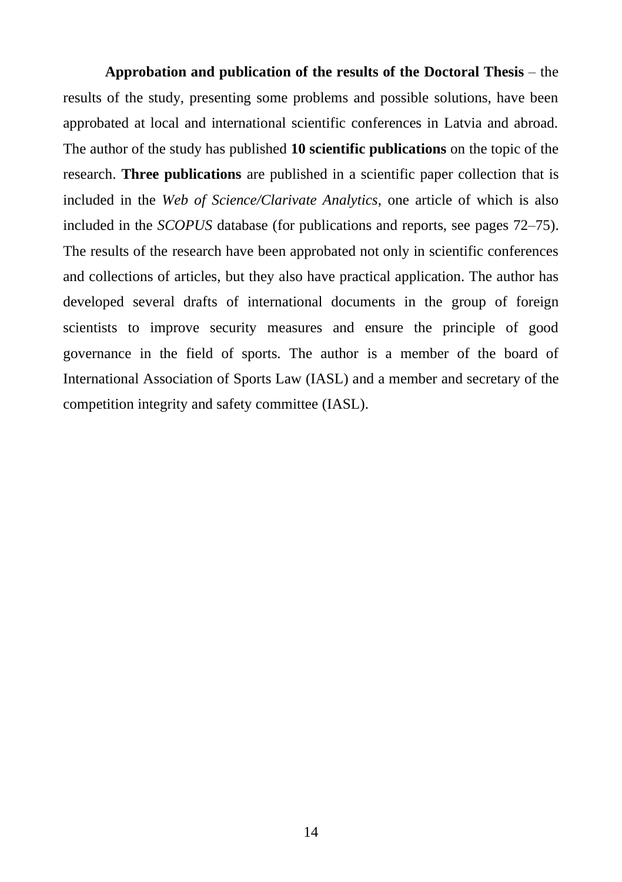**Approbation and publication of the results of the Doctoral Thesis** – the results of the study, presenting some problems and possible solutions, have been approbated at local and international scientific conferences in Latvia and abroad. The author of the study has published **10 scientific publications** on the topic of the research. **Three publications** are published in a scientific paper collection that is included in the *Web of Science/Clarivate Analytics*, one article of which is also included in the *SCOPUS* database (for publications and reports, see pages 72–75). The results of the research have been approbated not only in scientific conferences and collections of articles, but they also have practical application. The author has developed several drafts of international documents in the group of foreign scientists to improve security measures and ensure the principle of good governance in the field of sports. The author is a member of the board of International Association of Sports Law (IASL) and a member and secretary of the competition integrity and safety committee (IASL).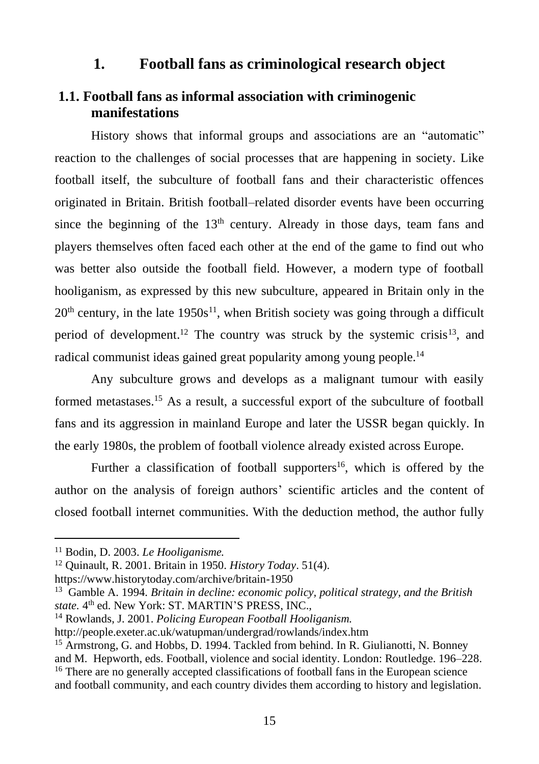# 1. Football fans as criminological research object

## 1.1. Football fans as informal association with criminogenic manifestations

History shows that informal groups and associations are an "automatic" reaction to the challenges of social processes that are happening in society. Like football itself, the subculture of football fans and their characteristic offences originated in Britain. British football–related disorder events have been occurring since the beginning of the 13th century. Already in those days, team fans and players themselves often faced each other at the end of the game to find out who was better also outside the football field. However, a modern type of football hooliganism, as expressed by this new subculture, appeared in Britain only in the 20th century, in the late 1950s[11], when British society was going through a difficult period of development.[12] The country was struck by the systemic crisis[13], and radical communist ideas gained great popularity among young people.[14]

Any subculture grows and develops as a malignant tumour with easily formed metastases.[15] As a result, a successful export of the subculture of football fans and its aggression in mainland Europe and later the USSR began quickly. In the early 1980s, the problem of football violence already existed across Europe.

Further a classification of football supporters[16], which is offered by the author on the analysis of foreign authors' scientific articles and the content of closed football internet communities. With the deduction method, the author fully

---

[11] Bodin, D. 2003. *Le Hooliganisme.*

[12] Quinault, R. 2001. Britain in 1950. *History Today*. 51(4). https://www.historytoday.com/archive/britain-1950

[13] Gamble A. 1994. *Britain in decline: economic policy, political strategy, and the British state.* 4th ed. New York: ST. MARTIN'S PRESS, INC.,

[14] Rowlands, J. 2001. *Policing European Football Hooliganism.* http://people.exeter.ac.uk/watupman/undergrad/rowlands/index.htm

[15] Armstrong, G. and Hobbs, D. 1994. Tackled from behind. In R. Giulianotti, N. Bonney and M. Hepworth, eds. Football, violence and social identity. London: Routledge. 196–228.

[16] There are no generally accepted classifications of football fans in the European science and football community, and each country divides them according to history and legislation.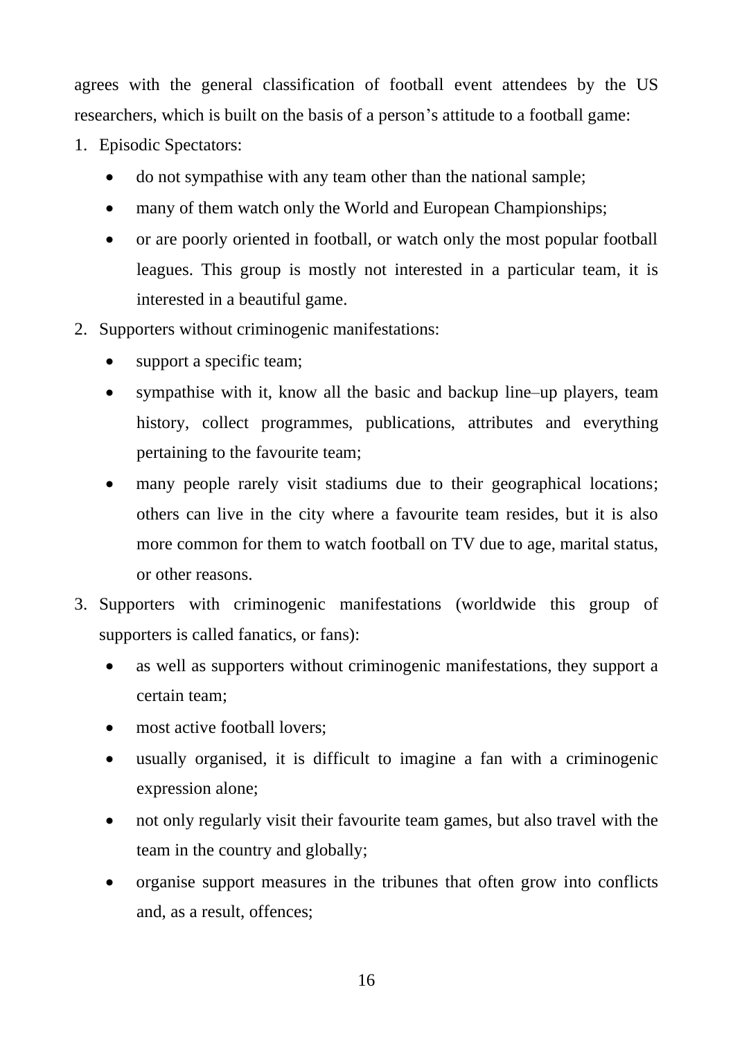agrees with the general classification of football event attendees by the US researchers, which is built on the basis of a person's attitude to a football game:

1. Episodic Spectators:
   - do not sympathise with any team other than the national sample;
   - many of them watch only the World and European Championships;
   - or are poorly oriented in football, or watch only the most popular football leagues. This group is mostly not interested in a particular team, it is interested in a beautiful game.
2. Supporters without criminogenic manifestations:
   - support a specific team;
   - sympathise with it, know all the basic and backup line–up players, team history, collect programmes, publications, attributes and everything pertaining to the favourite team;
   - many people rarely visit stadiums due to their geographical locations; others can live in the city where a favourite team resides, but it is also more common for them to watch football on TV due to age, marital status, or other reasons.
3. Supporters with criminogenic manifestations (worldwide this group of supporters is called fanatics, or fans):
   - as well as supporters without criminogenic manifestations, they support a certain team;
   - most active football lovers;
   - usually organised, it is difficult to imagine a fan with a criminogenic expression alone;
   - not only regularly visit their favourite team games, but also travel with the team in the country and globally;
   - organise support measures in the tribunes that often grow into conflicts and, as a result, offences;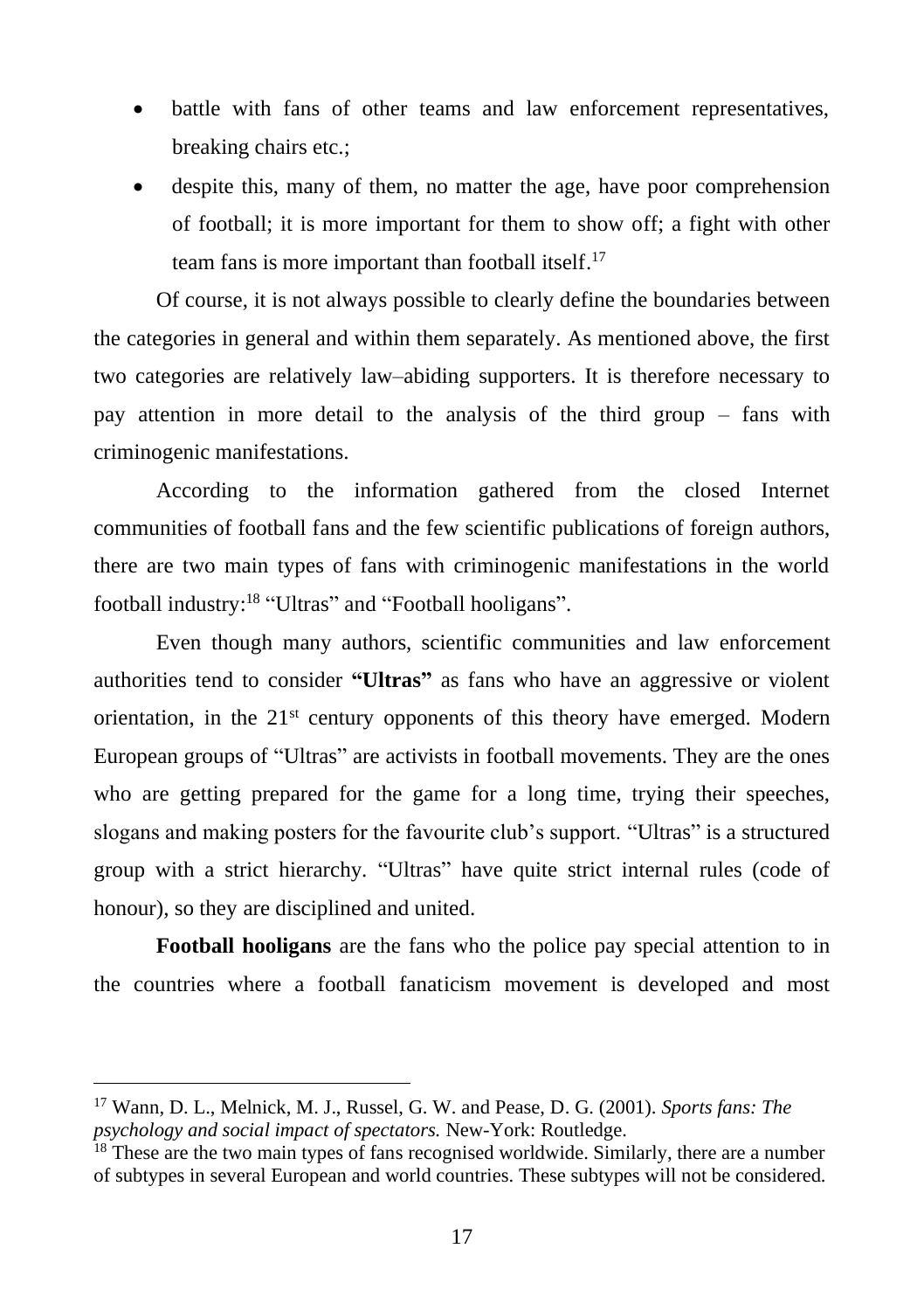- battle with fans of other teams and law enforcement representatives, breaking chairs etc.;
- despite this, many of them, no matter the age, have poor comprehension of football; it is more important for them to show off; a fight with other team fans is more important than football itself.[17]

Of course, it is not always possible to clearly define the boundaries between the categories in general and within them separately. As mentioned above, the first two categories are relatively law–abiding supporters. It is therefore necessary to pay attention in more detail to the analysis of the third group – fans with criminogenic manifestations.

According to the information gathered from the closed Internet communities of football fans and the few scientific publications of foreign authors, there are two main types of fans with criminogenic manifestations in the world football industry:[18] "Ultras" and "Football hooligans".

Even though many authors, scientific communities and law enforcement authorities tend to consider **"Ultras"** as fans who have an aggressive or violent orientation, in the 21st century opponents of this theory have emerged. Modern European groups of "Ultras" are activists in football movements. They are the ones who are getting prepared for the game for a long time, trying their speeches, slogans and making posters for the favourite club's support. "Ultras" is a structured group with a strict hierarchy. "Ultras" have quite strict internal rules (code of honour), so they are disciplined and united.

**Football hooligans** are the fans who the police pay special attention to in the countries where a football fanaticism movement is developed and most

---

[17] Wann, D. L., Melnick, M. J., Russel, G. W. and Pease, D. G. (2001). *Sports fans: The psychology and social impact of spectators.* New-York: Routledge.

[18] These are the two main types of fans recognised worldwide. Similarly, there are a number of subtypes in several European and world countries. These subtypes will not be considered.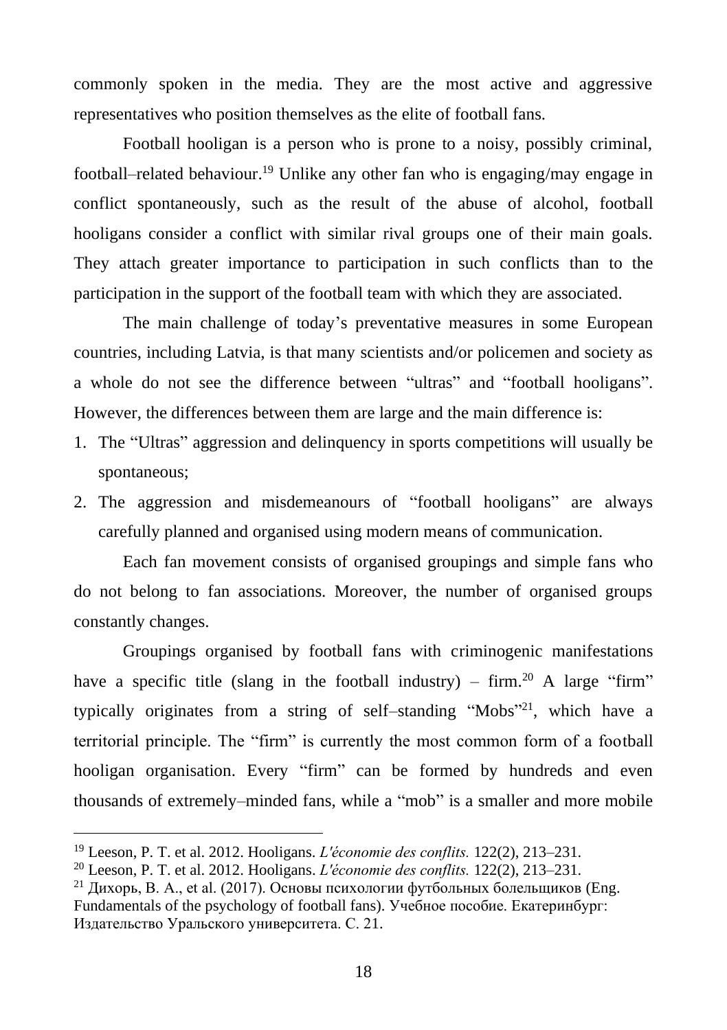commonly spoken in the media. They are the most active and aggressive representatives who position themselves as the elite of football fans.

Football hooligan is a person who is prone to a noisy, possibly criminal, football–related behaviour.[19] Unlike any other fan who is engaging/may engage in conflict spontaneously, such as the result of the abuse of alcohol, football hooligans consider a conflict with similar rival groups one of their main goals. They attach greater importance to participation in such conflicts than to the participation in the support of the football team with which they are associated.

The main challenge of today's preventative measures in some European countries, including Latvia, is that many scientists and/or policemen and society as a whole do not see the difference between "ultras" and "football hooligans". However, the differences between them are large and the main difference is:

1. The "Ultras" aggression and delinquency in sports competitions will usually be spontaneous;
2. The aggression and misdemeanours of "football hooligans" are always carefully planned and organised using modern means of communication.

Each fan movement consists of organised groupings and simple fans who do not belong to fan associations. Moreover, the number of organised groups constantly changes.

Groupings organised by football fans with criminogenic manifestations have a specific title (slang in the football industry) – firm.[20] A large "firm" typically originates from a string of self–standing "Mobs"[21], which have a territorial principle. The "firm" is currently the most common form of a football hooligan organisation. Every "firm" can be formed by hundreds and even thousands of extremely–minded fans, while a "mob" is a smaller and more mobile

---

[19] Leeson, P. T. et al. 2012. Hooligans. *L'économie des conflits.* 122(2), 213–231.

[20] Leeson, P. T. et al. 2012. Hooligans. *L'économie des conflits.* 122(2), 213–231.

[21] Дихорь, В. А., et al. (2017). Основы психологии футбольных болельщиков (Eng. Fundamentals of the psychology of football fans). Учебное пособие. Екатеринбург: Издательство Уральского университета. С. 21.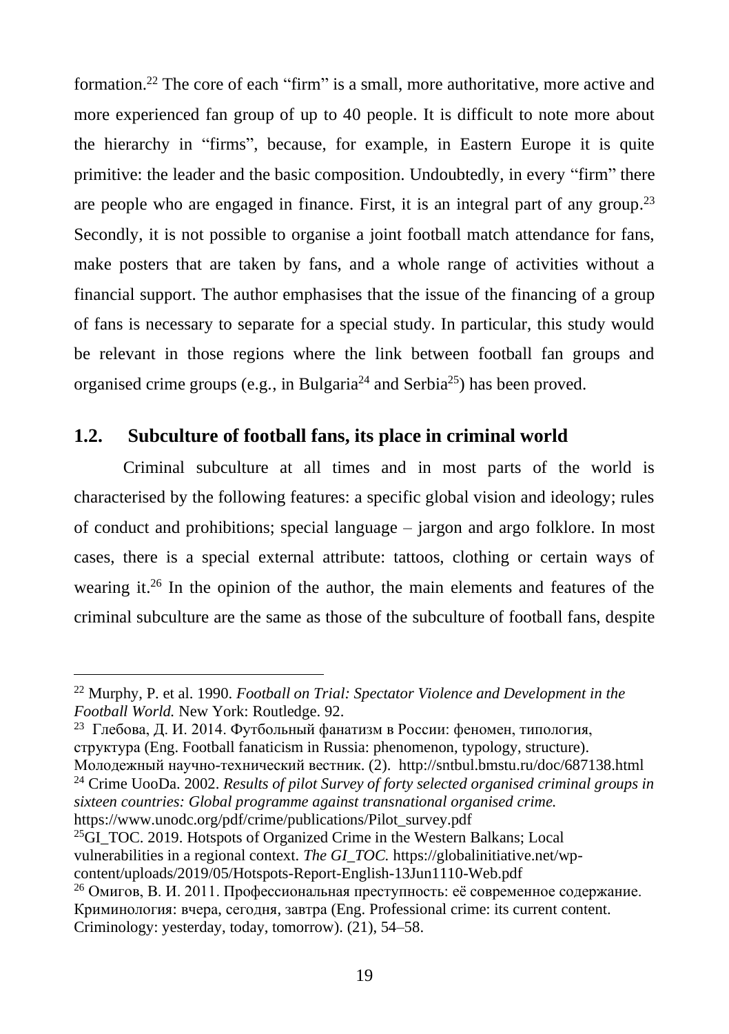formation.[22] The core of each "firm" is a small, more authoritative, more active and more experienced fan group of up to 40 people. It is difficult to note more about the hierarchy in "firms", because, for example, in Eastern Europe it is quite primitive: the leader and the basic composition. Undoubtedly, in every "firm" there are people who are engaged in finance. First, it is an integral part of any group.[23] Secondly, it is not possible to organise a joint football match attendance for fans, make posters that are taken by fans, and a whole range of activities without a financial support. The author emphasises that the issue of the financing of a group of fans is necessary to separate for a special study. In particular, this study would be relevant in those regions where the link between football fan groups and organised crime groups (e.g., in Bulgaria[24] and Serbia[25]) has been proved.

## 1.2. Subculture of football fans, its place in criminal world

Criminal subculture at all times and in most parts of the world is characterised by the following features: a specific global vision and ideology; rules of conduct and prohibitions; special language – jargon and argo folklore. In most cases, there is a special external attribute: tattoos, clothing or certain ways of wearing it.[26] In the opinion of the author, the main elements and features of the criminal subculture are the same as those of the subculture of football fans, despite

---

[22] Murphy, P. et al. 1990. *Football on Trial: Spectator Violence and Development in the Football World.* New York: Routledge. 92.

[23] Глебова, Д. И. 2014. Футбольный фанатизм в России: феномен, типология, структура (Eng. Football fanaticism in Russia: phenomenon, typology, structure). Молодежный научно-технический вестник. (2). http://sntbul.bmstu.ru/doc/687138.html

[24] Crime UooDa. 2002. *Results of pilot Survey of forty selected organised criminal groups in sixteen countries: Global programme against transnational organised crime.* https://www.unodc.org/pdf/crime/publications/Pilot_survey.pdf

[25] GI_TOC. 2019. Hotspots of Organized Crime in the Western Balkans; Local vulnerabilities in a regional context. *The GI_TOC.* https://globalinitiative.net/wp-content/uploads/2019/05/Hotspots-Report-English-13Jun1110-Web.pdf

[26] Омигов, В. И. 2011. Профессиональная преступность: её современное содержание. Криминология: вчера, сегодня, завтра (Eng. Professional crime: its current content. Criminology: yesterday, today, tomorrow). (21), 54–58.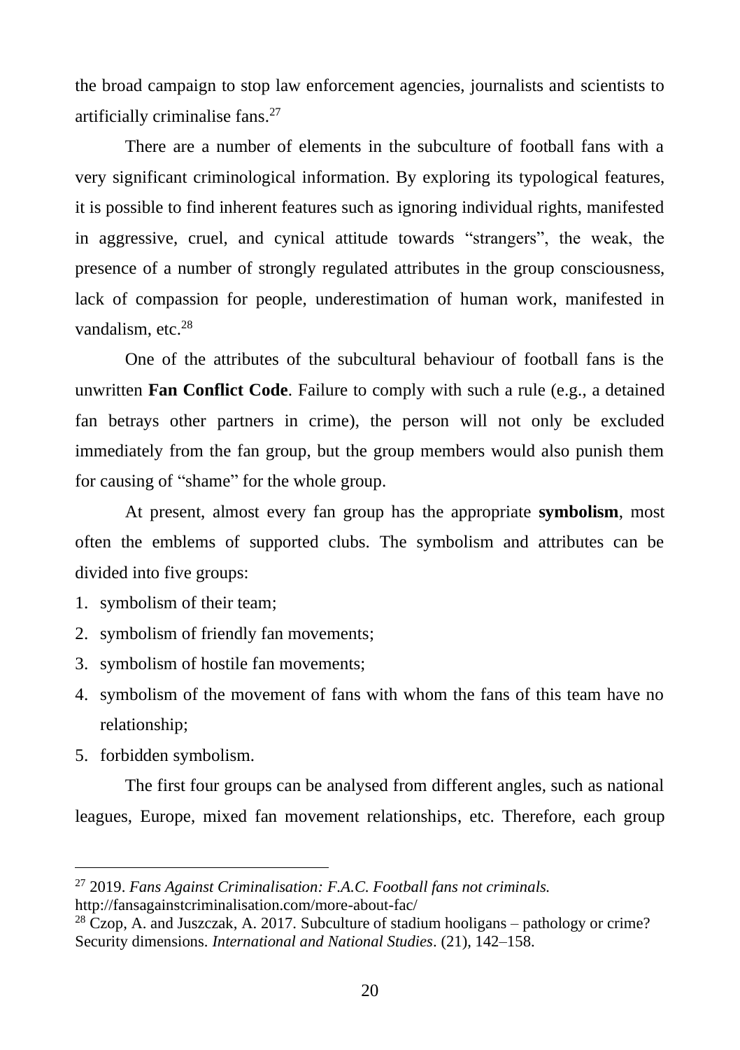the broad campaign to stop law enforcement agencies, journalists and scientists to artificially criminalise fans.[27]

There are a number of elements in the subculture of football fans with a very significant criminological information. By exploring its typological features, it is possible to find inherent features such as ignoring individual rights, manifested in aggressive, cruel, and cynical attitude towards "strangers", the weak, the presence of a number of strongly regulated attributes in the group consciousness, lack of compassion for people, underestimation of human work, manifested in vandalism, etc.[28]

One of the attributes of the subcultural behaviour of football fans is the unwritten **Fan Conflict Code**. Failure to comply with such a rule (e.g., a detained fan betrays other partners in crime), the person will not only be excluded immediately from the fan group, but the group members would also punish them for causing of "shame" for the whole group.

At present, almost every fan group has the appropriate **symbolism**, most often the emblems of supported clubs. The symbolism and attributes can be divided into five groups:

1. symbolism of their team;
2. symbolism of friendly fan movements;
3. symbolism of hostile fan movements;
4. symbolism of the movement of fans with whom the fans of this team have no relationship;
5. forbidden symbolism.

The first four groups can be analysed from different angles, such as national leagues, Europe, mixed fan movement relationships, etc. Therefore, each group

---

[27] 2019. *Fans Against Criminalisation: F.A.C. Football fans not criminals.* http://fansagainstcriminalisation.com/more-about-fac/

[28] Czop, A. and Juszczak, A. 2017. Subculture of stadium hooligans – pathology or crime? Security dimensions. *International and National Studies*. (21), 142–158.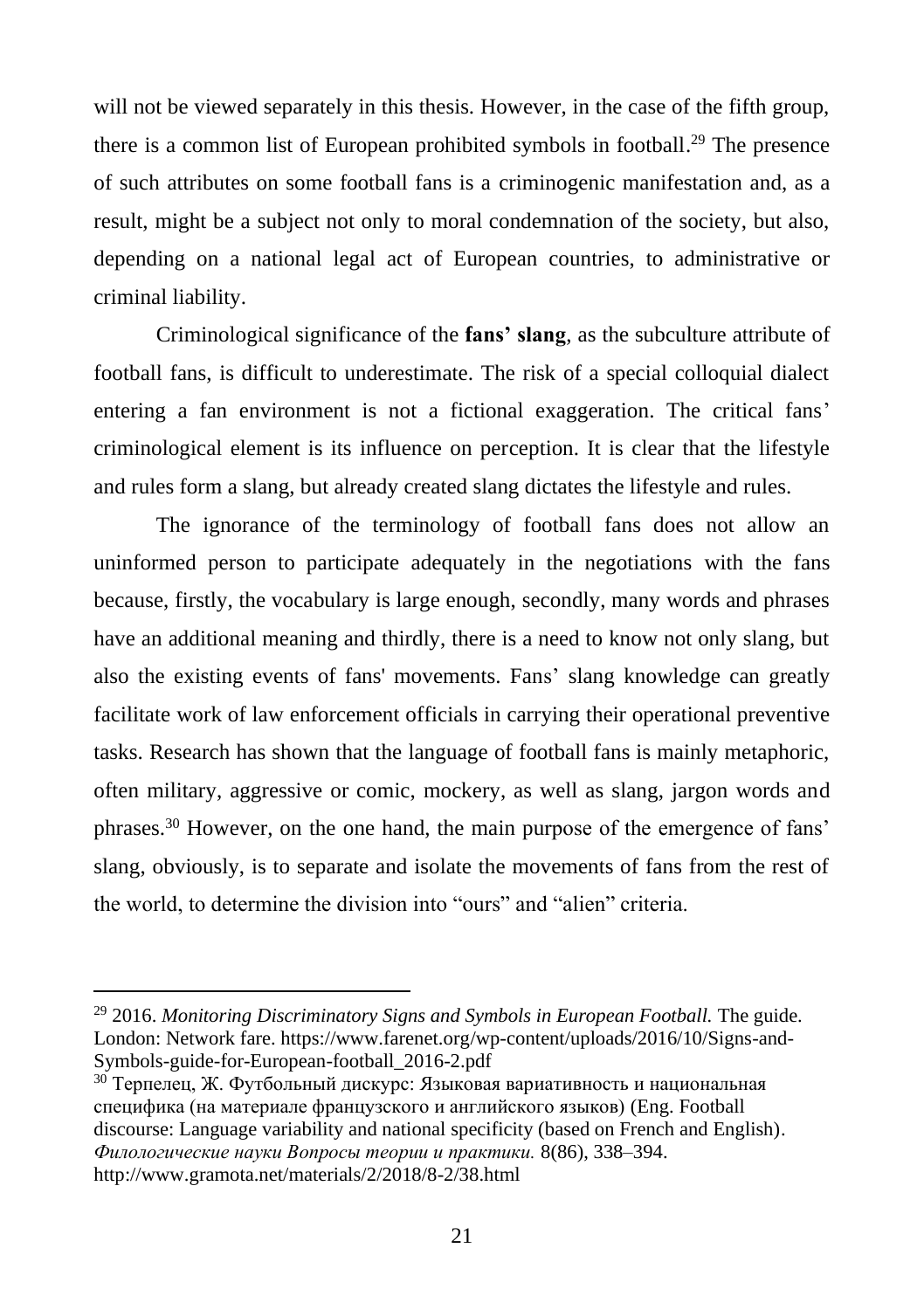will not be viewed separately in this thesis. However, in the case of the fifth group, there is a common list of European prohibited symbols in football.[29] The presence of such attributes on some football fans is a criminogenic manifestation and, as a result, might be a subject not only to moral condemnation of the society, but also, depending on a national legal act of European countries, to administrative or criminal liability.

Criminological significance of the **fans' slang**, as the subculture attribute of football fans, is difficult to underestimate. The risk of a special colloquial dialect entering a fan environment is not a fictional exaggeration. The critical fans' criminological element is its influence on perception. It is clear that the lifestyle and rules form a slang, but already created slang dictates the lifestyle and rules.

The ignorance of the terminology of football fans does not allow an uninformed person to participate adequately in the negotiations with the fans because, firstly, the vocabulary is large enough, secondly, many words and phrases have an additional meaning and thirdly, there is a need to know not only slang, but also the existing events of fans' movements. Fans' slang knowledge can greatly facilitate work of law enforcement officials in carrying their operational preventive tasks. Research has shown that the language of football fans is mainly metaphoric, often military, aggressive or comic, mockery, as well as slang, jargon words and phrases.[30] However, on the one hand, the main purpose of the emergence of fans' slang, obviously, is to separate and isolate the movements of fans from the rest of the world, to determine the division into "ours" and "alien" criteria.

---

[29] 2016. *Monitoring Discriminatory Signs and Symbols in European Football.* The guide. London: Network fare. https://www.farenet.org/wp-content/uploads/2016/10/Signs-and-Symbols-guide-for-European-football_2016-2.pdf

[30] Терпелец, Ж. Футбольный дискурс: Языковая вариативность и национальная специфика (на материале французского и английского языков) (Eng. Football discourse: Language variability and national specificity (based on French and English). *Филологические науки Вопросы теории и практики.* 8(86), 338–394. http://www.gramota.net/materials/2/2018/8-2/38.html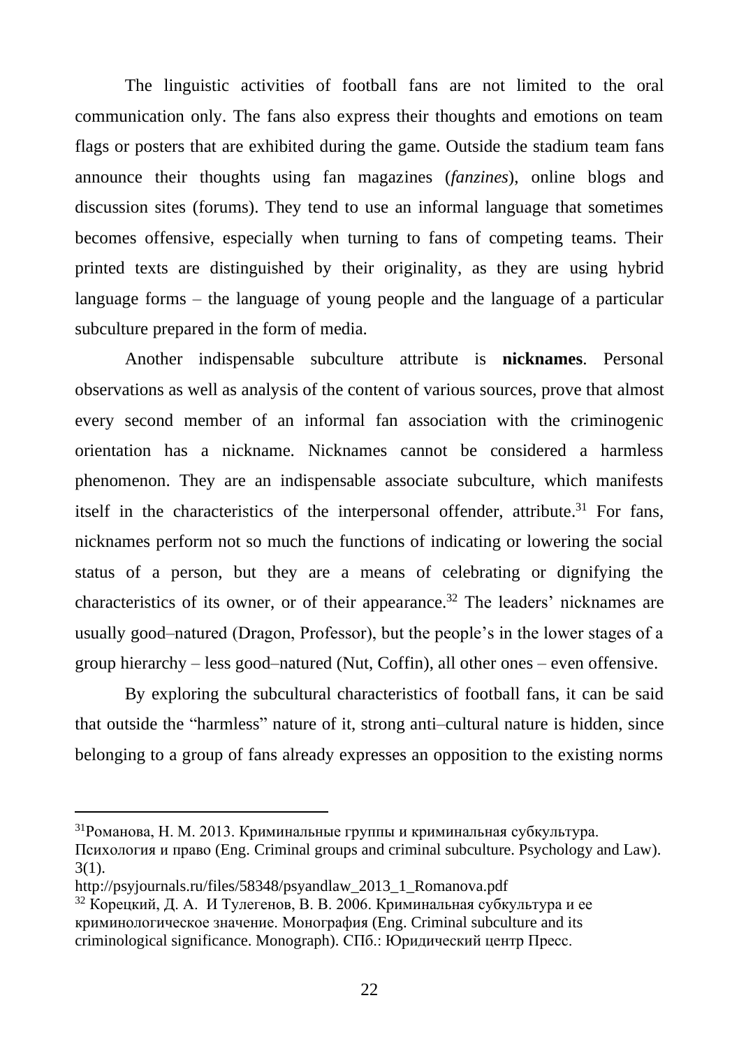The linguistic activities of football fans are not limited to the oral communication only. The fans also express their thoughts and emotions on team flags or posters that are exhibited during the game. Outside the stadium team fans announce their thoughts using fan magazines (*fanzines*), online blogs and discussion sites (forums). They tend to use an informal language that sometimes becomes offensive, especially when turning to fans of competing teams. Their printed texts are distinguished by their originality, as they are using hybrid language forms – the language of young people and the language of a particular subculture prepared in the form of media.

Another indispensable subculture attribute is **nicknames**. Personal observations as well as analysis of the content of various sources, prove that almost every second member of an informal fan association with the criminogenic orientation has a nickname. Nicknames cannot be considered a harmless phenomenon. They are an indispensable associate subculture, which manifests itself in the characteristics of the interpersonal offender, attribute.[31] For fans, nicknames perform not so much the functions of indicating or lowering the social status of a person, but they are a means of celebrating or dignifying the characteristics of its owner, or of their appearance.[32] The leaders' nicknames are usually good–natured (Dragon, Professor), but the people's in the lower stages of a group hierarchy – less good–natured (Nut, Coffin), all other ones – even offensive.

By exploring the subcultural characteristics of football fans, it can be said that outside the "harmless" nature of it, strong anti–cultural nature is hidden, since belonging to a group of fans already expresses an opposition to the existing norms

---

[31] Романова, Н. М. 2013. Криминальные группы и криминальная субкультура. Психология и право (Eng. Criminal groups and criminal subculture. Psychology and Law). 3(1). http://psyjournals.ru/files/58348/psyandlaw_2013_1_Romanova.pdf

[32] Корецкий, Д. А. И Тулегенов, В. В. 2006. Криминальная субкультура и ее криминологическое значение. Монография (Eng. Criminal subculture and its criminological significance. Monograph). СПб.: Юридический центр Пресс.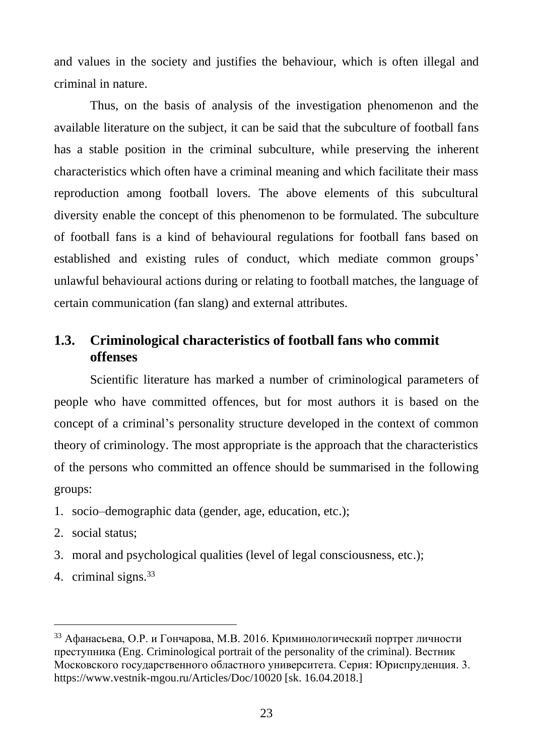and values in the society and justifies the behaviour, which is often illegal and criminal in nature.

Thus, on the basis of analysis of the investigation phenomenon and the available literature on the subject, it can be said that the subculture of football fans has a stable position in the criminal subculture, while preserving the inherent characteristics which often have a criminal meaning and which facilitate their mass reproduction among football lovers. The above elements of this subcultural diversity enable the concept of this phenomenon to be formulated. The subculture of football fans is a kind of behavioural regulations for football fans based on established and existing rules of conduct, which mediate common groups' unlawful behavioural actions during or relating to football matches, the language of certain communication (fan slang) and external attributes.

## 1.3. Criminological characteristics of football fans who commit offenses

Scientific literature has marked a number of criminological parameters of people who have committed offences, but for most authors it is based on the concept of a criminal's personality structure developed in the context of common theory of criminology. The most appropriate is the approach that the characteristics of the persons who committed an offence should be summarised in the following groups:

1. socio–demographic data (gender, age, education, etc.);
2. social status;
3. moral and psychological qualities (level of legal consciousness, etc.);
4. criminal signs.[33]

---

[33] Афанасьева, О.Р. и Гончарова, М.В. 2016. Криминологический портрет личности преступника (Eng. Criminological portrait of the personality of the criminal). Вестник Московского государственного областного университета. Серия: Юриспруденция. 3. https://www.vestnik-mgou.ru/Articles/Doc/10020 [sk. 16.04.2018.]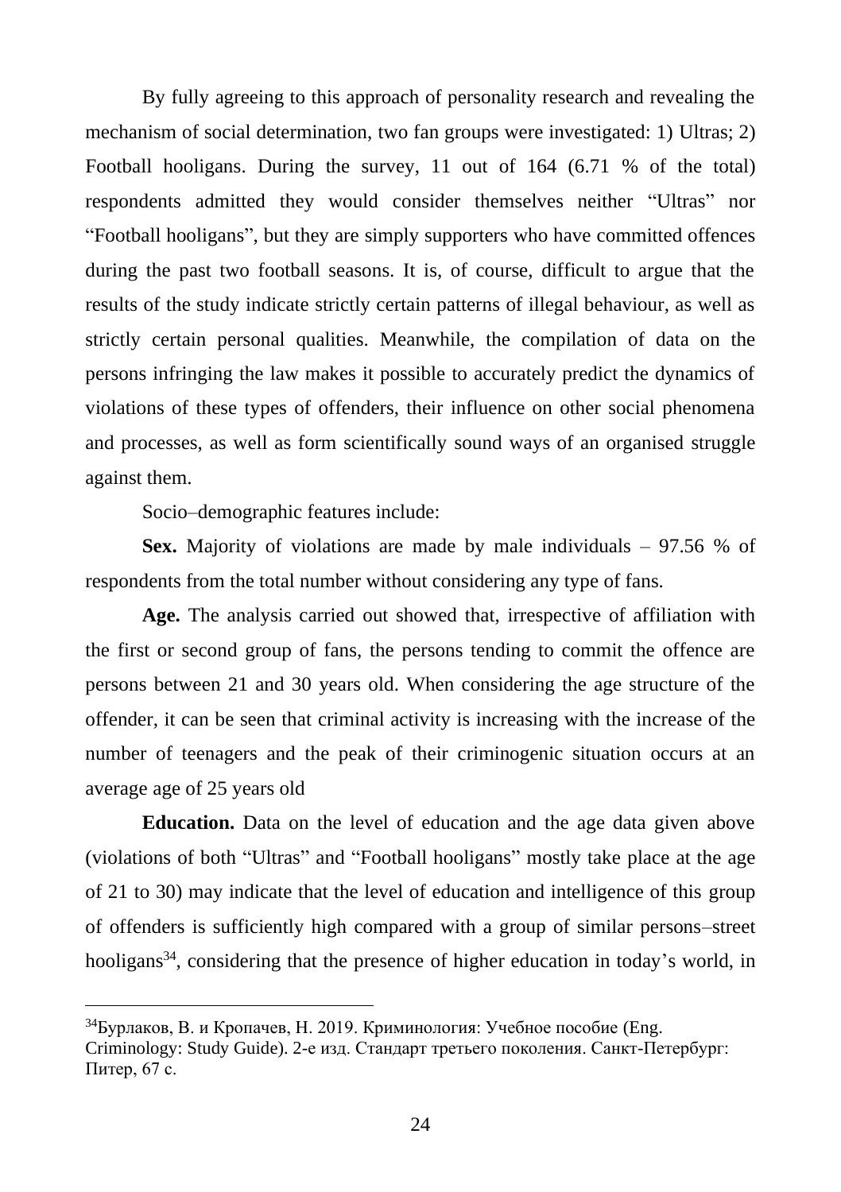By fully agreeing to this approach of personality research and revealing the mechanism of social determination, two fan groups were investigated: 1) Ultras; 2) Football hooligans. During the survey, 11 out of 164 (6.71 % of the total) respondents admitted they would consider themselves neither “Ultras” nor “Football hooligans”, but they are simply supporters who have committed offences during the past two football seasons. It is, of course, difficult to argue that the results of the study indicate strictly certain patterns of illegal behaviour, as well as strictly certain personal qualities. Meanwhile, the compilation of data on the persons infringing the law makes it possible to accurately predict the dynamics of violations of these types of offenders, their influence on other social phenomena and processes, as well as form scientifically sound ways of an organised struggle against them.

Socio–demographic features include:

**Sex.** Majority of violations are made by male individuals – 97.56 % of respondents from the total number without considering any type of fans.

**Age.** The analysis carried out showed that, irrespective of affiliation with the first or second group of fans, the persons tending to commit the offence are persons between 21 and 30 years old. When considering the age structure of the offender, it can be seen that criminal activity is increasing with the increase of the number of teenagers and the peak of their criminogenic situation occurs at an average age of 25 years old

**Education.** Data on the level of education and the age data given above (violations of both “Ultras” and “Football hooligans” mostly take place at the age of 21 to 30) may indicate that the level of education and intelligence of this group of offenders is sufficiently high compared with a group of similar persons–street hooligans[34], considering that the presence of higher education in today’s world, in

---

[34]Бурлаков, В. и Кропачев, Н. 2019. Криминология: Учебное пособие (Eng. Criminology: Study Guide). 2-е изд. Стандарт третьего поколения. Санкт-Петербург: Питер, 67 с.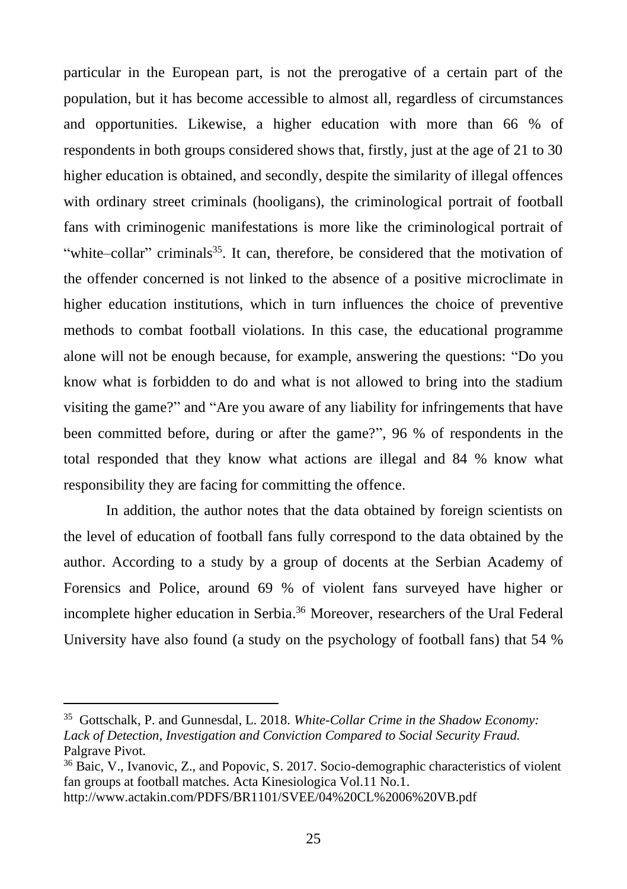particular in the European part, is not the prerogative of a certain part of the population, but it has become accessible to almost all, regardless of circumstances and opportunities. Likewise, a higher education with more than 66 % of respondents in both groups considered shows that, firstly, just at the age of 21 to 30 higher education is obtained, and secondly, despite the similarity of illegal offences with ordinary street criminals (hooligans), the criminological portrait of football fans with criminogenic manifestations is more like the criminological portrait of "white–collar" criminals[35]. It can, therefore, be considered that the motivation of the offender concerned is not linked to the absence of a positive microclimate in higher education institutions, which in turn influences the choice of preventive methods to combat football violations. In this case, the educational programme alone will not be enough because, for example, answering the questions: "Do you know what is forbidden to do and what is not allowed to bring into the stadium visiting the game?" and "Are you aware of any liability for infringements that have been committed before, during or after the game?", 96 % of respondents in the total responded that they know what actions are illegal and 84 % know what responsibility they are facing for committing the offence.

In addition, the author notes that the data obtained by foreign scientists on the level of education of football fans fully correspond to the data obtained by the author. According to a study by a group of docents at the Serbian Academy of Forensics and Police, around 69 % of violent fans surveyed have higher or incomplete higher education in Serbia.[36] Moreover, researchers of the Ural Federal University have also found (a study on the psychology of football fans) that 54 %

---

[35] Gottschalk, P. and Gunnesdal, L. 2018. *White-Collar Crime in the Shadow Economy: Lack of Detection, Investigation and Conviction Compared to Social Security Fraud.* Palgrave Pivot.

[36] Baic, V., Ivanovic, Z., and Popovic, S. 2017. Socio-demographic characteristics of violent fan groups at football matches. Acta Kinesiologica Vol.11 No.1. http://www.actakin.com/PDFS/BR1101/SVEE/04%20CL%2006%20VB.pdf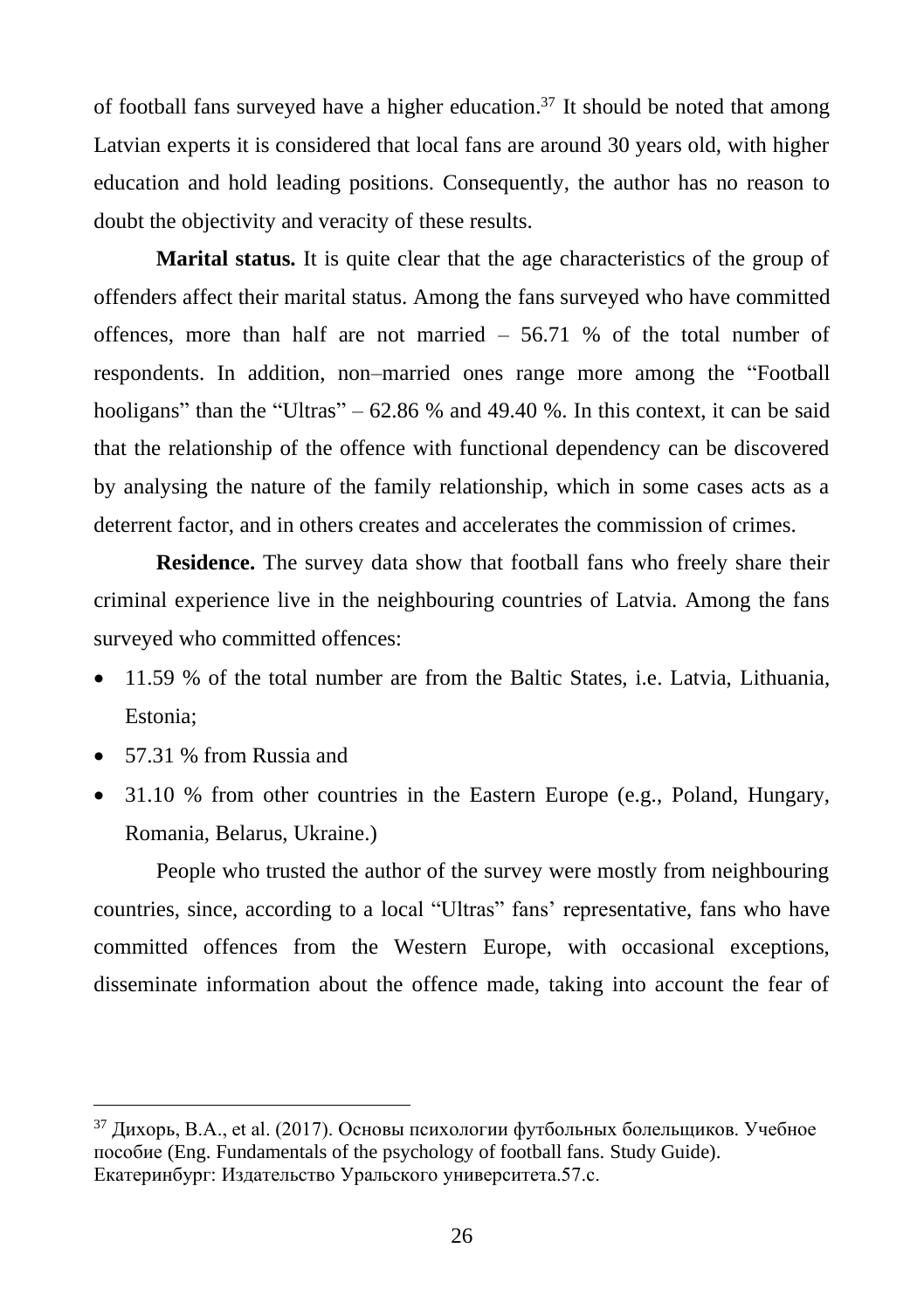of football fans surveyed have a higher education.[37] It should be noted that among Latvian experts it is considered that local fans are around 30 years old, with higher education and hold leading positions. Consequently, the author has no reason to doubt the objectivity and veracity of these results.

**Marital status.** It is quite clear that the age characteristics of the group of offenders affect their marital status. Among the fans surveyed who have committed offences, more than half are not married – 56.71 % of the total number of respondents. In addition, non–married ones range more among the "Football hooligans" than the "Ultras" – 62.86 % and 49.40 %. In this context, it can be said that the relationship of the offence with functional dependency can be discovered by analysing the nature of the family relationship, which in some cases acts as a deterrent factor, and in others creates and accelerates the commission of crimes.

**Residence.** The survey data show that football fans who freely share their criminal experience live in the neighbouring countries of Latvia. Among the fans surveyed who committed offences:

- 11.59 % of the total number are from the Baltic States, i.e. Latvia, Lithuania, Estonia;
- 57.31 % from Russia and
- 31.10 % from other countries in the Eastern Europe (e.g., Poland, Hungary, Romania, Belarus, Ukraine.)

People who trusted the author of the survey were mostly from neighbouring countries, since, according to a local "Ultras" fans' representative, fans who have committed offences from the Western Europe, with occasional exceptions, disseminate information about the offence made, taking into account the fear of

---

[37] Дихорь, В.А., et al. (2017). Основы психологии футбольных болельщиков. Учебное пособие (Eng. Fundamentals of the psychology of football fans. Study Guide). Екатеринбург: Издательство Уральского университета.57.с.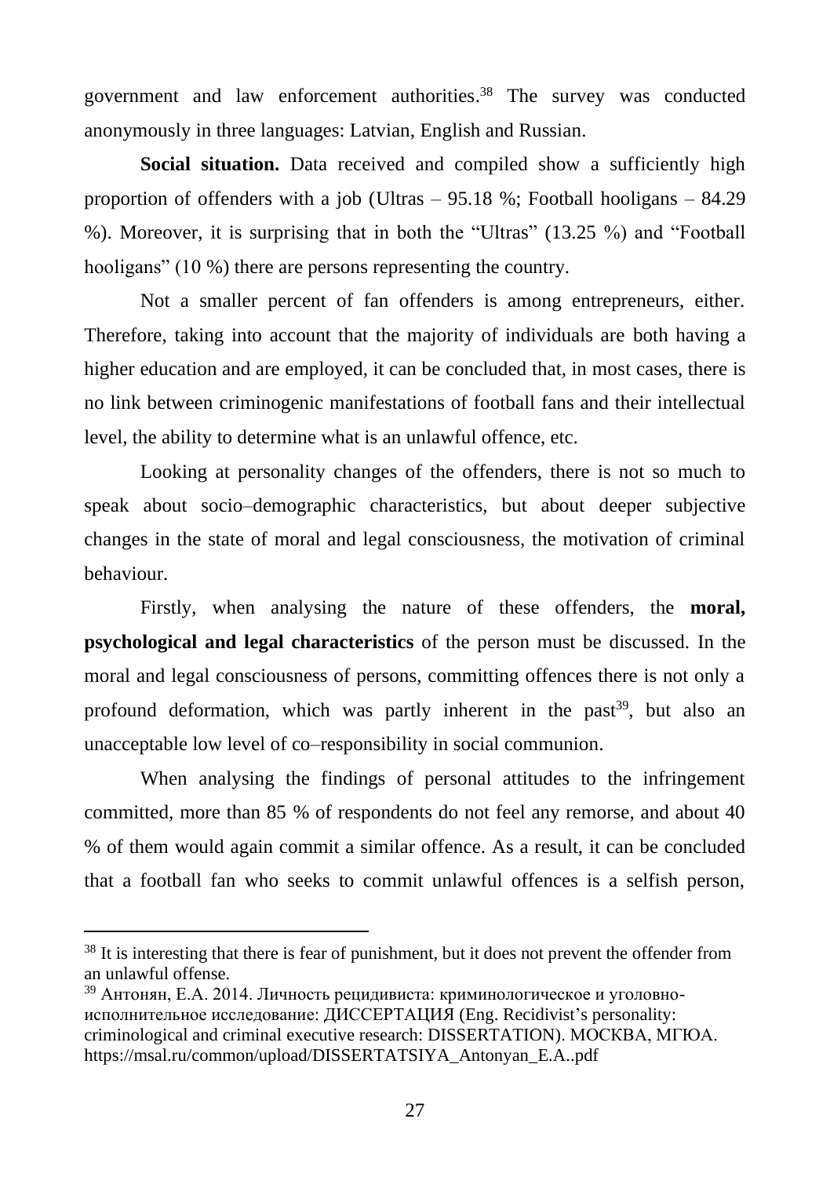government and law enforcement authorities.[38] The survey was conducted anonymously in three languages: Latvian, English and Russian.

**Social situation.** Data received and compiled show a sufficiently high proportion of offenders with a job (Ultras – 95.18 %; Football hooligans – 84.29 %). Moreover, it is surprising that in both the "Ultras" (13.25 %) and "Football hooligans" (10 %) there are persons representing the country.

Not a smaller percent of fan offenders is among entrepreneurs, either. Therefore, taking into account that the majority of individuals are both having a higher education and are employed, it can be concluded that, in most cases, there is no link between criminogenic manifestations of football fans and their intellectual level, the ability to determine what is an unlawful offence, etc.

Looking at personality changes of the offenders, there is not so much to speak about socio–demographic characteristics, but about deeper subjective changes in the state of moral and legal consciousness, the motivation of criminal behaviour.

Firstly, when analysing the nature of these offenders, the **moral, psychological and legal characteristics** of the person must be discussed. In the moral and legal consciousness of persons, committing offences there is not only a profound deformation, which was partly inherent in the past[39], but also an unacceptable low level of co–responsibility in social communion.

When analysing the findings of personal attitudes to the infringement committed, more than 85 % of respondents do not feel any remorse, and about 40 % of them would again commit a similar offence. As a result, it can be concluded that a football fan who seeks to commit unlawful offences is a selfish person,

---

[38] It is interesting that there is fear of punishment, but it does not prevent the offender from an unlawful offense.

[39] Антонян, Е.А. 2014. Личность рецидивиста: криминологическое и уголовно-исполнительное исследование: ДИССЕРТАЦИЯ (Eng. Recidivist's personality: criminological and criminal executive research: DISSERTATION). МОСКВА, МГЮА. https://msal.ru/common/upload/DISSERTATSIYA_Antonyan_E.A..pdf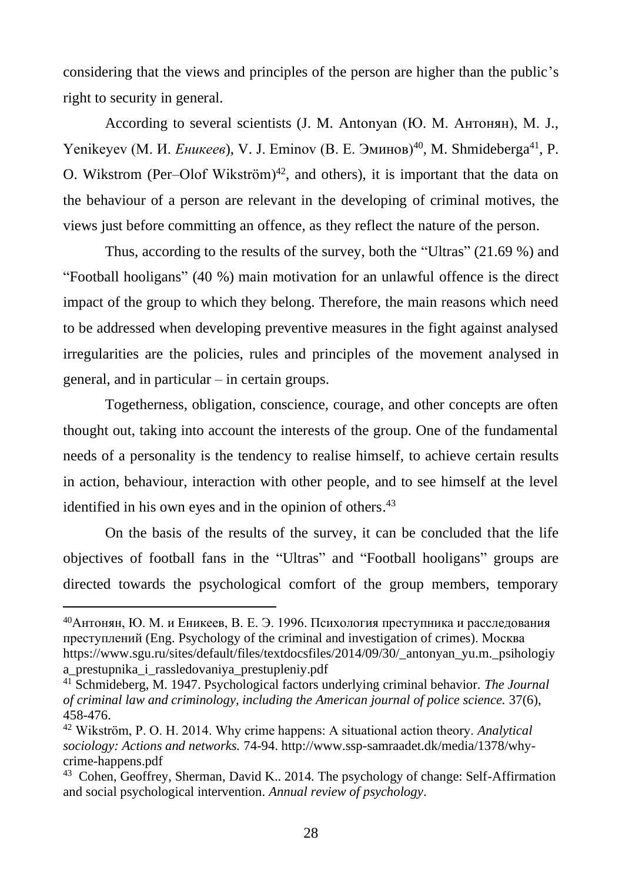considering that the views and principles of the person are higher than the public's right to security in general.

According to several scientists (J. M. Antonyan (Ю. М. Антонян), M. J., Yenikeyev (М. И. *Еникеев*), V. J. Eminov (В. Е. Эминов)[40], M. Shmideberga[41], P. O. Wikstrom (Per–Olof Wikström)[42], and others), it is important that the data on the behaviour of a person are relevant in the developing of criminal motives, the views just before committing an offence, as they reflect the nature of the person.

Thus, according to the results of the survey, both the "Ultras" (21.69 %) and "Football hooligans" (40 %) main motivation for an unlawful offence is the direct impact of the group to which they belong. Therefore, the main reasons which need to be addressed when developing preventive measures in the fight against analysed irregularities are the policies, rules and principles of the movement analysed in general, and in particular – in certain groups.

Togetherness, obligation, conscience, courage, and other concepts are often thought out, taking into account the interests of the group. One of the fundamental needs of a personality is the tendency to realise himself, to achieve certain results in action, behaviour, interaction with other people, and to see himself at the level identified in his own eyes and in the opinion of others.[43]

On the basis of the results of the survey, it can be concluded that the life objectives of football fans in the "Ultras" and "Football hooligans" groups are directed towards the psychological comfort of the group members, temporary

---

[40] Антонян, Ю. М. и Еникеев, В. Е. Э. 1996. Психология преступника и расследования преступлений (Eng. Psychology of the criminal and investigation of crimes). Москва https://www.sgu.ru/sites/default/files/textdocsfiles/2014/09/30/_antonyan_yu.m._psihologiya_prestupnika_i_rassledovaniya_prestupleniy.pdf

[41] Schmideberg, M. 1947. Psychological factors underlying criminal behavior. *The Journal of criminal law and criminology, including the American journal of police science.* 37(6), 458-476.

[42] Wikström, P. O. H. 2014. Why crime happens: A situational action theory. *Analytical sociology: Actions and networks.* 74-94. http://www.ssp-samraadet.dk/media/1378/why-crime-happens.pdf

[43] Cohen, Geoffrey, Sherman, David K.. 2014. The psychology of change: Self-Affirmation and social psychological intervention. *Annual review of psychology*.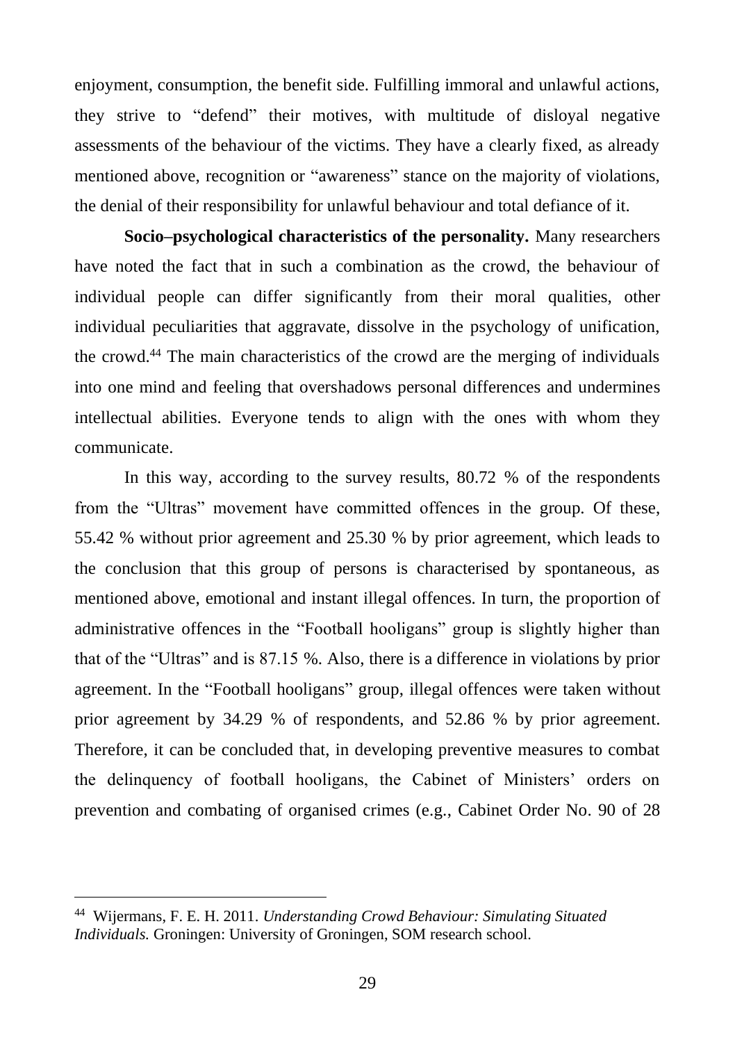enjoyment, consumption, the benefit side. Fulfilling immoral and unlawful actions, they strive to "defend" their motives, with multitude of disloyal negative assessments of the behaviour of the victims. They have a clearly fixed, as already mentioned above, recognition or "awareness" stance on the majority of violations, the denial of their responsibility for unlawful behaviour and total defiance of it.

**Socio–psychological characteristics of the personality.** Many researchers have noted the fact that in such a combination as the crowd, the behaviour of individual people can differ significantly from their moral qualities, other individual peculiarities that aggravate, dissolve in the psychology of unification, the crowd.[44] The main characteristics of the crowd are the merging of individuals into one mind and feeling that overshadows personal differences and undermines intellectual abilities. Everyone tends to align with the ones with whom they communicate.

In this way, according to the survey results, 80.72 % of the respondents from the "Ultras" movement have committed offences in the group. Of these, 55.42 % without prior agreement and 25.30 % by prior agreement, which leads to the conclusion that this group of persons is characterised by spontaneous, as mentioned above, emotional and instant illegal offences. In turn, the proportion of administrative offences in the "Football hooligans" group is slightly higher than that of the "Ultras" and is 87.15 %. Also, there is a difference in violations by prior agreement. In the "Football hooligans" group, illegal offences were taken without prior agreement by 34.29 % of respondents, and 52.86 % by prior agreement. Therefore, it can be concluded that, in developing preventive measures to combat the delinquency of football hooligans, the Cabinet of Ministers' orders on prevention and combating of organised crimes (e.g., Cabinet Order No. 90 of 28

---

[44] Wijermans, F. E. H. 2011. *Understanding Crowd Behaviour: Simulating Situated Individuals.* Groningen: University of Groningen, SOM research school.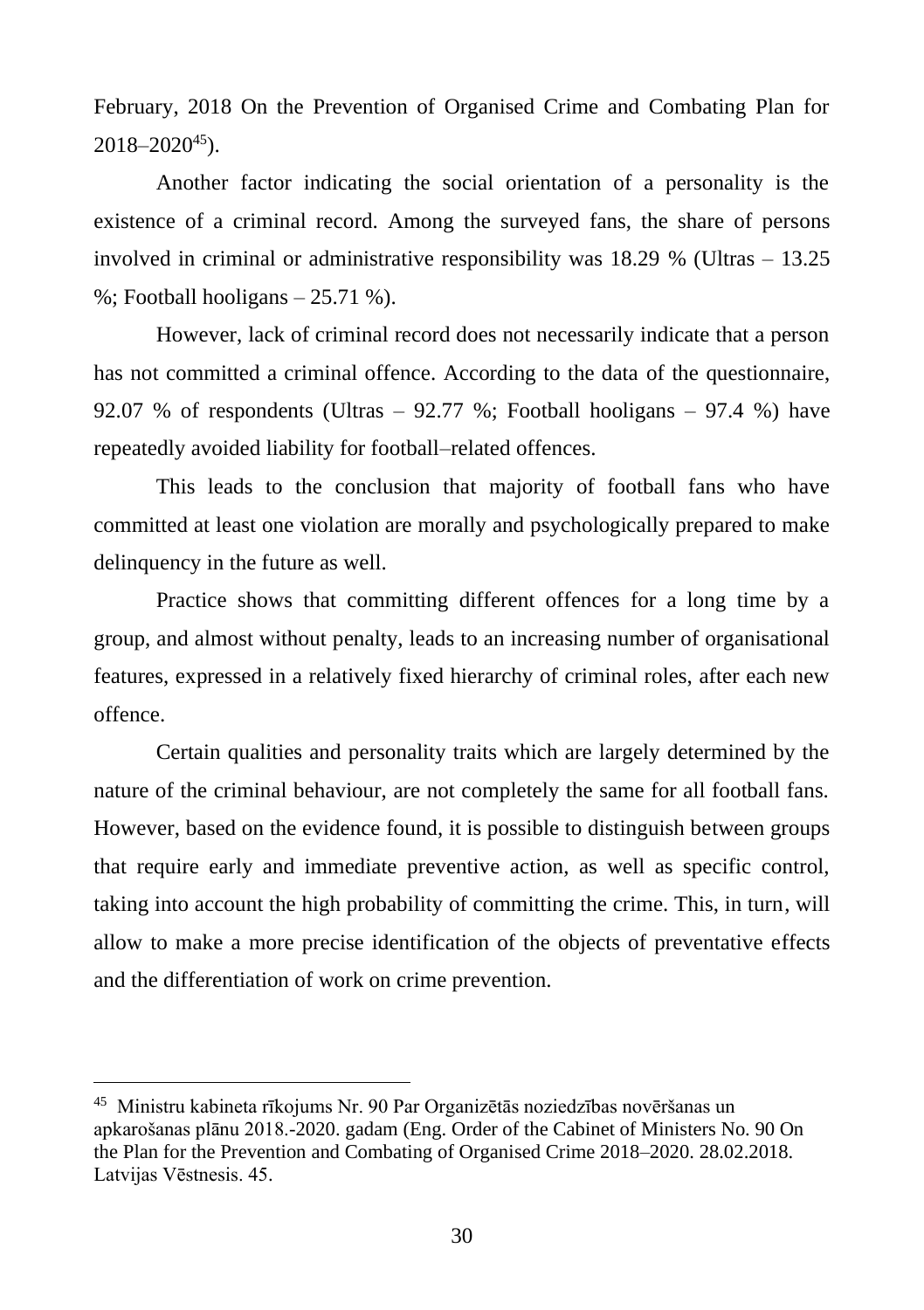February, 2018 On the Prevention of Organised Crime and Combating Plan for 2018–2020[45]).

Another factor indicating the social orientation of a personality is the existence of a criminal record. Among the surveyed fans, the share of persons involved in criminal or administrative responsibility was 18.29 % (Ultras – 13.25 %; Football hooligans – 25.71 %).

However, lack of criminal record does not necessarily indicate that a person has not committed a criminal offence. According to the data of the questionnaire, 92.07 % of respondents (Ultras – 92.77 %; Football hooligans – 97.4 %) have repeatedly avoided liability for football–related offences.

This leads to the conclusion that majority of football fans who have committed at least one violation are morally and psychologically prepared to make delinquency in the future as well.

Practice shows that committing different offences for a long time by a group, and almost without penalty, leads to an increasing number of organisational features, expressed in a relatively fixed hierarchy of criminal roles, after each new offence.

Certain qualities and personality traits which are largely determined by the nature of the criminal behaviour, are not completely the same for all football fans. However, based on the evidence found, it is possible to distinguish between groups that require early and immediate preventive action, as well as specific control, taking into account the high probability of committing the crime. This, in turn, will allow to make a more precise identification of the objects of preventative effects and the differentiation of work on crime prevention.

---

[45] Ministru kabineta rīkojums Nr. 90 Par Organizētās noziedzības novēršanas un apkarošanas plānu 2018.-2020. gadam (Eng. Order of the Cabinet of Ministers No. 90 On the Plan for the Prevention and Combating of Organised Crime 2018–2020. 28.02.2018. Latvijas Vēstnesis. 45.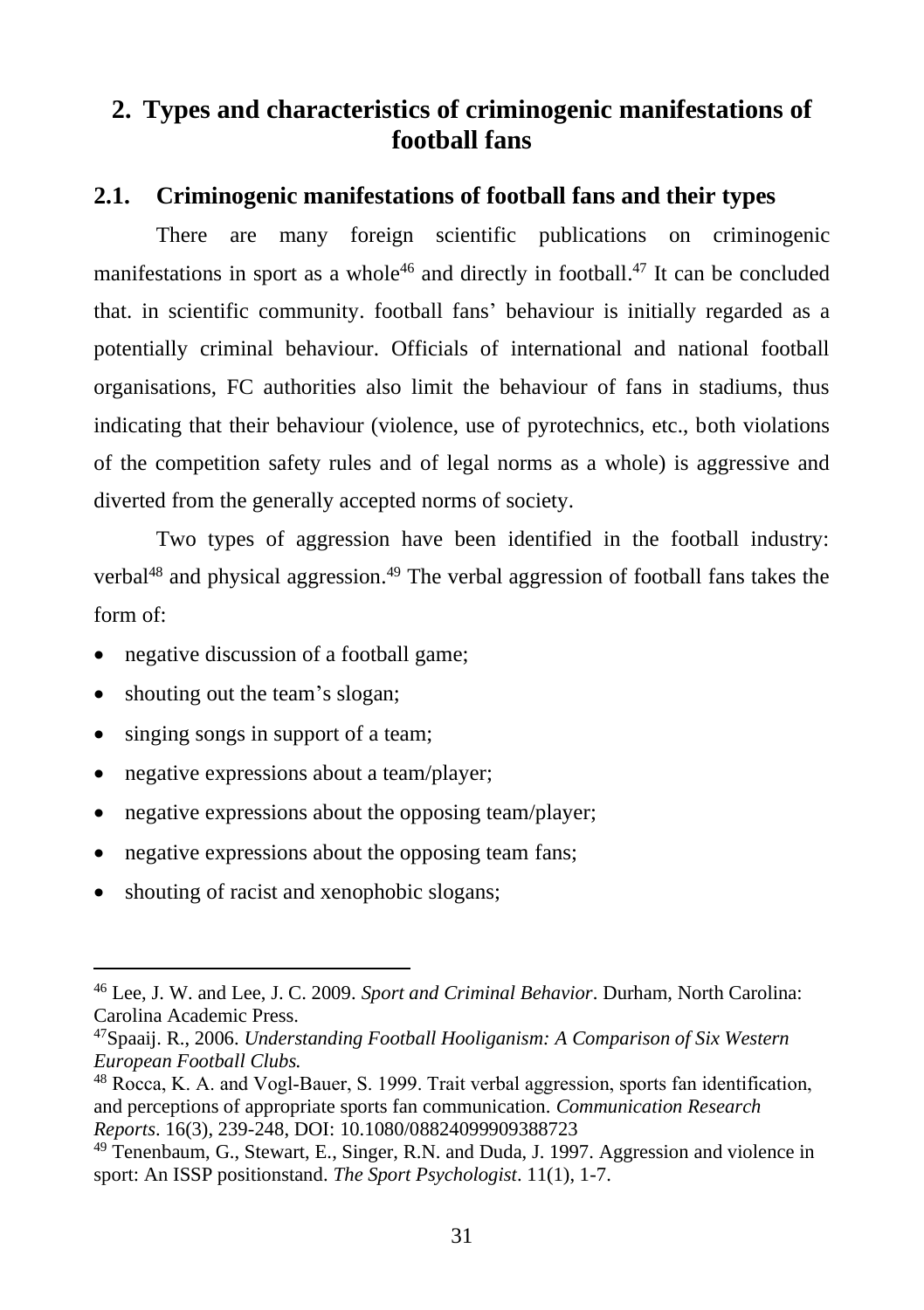## 2. Types and characteristics of criminogenic manifestations of football fans

### 2.1. Criminogenic manifestations of football fans and their types

There are many foreign scientific publications on criminogenic manifestations in sport as a whole[46] and directly in football.[47] It can be concluded that. in scientific community. football fans' behaviour is initially regarded as a potentially criminal behaviour. Officials of international and national football organisations, FC authorities also limit the behaviour of fans in stadiums, thus indicating that their behaviour (violence, use of pyrotechnics, etc., both violations of the competition safety rules and of legal norms as a whole) is aggressive and diverted from the generally accepted norms of society.

Two types of aggression have been identified in the football industry: verbal[48] and physical aggression.[49] The verbal aggression of football fans takes the form of:

- negative discussion of a football game;
- shouting out the team's slogan;
- singing songs in support of a team;
- negative expressions about a team/player;
- negative expressions about the opposing team/player;
- negative expressions about the opposing team fans;
- shouting of racist and xenophobic slogans;

---

[46] Lee, J. W. and Lee, J. C. 2009. *Sport and Criminal Behavior*. Durham, North Carolina: Carolina Academic Press.

[47] Spaaij. R., 2006. *Understanding Football Hooliganism: A Comparison of Six Western European Football Clubs.*

[48] Rocca, K. A. and Vogl-Bauer, S. 1999. Trait verbal aggression, sports fan identification, and perceptions of appropriate sports fan communication. *Communication Research Reports*. 16(3), 239-248, DOI: 10.1080/08824099909388723

[49] Tenenbaum, G., Stewart, E., Singer, R.N. and Duda, J. 1997. Aggression and violence in sport: An ISSP positionstand. *The Sport Psychologist*. 11(1), 1-7.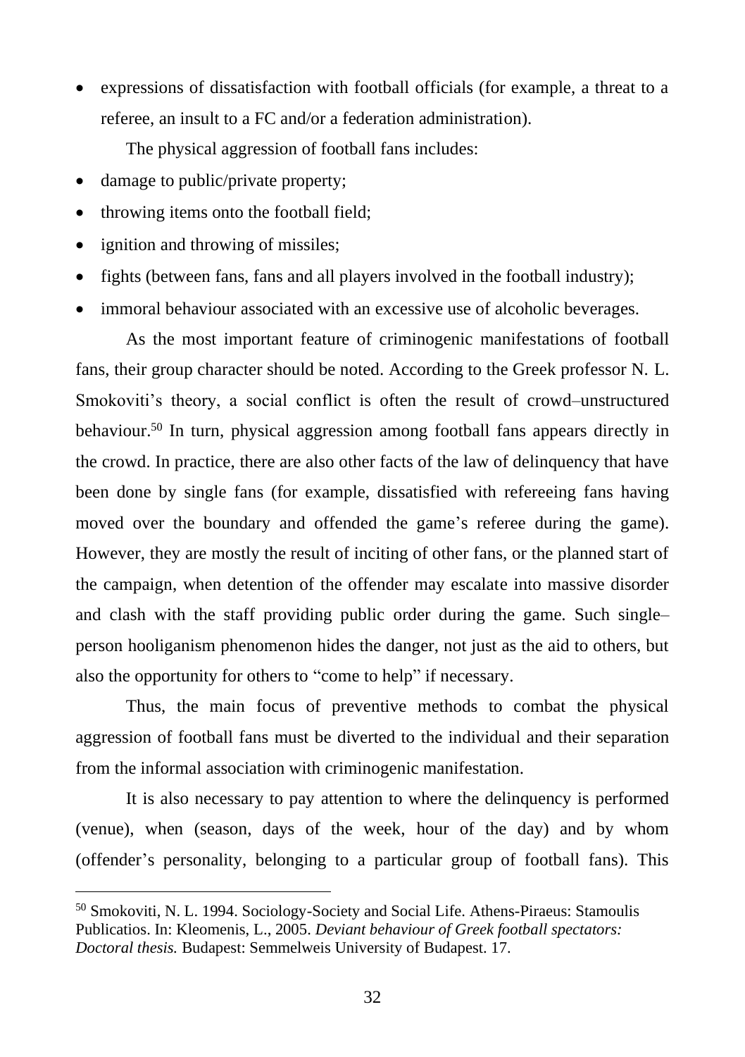- expressions of dissatisfaction with football officials (for example, a threat to a referee, an insult to a FC and/or a federation administration).

The physical aggression of football fans includes:

- damage to public/private property;
- throwing items onto the football field;
- ignition and throwing of missiles;
- fights (between fans, fans and all players involved in the football industry);
- immoral behaviour associated with an excessive use of alcoholic beverages.

As the most important feature of criminogenic manifestations of football fans, their group character should be noted. According to the Greek professor N. L. Smokoviti's theory, a social conflict is often the result of crowd–unstructured behaviour.[50] In turn, physical aggression among football fans appears directly in the crowd. In practice, there are also other facts of the law of delinquency that have been done by single fans (for example, dissatisfied with refereeing fans having moved over the boundary and offended the game's referee during the game). However, they are mostly the result of inciting of other fans, or the planned start of the campaign, when detention of the offender may escalate into massive disorder and clash with the staff providing public order during the game. Such single–person hooliganism phenomenon hides the danger, not just as the aid to others, but also the opportunity for others to "come to help" if necessary.

Thus, the main focus of preventive methods to combat the physical aggression of football fans must be diverted to the individual and their separation from the informal association with criminogenic manifestation.

It is also necessary to pay attention to where the delinquency is performed (venue), when (season, days of the week, hour of the day) and by whom (offender's personality, belonging to a particular group of football fans). This

---

[50] Smokoviti, N. L. 1994. Sociology-Society and Social Life. Athens-Piraeus: Stamoulis Publicatios. In: Kleomenis, L., 2005. *Deviant behaviour of Greek football spectators: Doctoral thesis.* Budapest: Semmelweis University of Budapest. 17.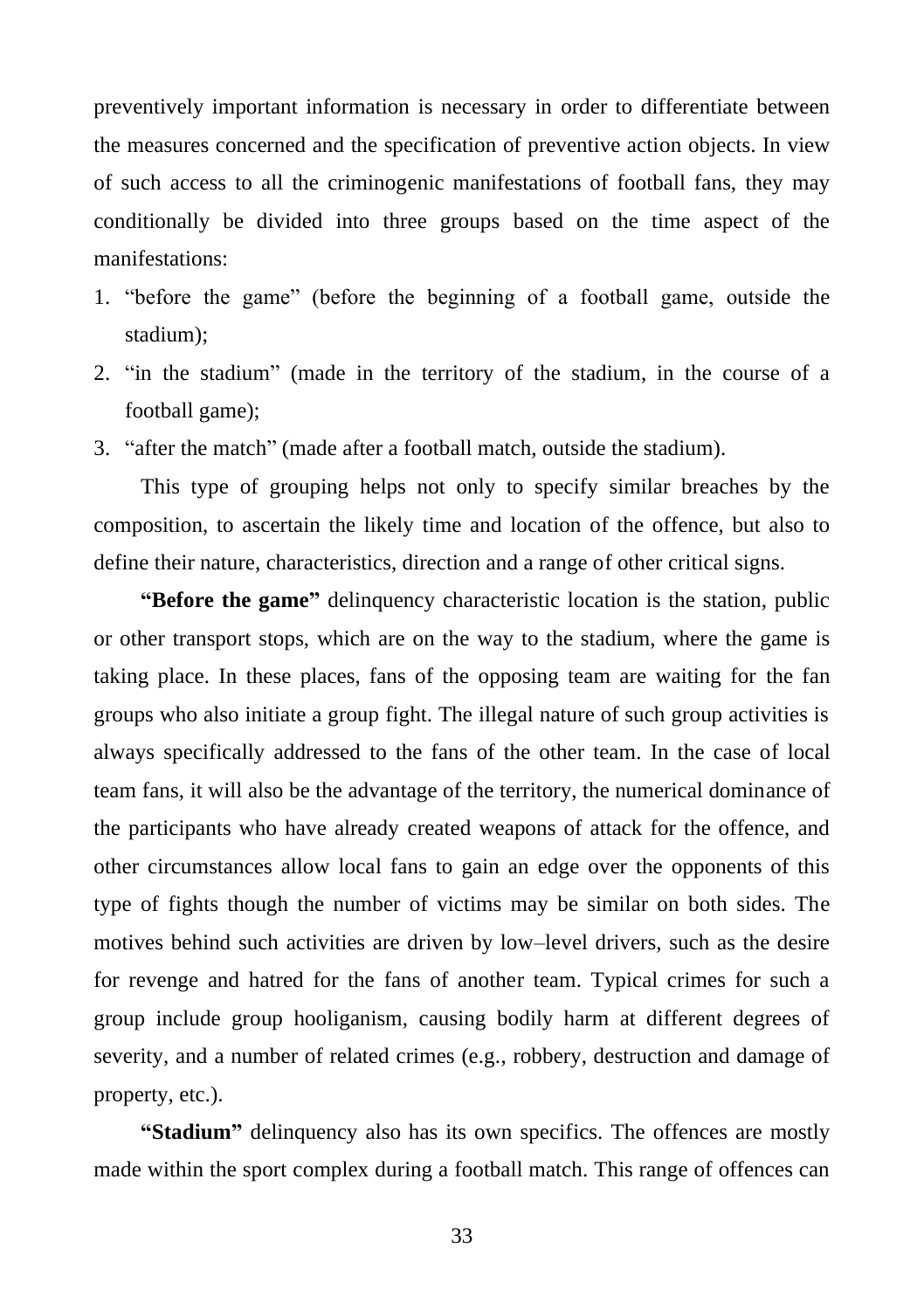preventively important information is necessary in order to differentiate between the measures concerned and the specification of preventive action objects. In view of such access to all the criminogenic manifestations of football fans, they may conditionally be divided into three groups based on the time aspect of the manifestations:

1. "before the game" (before the beginning of a football game, outside the stadium);
2. "in the stadium" (made in the territory of the stadium, in the course of a football game);
3. "after the match" (made after a football match, outside the stadium).

This type of grouping helps not only to specify similar breaches by the composition, to ascertain the likely time and location of the offence, but also to define their nature, characteristics, direction and a range of other critical signs.

**"Before the game"** delinquency characteristic location is the station, public or other transport stops, which are on the way to the stadium, where the game is taking place. In these places, fans of the opposing team are waiting for the fan groups who also initiate a group fight. The illegal nature of such group activities is always specifically addressed to the fans of the other team. In the case of local team fans, it will also be the advantage of the territory, the numerical dominance of the participants who have already created weapons of attack for the offence, and other circumstances allow local fans to gain an edge over the opponents of this type of fights though the number of victims may be similar on both sides. The motives behind such activities are driven by low–level drivers, such as the desire for revenge and hatred for the fans of another team. Typical crimes for such a group include group hooliganism, causing bodily harm at different degrees of severity, and a number of related crimes (e.g., robbery, destruction and damage of property, etc.).

**"Stadium"** delinquency also has its own specifics. The offences are mostly made within the sport complex during a football match. This range of offences can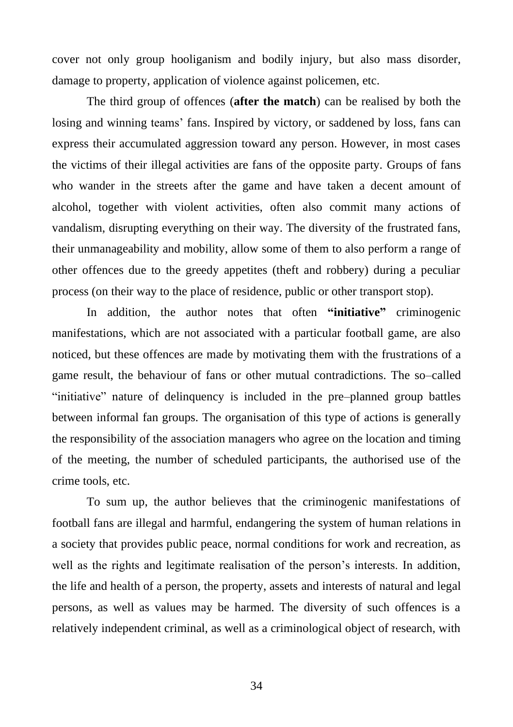cover not only group hooliganism and bodily injury, but also mass disorder, damage to property, application of violence against policemen, etc.

The third group of offences (**after the match**) can be realised by both the losing and winning teams' fans. Inspired by victory, or saddened by loss, fans can express their accumulated aggression toward any person. However, in most cases the victims of their illegal activities are fans of the opposite party. Groups of fans who wander in the streets after the game and have taken a decent amount of alcohol, together with violent activities, often also commit many actions of vandalism, disrupting everything on their way. The diversity of the frustrated fans, their unmanageability and mobility, allow some of them to also perform a range of other offences due to the greedy appetites (theft and robbery) during a peculiar process (on their way to the place of residence, public or other transport stop).

In addition, the author notes that often **"initiative"** criminogenic manifestations, which are not associated with a particular football game, are also noticed, but these offences are made by motivating them with the frustrations of a game result, the behaviour of fans or other mutual contradictions. The so–called "initiative" nature of delinquency is included in the pre–planned group battles between informal fan groups. The organisation of this type of actions is generally the responsibility of the association managers who agree on the location and timing of the meeting, the number of scheduled participants, the authorised use of the crime tools, etc.

To sum up, the author believes that the criminogenic manifestations of football fans are illegal and harmful, endangering the system of human relations in a society that provides public peace, normal conditions for work and recreation, as well as the rights and legitimate realisation of the person's interests. In addition, the life and health of a person, the property, assets and interests of natural and legal persons, as well as values may be harmed. The diversity of such offences is a relatively independent criminal, as well as a criminological object of research, with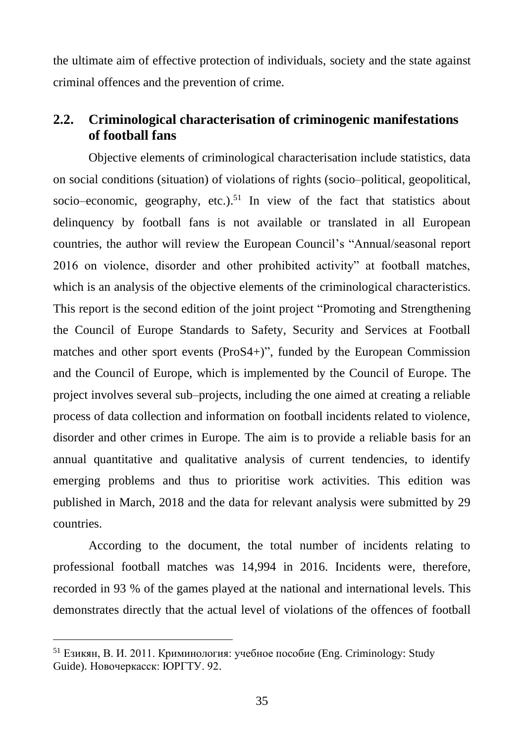the ultimate aim of effective protection of individuals, society and the state against criminal offences and the prevention of crime.

## 2.2. Criminological characterisation of criminogenic manifestations of football fans

Objective elements of criminological characterisation include statistics, data on social conditions (situation) of violations of rights (socio–political, geopolitical, socio–economic, geography, etc.).[51] In view of the fact that statistics about delinquency by football fans is not available or translated in all European countries, the author will review the European Council's "Annual/seasonal report 2016 on violence, disorder and other prohibited activity" at football matches, which is an analysis of the objective elements of the criminological characteristics. This report is the second edition of the joint project "Promoting and Strengthening the Council of Europe Standards to Safety, Security and Services at Football matches and other sport events (ProS4+)", funded by the European Commission and the Council of Europe, which is implemented by the Council of Europe. The project involves several sub–projects, including the one aimed at creating a reliable process of data collection and information on football incidents related to violence, disorder and other crimes in Europe. The aim is to provide a reliable basis for an annual quantitative and qualitative analysis of current tendencies, to identify emerging problems and thus to prioritise work activities. This edition was published in March, 2018 and the data for relevant analysis were submitted by 29 countries.

According to the document, the total number of incidents relating to professional football matches was 14,994 in 2016. Incidents were, therefore, recorded in 93 % of the games played at the national and international levels. This demonstrates directly that the actual level of violations of the offences of football

---

[51] Езикян, В. И. 2011. Криминология: учебное пособие (Eng. Criminology: Study Guide). Новочеркасск: ЮРГТУ. 92.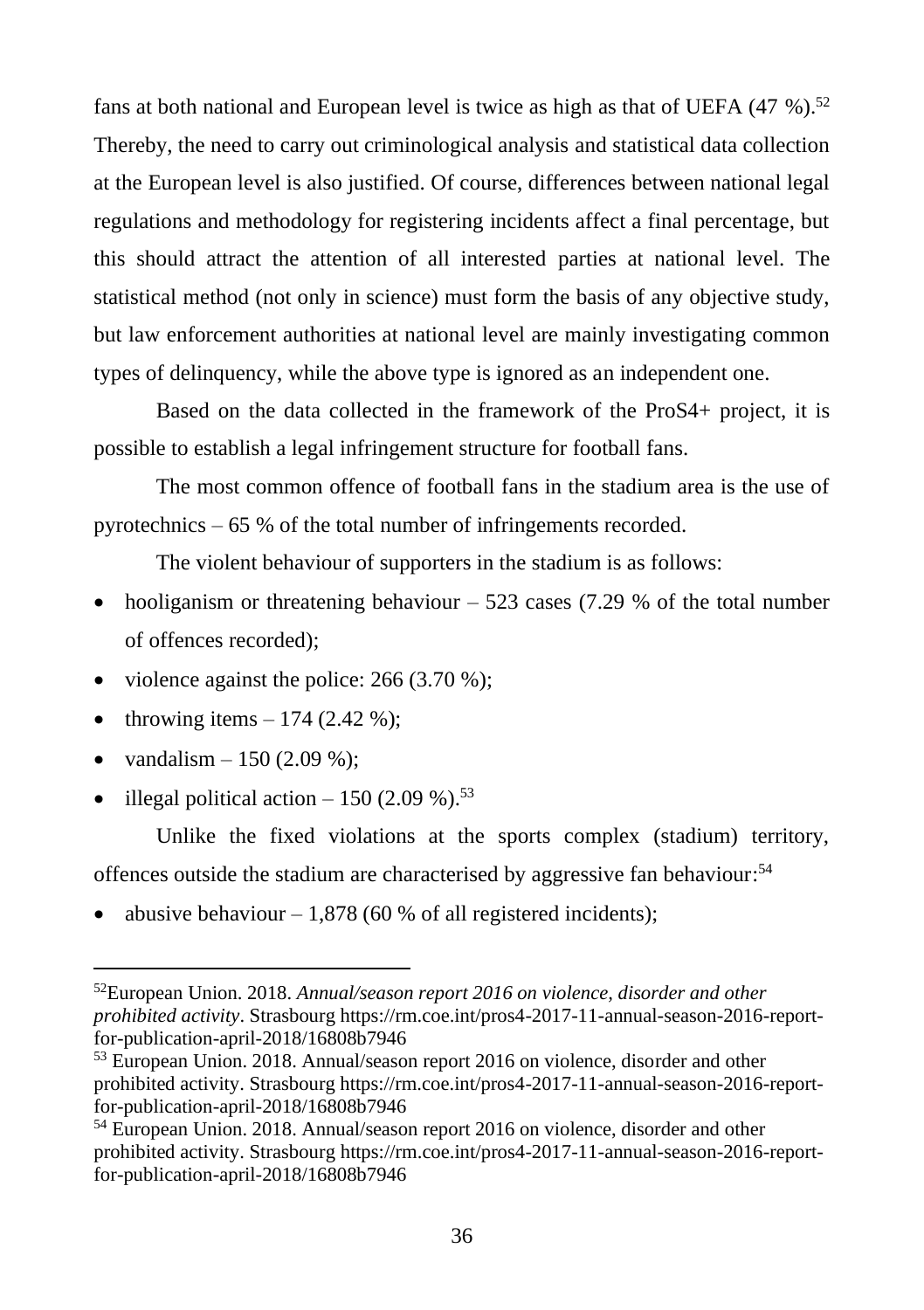fans at both national and European level is twice as high as that of UEFA (47 %).[52] Thereby, the need to carry out criminological analysis and statistical data collection at the European level is also justified. Of course, differences between national legal regulations and methodology for registering incidents affect a final percentage, but this should attract the attention of all interested parties at national level. The statistical method (not only in science) must form the basis of any objective study, but law enforcement authorities at national level are mainly investigating common types of delinquency, while the above type is ignored as an independent one.

Based on the data collected in the framework of the ProS4+ project, it is possible to establish a legal infringement structure for football fans.

The most common offence of football fans in the stadium area is the use of pyrotechnics – 65 % of the total number of infringements recorded.

The violent behaviour of supporters in the stadium is as follows:

- hooliganism or threatening behaviour – 523 cases (7.29 % of the total number of offences recorded);
- violence against the police: 266 (3.70 %);
- throwing items – 174 (2.42 %);
- vandalism – 150 (2.09 %);
- illegal political action – 150 (2.09 %).[53]

Unlike the fixed violations at the sports complex (stadium) territory, offences outside the stadium are characterised by aggressive fan behaviour:[54]

- abusive behaviour – 1,878 (60 % of all registered incidents);

---

[52] European Union. 2018. *Annual/season report 2016 on violence, disorder and other prohibited activity*. Strasbourg https://rm.coe.int/pros4-2017-11-annual-season-2016-report-for-publication-april-2018/16808b7946

[53] European Union. 2018. Annual/season report 2016 on violence, disorder and other prohibited activity. Strasbourg https://rm.coe.int/pros4-2017-11-annual-season-2016-report-for-publication-april-2018/16808b7946

[54] European Union. 2018. Annual/season report 2016 on violence, disorder and other prohibited activity. Strasbourg https://rm.coe.int/pros4-2017-11-annual-season-2016-report-for-publication-april-2018/16808b7946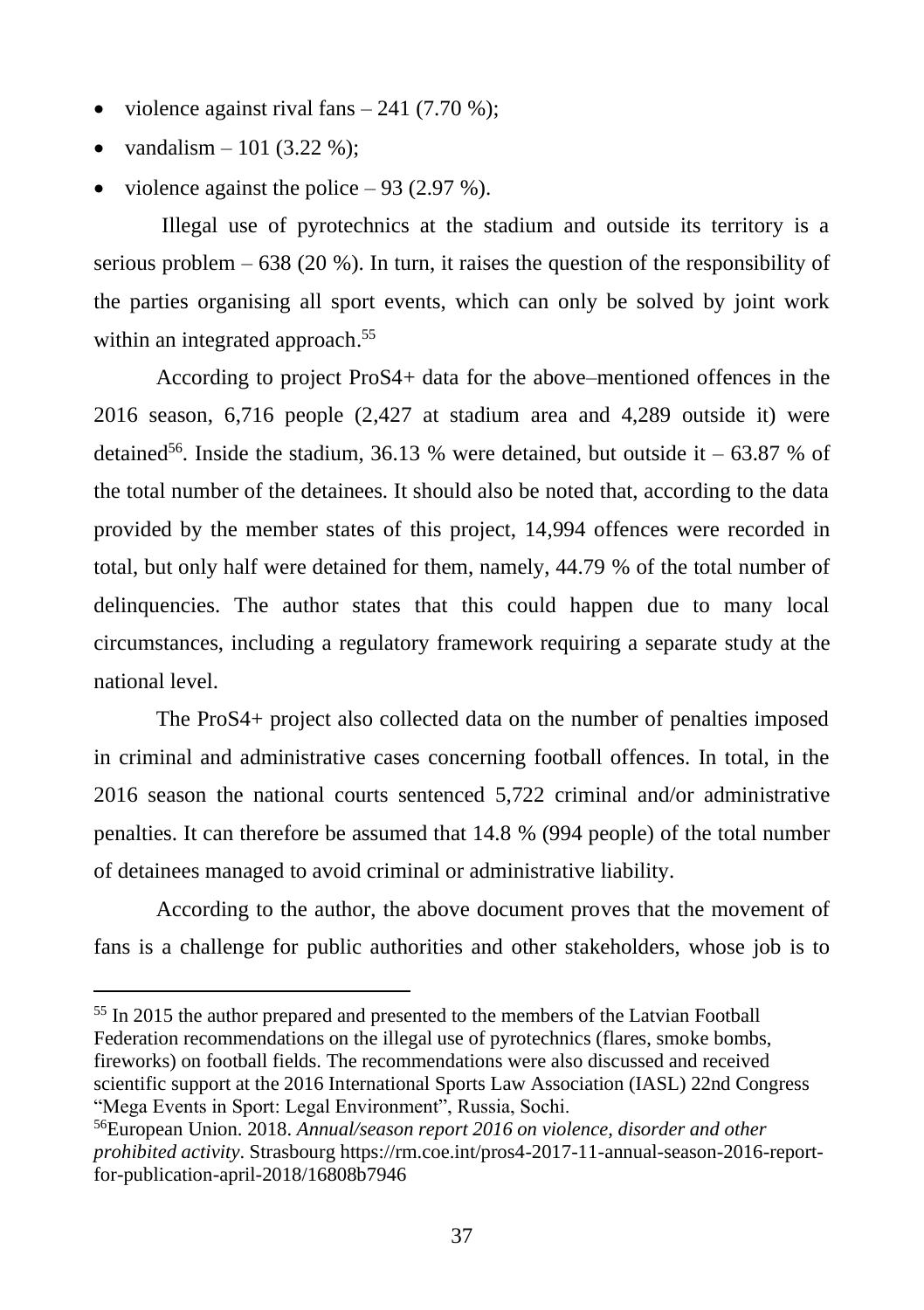- violence against rival fans – 241 (7.70 %);
- vandalism – 101 (3.22 %);
- violence against the police – 93 (2.97 %).

Illegal use of pyrotechnics at the stadium and outside its territory is a serious problem – 638 (20 %). In turn, it raises the question of the responsibility of the parties organising all sport events, which can only be solved by joint work within an integrated approach.[55]

According to project ProS4+ data for the above–mentioned offences in the 2016 season, 6,716 people (2,427 at stadium area and 4,289 outside it) were detained[56]. Inside the stadium, 36.13 % were detained, but outside it – 63.87 % of the total number of the detainees. It should also be noted that, according to the data provided by the member states of this project, 14,994 offences were recorded in total, but only half were detained for them, namely, 44.79 % of the total number of delinquencies. The author states that this could happen due to many local circumstances, including a regulatory framework requiring a separate study at the national level.

The ProS4+ project also collected data on the number of penalties imposed in criminal and administrative cases concerning football offences. In total, in the 2016 season the national courts sentenced 5,722 criminal and/or administrative penalties. It can therefore be assumed that 14.8 % (994 people) of the total number of detainees managed to avoid criminal or administrative liability.

According to the author, the above document proves that the movement of fans is a challenge for public authorities and other stakeholders, whose job is to

[55] In 2015 the author prepared and presented to the members of the Latvian Football Federation recommendations on the illegal use of pyrotechnics (flares, smoke bombs, fireworks) on football fields. The recommendations were also discussed and received scientific support at the 2016 International Sports Law Association (IASL) 22nd Congress "Mega Events in Sport: Legal Environment", Russia, Sochi.

[56] European Union. 2018. *Annual/season report 2016 on violence, disorder and other prohibited activity*. Strasbourg https://rm.coe.int/pros4-2017-11-annual-season-2016-report-for-publication-april-2018/16808b7946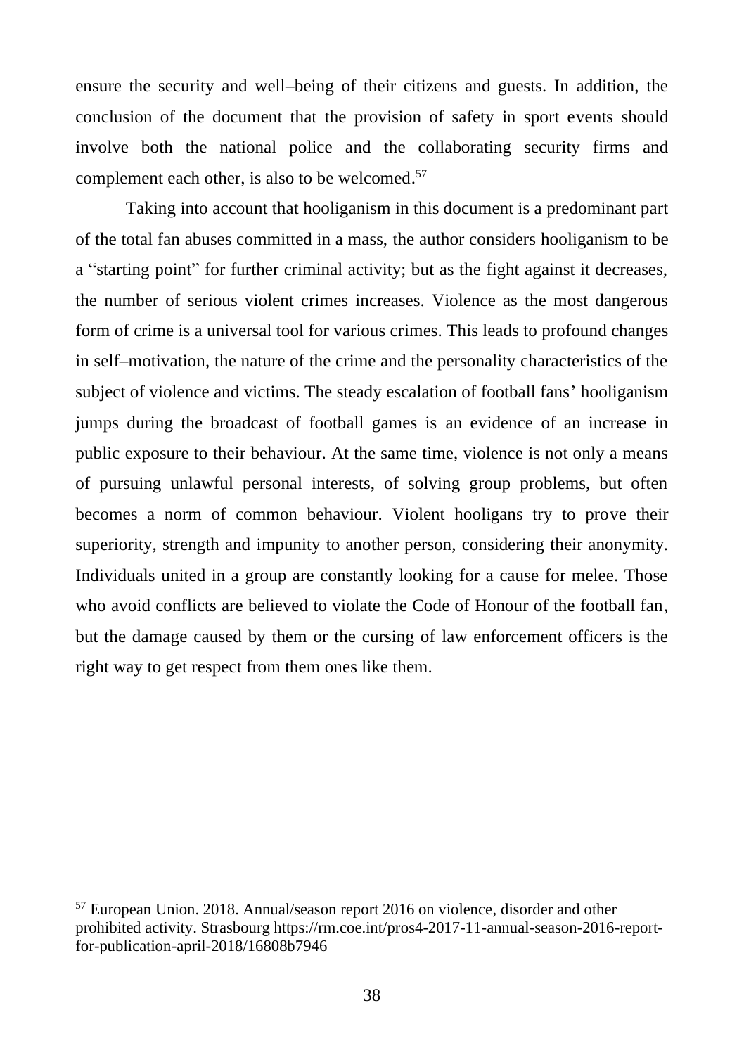ensure the security and well–being of their citizens and guests. In addition, the conclusion of the document that the provision of safety in sport events should involve both the national police and the collaborating security firms and complement each other, is also to be welcomed.[57]

Taking into account that hooliganism in this document is a predominant part of the total fan abuses committed in a mass, the author considers hooliganism to be a "starting point" for further criminal activity; but as the fight against it decreases, the number of serious violent crimes increases. Violence as the most dangerous form of crime is a universal tool for various crimes. This leads to profound changes in self–motivation, the nature of the crime and the personality characteristics of the subject of violence and victims. The steady escalation of football fans' hooliganism jumps during the broadcast of football games is an evidence of an increase in public exposure to their behaviour. At the same time, violence is not only a means of pursuing unlawful personal interests, of solving group problems, but often becomes a norm of common behaviour. Violent hooligans try to prove their superiority, strength and impunity to another person, considering their anonymity. Individuals united in a group are constantly looking for a cause for melee. Those who avoid conflicts are believed to violate the Code of Honour of the football fan, but the damage caused by them or the cursing of law enforcement officers is the right way to get respect from them ones like them.

---

[57] European Union. 2018. Annual/season report 2016 on violence, disorder and other prohibited activity. Strasbourg https://rm.coe.int/pros4-2017-11-annual-season-2016-report-for-publication-april-2018/16808b7946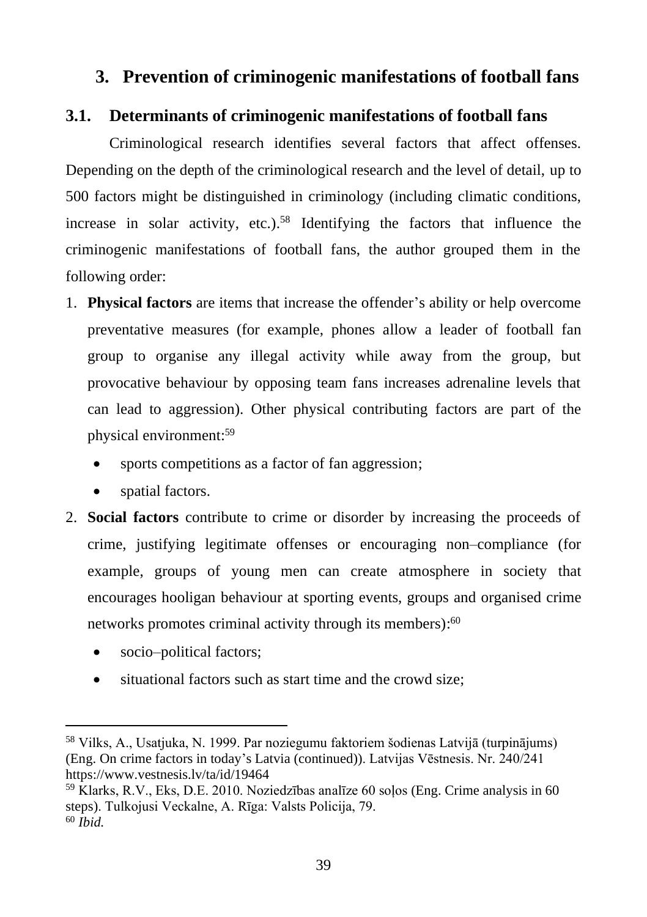## 3. Prevention of criminogenic manifestations of football fans

### 3.1. Determinants of criminogenic manifestations of football fans

Criminological research identifies several factors that affect offenses. Depending on the depth of the criminological research and the level of detail, up to 500 factors might be distinguished in criminology (including climatic conditions, increase in solar activity, etc.).[58] Identifying the factors that influence the criminogenic manifestations of football fans, the author grouped them in the following order:

1. **Physical factors** are items that increase the offender's ability or help overcome preventative measures (for example, phones allow a leader of football fan group to organise any illegal activity while away from the group, but provocative behaviour by opposing team fans increases adrenaline levels that can lead to aggression). Other physical contributing factors are part of the physical environment:[59]
   - sports competitions as a factor of fan aggression;
   - spatial factors.
2. **Social factors** contribute to crime or disorder by increasing the proceeds of crime, justifying legitimate offenses or encouraging non–compliance (for example, groups of young men can create atmosphere in society that encourages hooligan behaviour at sporting events, groups and organised crime networks promotes criminal activity through its members):[60]
   - socio–political factors;
   - situational factors such as start time and the crowd size;

[58] Vilks, A., Usatjuka, N. 1999. Par noziegumu faktoriem šodienas Latvijā (turpinājums) (Eng. On crime factors in today's Latvia (continued)). Latvijas Vēstnesis. Nr. 240/241 https://www.vestnesis.lv/ta/id/19464

[59] Klarks, R.V., Eks, D.E. 2010. Noziedzības analīze 60 soļos (Eng. Crime analysis in 60 steps). Tulkojusi Veckalne, A. Rīga: Valsts Policija, 79.

[60] *Ibid.*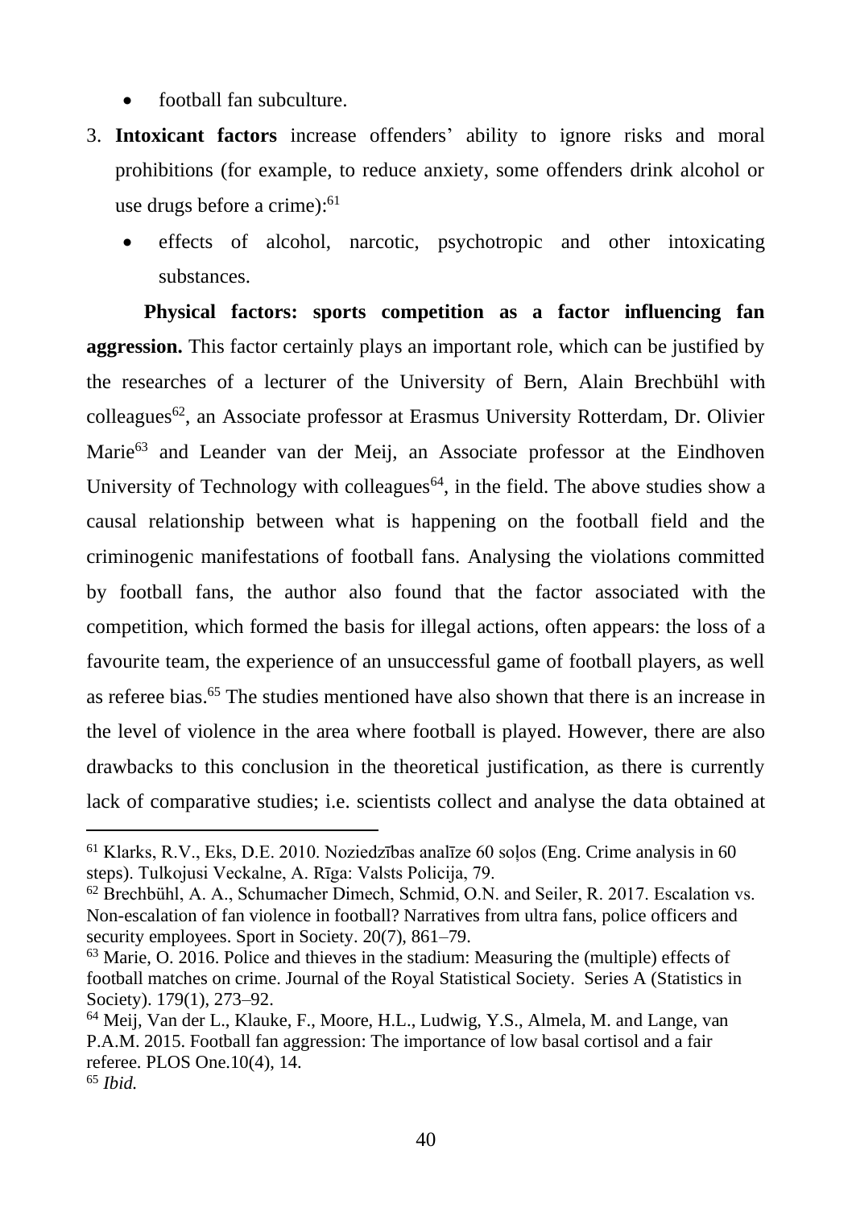- football fan subculture.

3. **Intoxicant factors** increase offenders' ability to ignore risks and moral prohibitions (for example, to reduce anxiety, some offenders drink alcohol or use drugs before a crime):[61]
   - effects of alcohol, narcotic, psychotropic and other intoxicating substances.

**Physical factors: sports competition as a factor influencing fan aggression.** This factor certainly plays an important role, which can be justified by the researches of a lecturer of the University of Bern, Alain Brechbühl with colleagues[62], an Associate professor at Erasmus University Rotterdam, Dr. Olivier Marie[63] and Leander van der Meij, an Associate professor at the Eindhoven University of Technology with colleagues[64], in the field. The above studies show a causal relationship between what is happening on the football field and the criminogenic manifestations of football fans. Analysing the violations committed by football fans, the author also found that the factor associated with the competition, which formed the basis for illegal actions, often appears: the loss of a favourite team, the experience of an unsuccessful game of football players, as well as referee bias.[65] The studies mentioned have also shown that there is an increase in the level of violence in the area where football is played. However, there are also drawbacks to this conclusion in the theoretical justification, as there is currently lack of comparative studies; i.e. scientists collect and analyse the data obtained at

---

[61] Klarks, R.V., Eks, D.E. 2010. Noziedzības analīze 60 soļos (Eng. Crime analysis in 60 steps). Tulkojusi Veckalne, A. Rīga: Valsts Policija, 79.

[62] Brechbühl, A. A., Schumacher Dimech, Schmid, O.N. and Seiler, R. 2017. Escalation vs. Non-escalation of fan violence in football? Narratives from ultra fans, police officers and security employees. Sport in Society. 20(7), 861–79.

[63] Marie, O. 2016. Police and thieves in the stadium: Measuring the (multiple) effects of football matches on crime. Journal of the Royal Statistical Society. Series A (Statistics in Society). 179(1), 273–92.

[64] Meij, Van der L., Klauke, F., Moore, H.L., Ludwig, Y.S., Almela, M. and Lange, van P.A.M. 2015. Football fan aggression: The importance of low basal cortisol and a fair referee. PLOS One.10(4), 14.

[65] *Ibid.*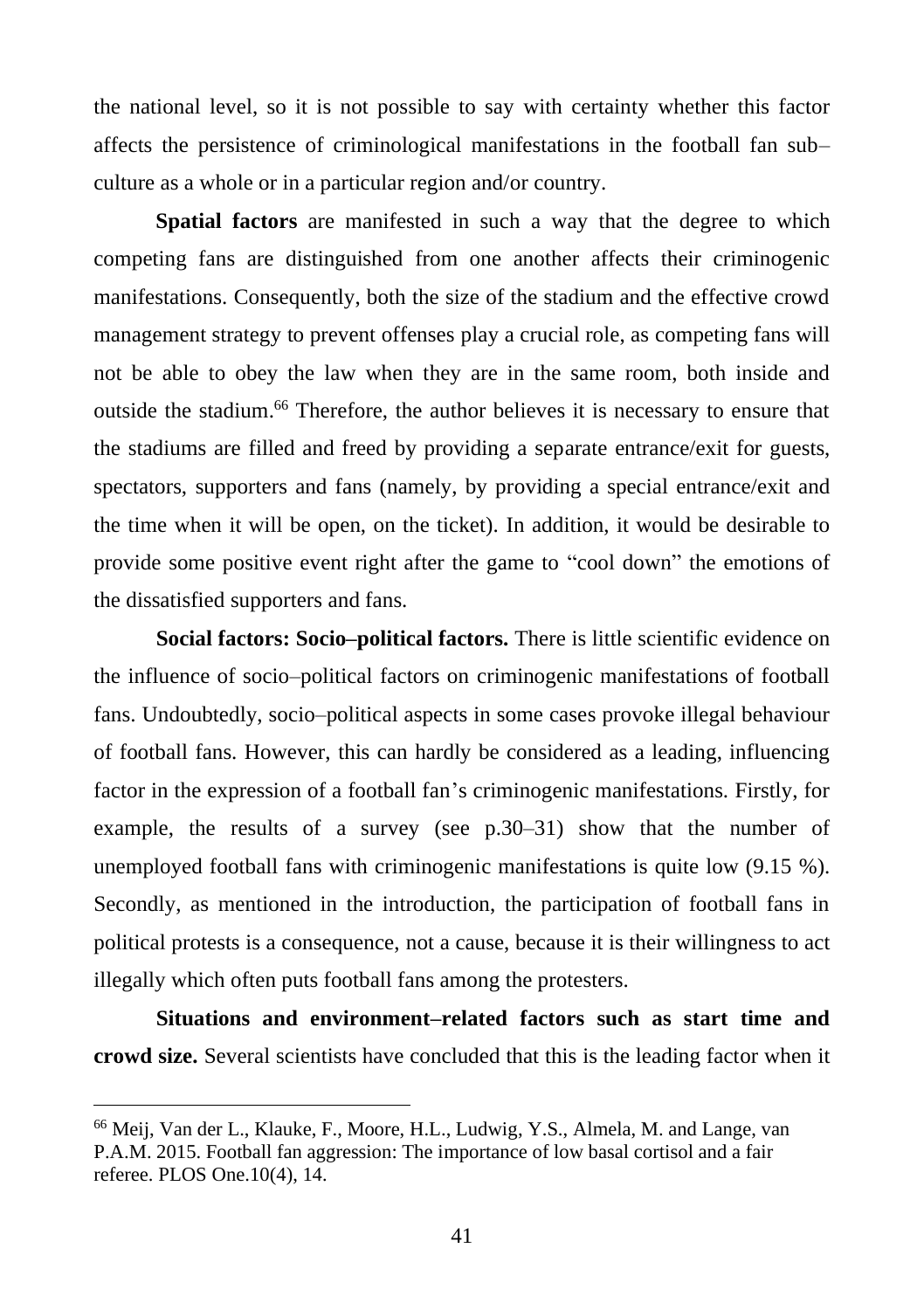the national level, so it is not possible to say with certainty whether this factor affects the persistence of criminological manifestations in the football fan sub–culture as a whole or in a particular region and/or country.

**Spatial factors** are manifested in such a way that the degree to which competing fans are distinguished from one another affects their criminogenic manifestations. Consequently, both the size of the stadium and the effective crowd management strategy to prevent offenses play a crucial role, as competing fans will not be able to obey the law when they are in the same room, both inside and outside the stadium.[66] Therefore, the author believes it is necessary to ensure that the stadiums are filled and freed by providing a separate entrance/exit for guests, spectators, supporters and fans (namely, by providing a special entrance/exit and the time when it will be open, on the ticket). In addition, it would be desirable to provide some positive event right after the game to "cool down" the emotions of the dissatisfied supporters and fans.

**Social factors: Socio–political factors.** There is little scientific evidence on the influence of socio–political factors on criminogenic manifestations of football fans. Undoubtedly, socio–political aspects in some cases provoke illegal behaviour of football fans. However, this can hardly be considered as a leading, influencing factor in the expression of a football fan's criminogenic manifestations. Firstly, for example, the results of a survey (see p.30–31) show that the number of unemployed football fans with criminogenic manifestations is quite low (9.15 %). Secondly, as mentioned in the introduction, the participation of football fans in political protests is a consequence, not a cause, because it is their willingness to act illegally which often puts football fans among the protesters.

**Situations and environment–related factors such as start time and crowd size.** Several scientists have concluded that this is the leading factor when it

---

[66] Meij, Van der L., Klauke, F., Moore, H.L., Ludwig, Y.S., Almela, M. and Lange, van P.A.M. 2015. Football fan aggression: The importance of low basal cortisol and a fair referee. PLOS One.10(4), 14.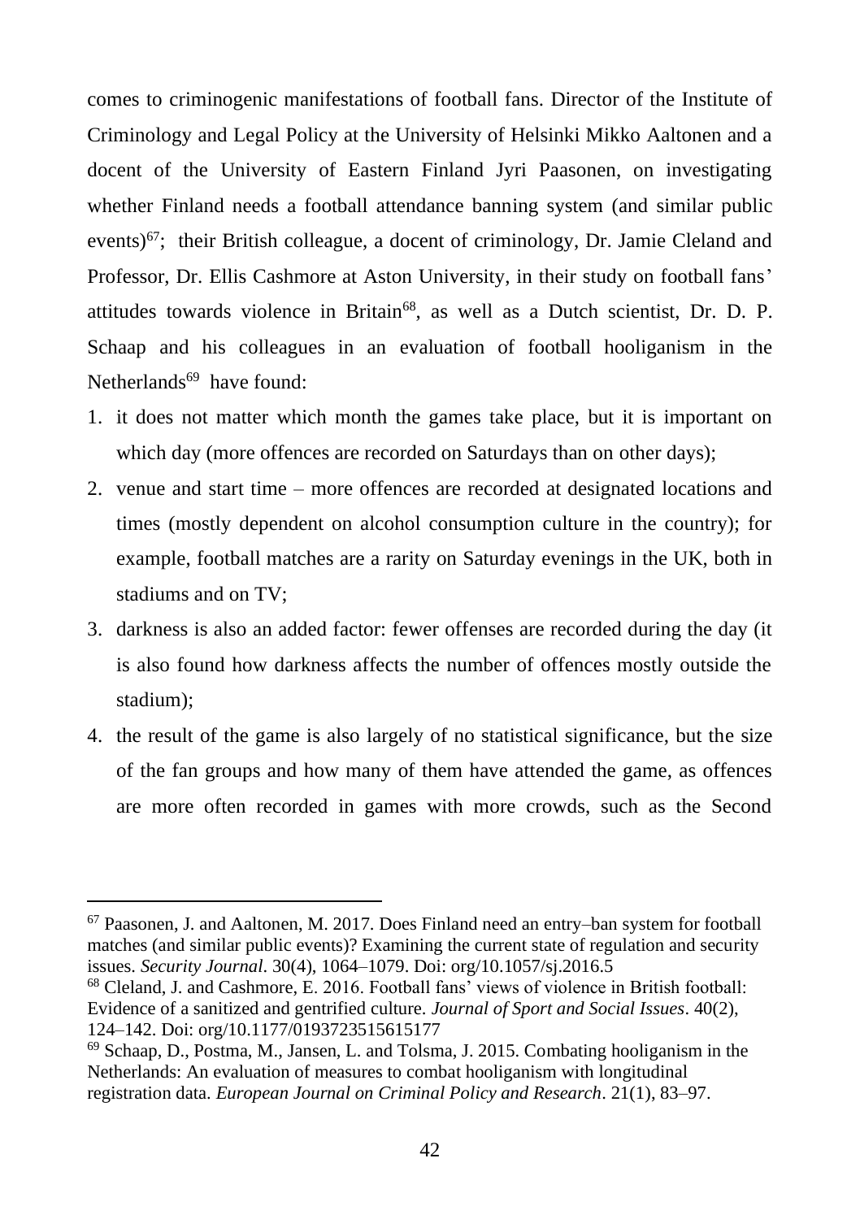comes to criminogenic manifestations of football fans. Director of the Institute of Criminology and Legal Policy at the University of Helsinki Mikko Aaltonen and a docent of the University of Eastern Finland Jyri Paasonen, on investigating whether Finland needs a football attendance banning system (and similar public events)[67]; their British colleague, a docent of criminology, Dr. Jamie Cleland and Professor, Dr. Ellis Cashmore at Aston University, in their study on football fans' attitudes towards violence in Britain[68], as well as a Dutch scientist, Dr. D. P. Schaap and his colleagues in an evaluation of football hooliganism in the Netherlands[69] have found:

1. it does not matter which month the games take place, but it is important on which day (more offences are recorded on Saturdays than on other days);
2. venue and start time – more offences are recorded at designated locations and times (mostly dependent on alcohol consumption culture in the country); for example, football matches are a rarity on Saturday evenings in the UK, both in stadiums and on TV;
3. darkness is also an added factor: fewer offenses are recorded during the day (it is also found how darkness affects the number of offences mostly outside the stadium);
4. the result of the game is also largely of no statistical significance, but the size of the fan groups and how many of them have attended the game, as offences are more often recorded in games with more crowds, such as the Second

---

[67] Paasonen, J. and Aaltonen, M. 2017. Does Finland need an entry–ban system for football matches (and similar public events)? Examining the current state of regulation and security issues. *Security Journal*. 30(4), 1064–1079. Doi: org/10.1057/sj.2016.5

[68] Cleland, J. and Cashmore, E. 2016. Football fans' views of violence in British football: Evidence of a sanitized and gentrified culture. *Journal of Sport and Social Issues*. 40(2), 124–142. Doi: org/10.1177/0193723515615177

[69] Schaap, D., Postma, M., Jansen, L. and Tolsma, J. 2015. Combating hooliganism in the Netherlands: An evaluation of measures to combat hooliganism with longitudinal registration data. *European Journal on Criminal Policy and Research*. 21(1), 83–97.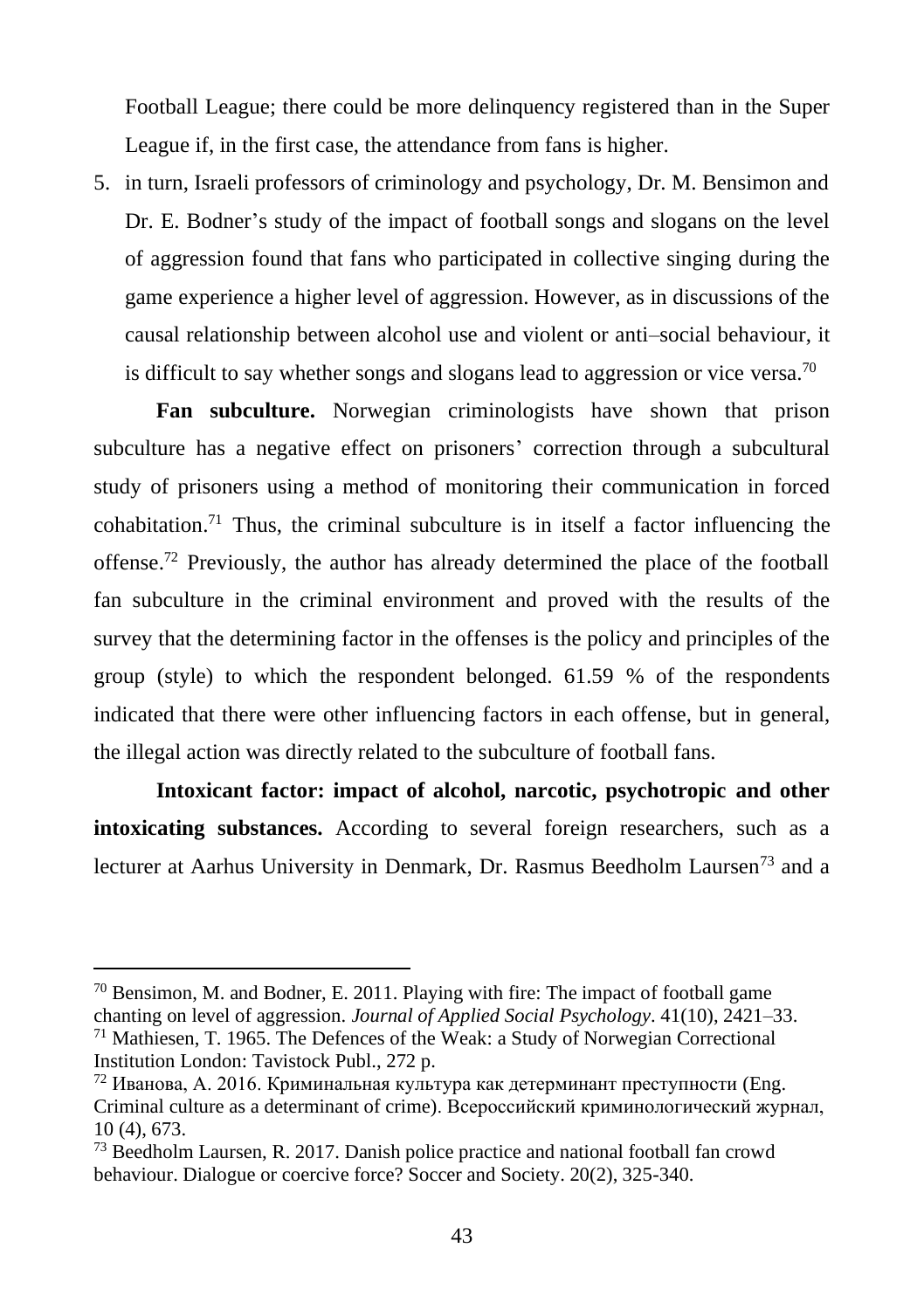Football League; there could be more delinquency registered than in the Super League if, in the first case, the attendance from fans is higher.

5. in turn, Israeli professors of criminology and psychology, Dr. M. Bensimon and Dr. E. Bodner's study of the impact of football songs and slogans on the level of aggression found that fans who participated in collective singing during the game experience a higher level of aggression. However, as in discussions of the causal relationship between alcohol use and violent or anti–social behaviour, it is difficult to say whether songs and slogans lead to aggression or vice versa.[70]

**Fan subculture.** Norwegian criminologists have shown that prison subculture has a negative effect on prisoners' correction through a subcultural study of prisoners using a method of monitoring their communication in forced cohabitation.[71] Thus, the criminal subculture is in itself a factor influencing the offense.[72] Previously, the author has already determined the place of the football fan subculture in the criminal environment and proved with the results of the survey that the determining factor in the offenses is the policy and principles of the group (style) to which the respondent belonged. 61.59 % of the respondents indicated that there were other influencing factors in each offense, but in general, the illegal action was directly related to the subculture of football fans.

**Intoxicant factor: impact of alcohol, narcotic, psychotropic and other intoxicating substances.** According to several foreign researchers, such as a lecturer at Aarhus University in Denmark, Dr. Rasmus Beedholm Laursen[73] and a

---

[70] Bensimon, M. and Bodner, E. 2011. Playing with fire: The impact of football game chanting on level of aggression. *Journal of Applied Social Psychology*. 41(10), 2421–33.

[71] Mathiesen, T. 1965. The Defences of the Weak: a Study of Norwegian Correctional Institution London: Tavistock Publ., 272 p.

[72] Иванова, А. 2016. Криминальная культура как детерминант преступности (Eng. Criminal culture as a determinant of crime). Всероссийский криминологический журнал, 10 (4), 673.

[73] Beedholm Laursen, R. 2017. Danish police practice and national football fan crowd behaviour. Dialogue or coercive force? Soccer and Society. 20(2), 325-340.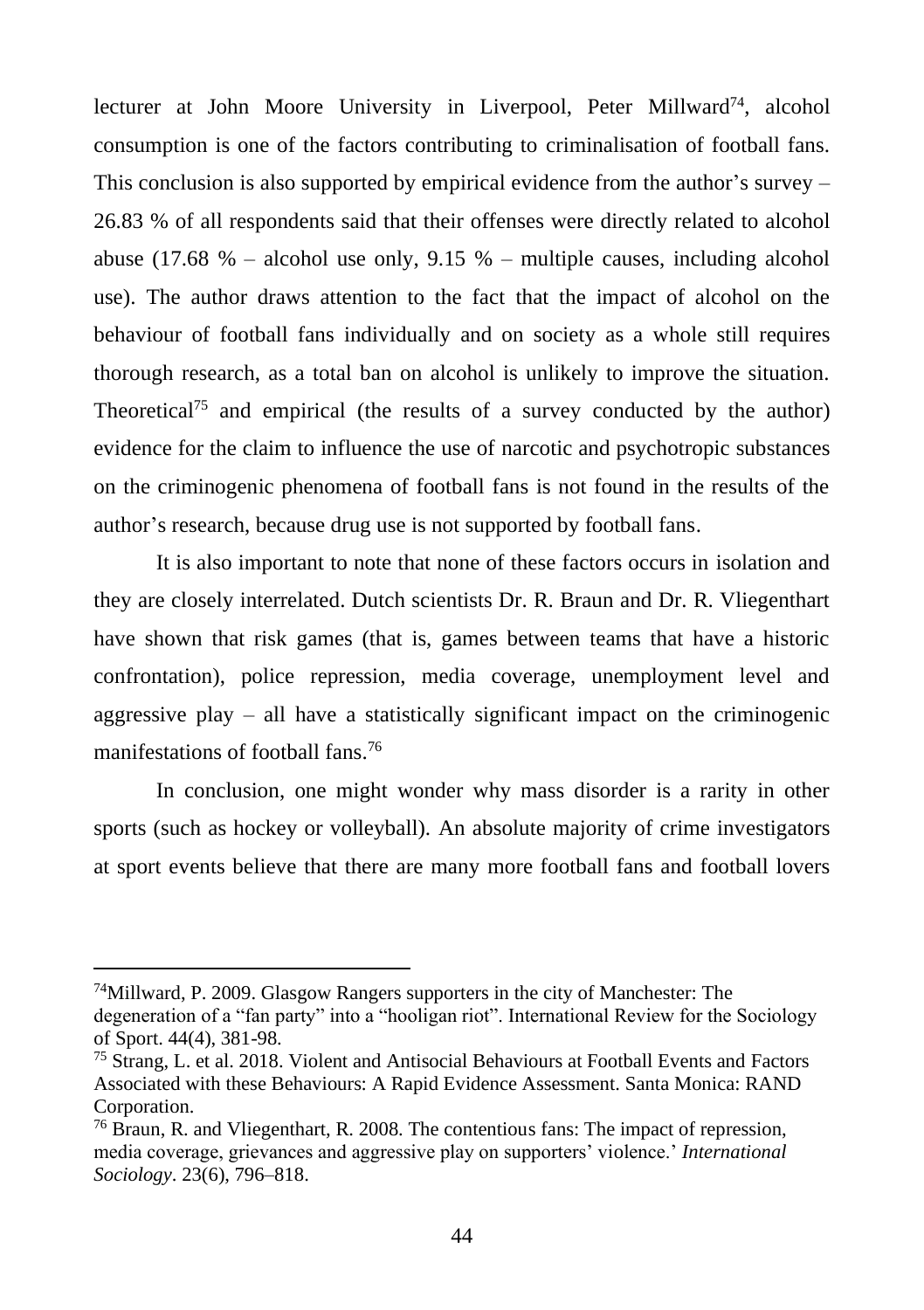lecturer at John Moore University in Liverpool, Peter Millward[74], alcohol consumption is one of the factors contributing to criminalisation of football fans. This conclusion is also supported by empirical evidence from the author's survey – 26.83 % of all respondents said that their offenses were directly related to alcohol abuse (17.68 % – alcohol use only, 9.15 % – multiple causes, including alcohol use). The author draws attention to the fact that the impact of alcohol on the behaviour of football fans individually and on society as a whole still requires thorough research, as a total ban on alcohol is unlikely to improve the situation. Theoretical[75] and empirical (the results of a survey conducted by the author) evidence for the claim to influence the use of narcotic and psychotropic substances on the criminogenic phenomena of football fans is not found in the results of the author's research, because drug use is not supported by football fans.

It is also important to note that none of these factors occurs in isolation and they are closely interrelated. Dutch scientists Dr. R. Braun and Dr. R. Vliegenthart have shown that risk games (that is, games between teams that have a historic confrontation), police repression, media coverage, unemployment level and aggressive play – all have a statistically significant impact on the criminogenic manifestations of football fans.[76]

In conclusion, one might wonder why mass disorder is a rarity in other sports (such as hockey or volleyball). An absolute majority of crime investigators at sport events believe that there are many more football fans and football lovers

---

[74] Millward, P. 2009. Glasgow Rangers supporters in the city of Manchester: The degeneration of a "fan party" into a "hooligan riot". International Review for the Sociology of Sport. 44(4), 381-98.

[75] Strang, L. et al. 2018. Violent and Antisocial Behaviours at Football Events and Factors Associated with these Behaviours: A Rapid Evidence Assessment. Santa Monica: RAND Corporation.

[76] Braun, R. and Vliegenthart, R. 2008. The contentious fans: The impact of repression, media coverage, grievances and aggressive play on supporters' violence.' *International Sociology*. 23(6), 796–818.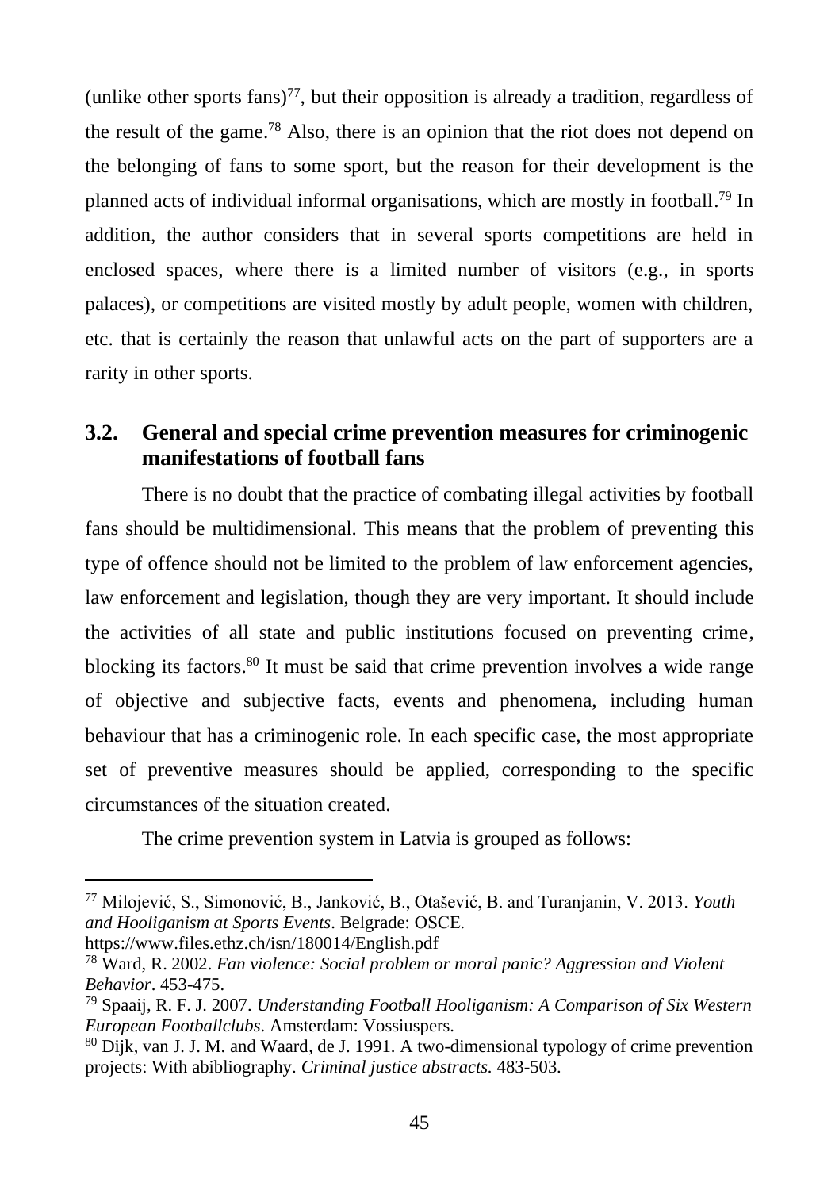(unlike other sports fans)[77], but their opposition is already a tradition, regardless of the result of the game.[78] Also, there is an opinion that the riot does not depend on the belonging of fans to some sport, but the reason for their development is the planned acts of individual informal organisations, which are mostly in football.[79] In addition, the author considers that in several sports competitions are held in enclosed spaces, where there is a limited number of visitors (e.g., in sports palaces), or competitions are visited mostly by adult people, women with children, etc. that is certainly the reason that unlawful acts on the part of supporters are a rarity in other sports.

## 3.2. General and special crime prevention measures for criminogenic manifestations of football fans

There is no doubt that the practice of combating illegal activities by football fans should be multidimensional. This means that the problem of preventing this type of offence should not be limited to the problem of law enforcement agencies, law enforcement and legislation, though they are very important. It should include the activities of all state and public institutions focused on preventing crime, blocking its factors.[80] It must be said that crime prevention involves a wide range of objective and subjective facts, events and phenomena, including human behaviour that has a criminogenic role. In each specific case, the most appropriate set of preventive measures should be applied, corresponding to the specific circumstances of the situation created.

The crime prevention system in Latvia is grouped as follows:

---

[77] Milojević, S., Simonović, B., Janković, B., Otašević, B. and Turanjanin, V. 2013. *Youth and Hooliganism at Sports Events*. Belgrade: OSCE. https://www.files.ethz.ch/isn/180014/English.pdf

[78] Ward, R. 2002. *Fan violence: Social problem or moral panic? Aggression and Violent Behavior*. 453-475.

[79] Spaaij, R. F. J. 2007. *Understanding Football Hooliganism: A Comparison of Six Western European Footballclubs*. Amsterdam: Vossiuspers.

[80] Dijk, van J. J. M. and Waard, de J. 1991. A two-dimensional typology of crime prevention projects: With abibliography. *Criminal justice abstracts*. 483-503.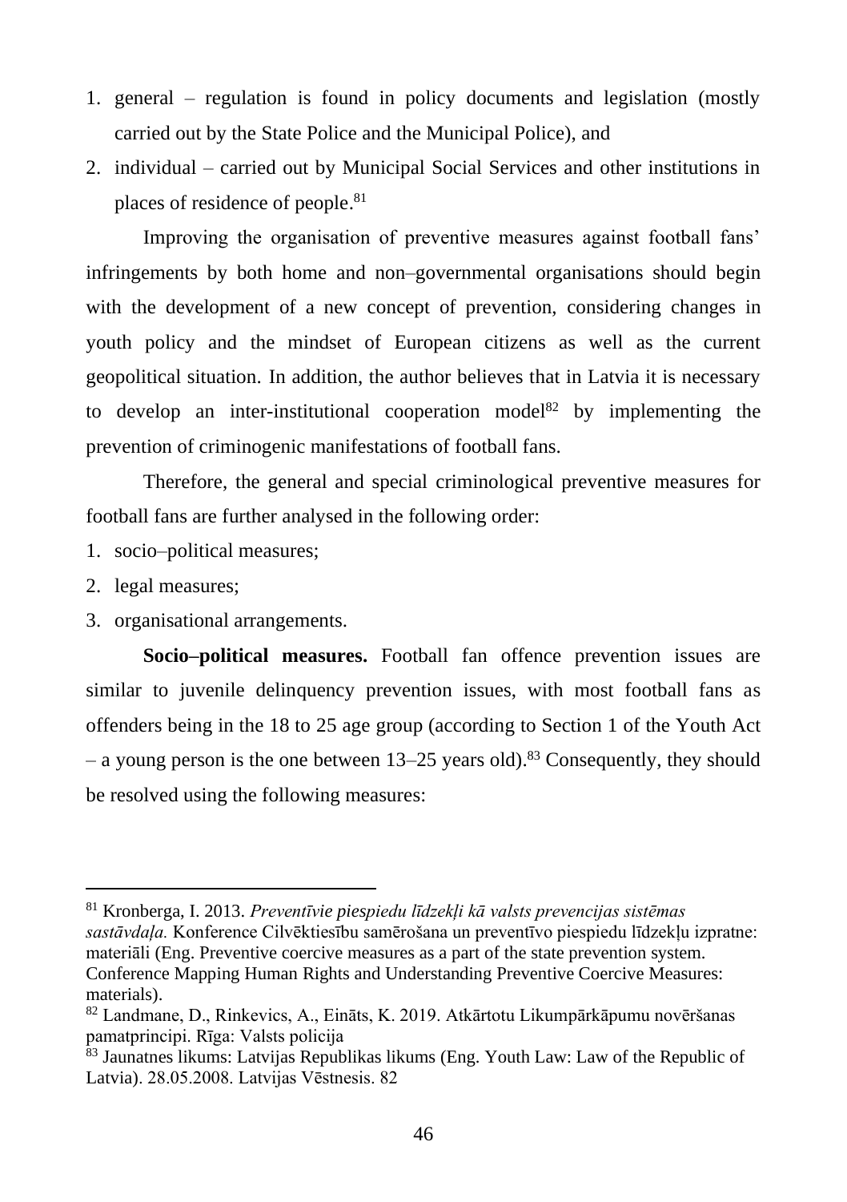1. general – regulation is found in policy documents and legislation (mostly carried out by the State Police and the Municipal Police), and
2. individual – carried out by Municipal Social Services and other institutions in places of residence of people.[81]

Improving the organisation of preventive measures against football fans' infringements by both home and non–governmental organisations should begin with the development of a new concept of prevention, considering changes in youth policy and the mindset of European citizens as well as the current geopolitical situation. In addition, the author believes that in Latvia it is necessary to develop an inter-institutional cooperation model[82] by implementing the prevention of criminogenic manifestations of football fans.

Therefore, the general and special criminological preventive measures for football fans are further analysed in the following order:

1. socio–political measures;
2. legal measures;
3. organisational arrangements.

**Socio–political measures.** Football fan offence prevention issues are similar to juvenile delinquency prevention issues, with most football fans as offenders being in the 18 to 25 age group (according to Section 1 of the Youth Act – a young person is the one between 13–25 years old).[83] Consequently, they should be resolved using the following measures:

---

[81] Kronberga, I. 2013. *Preventīvie piespiedu līdzekļi kā valsts prevencijas sistēmas sastāvdaļa.* Konference Cilvēktiesību samērošana un preventīvo piespiedu līdzekļu izpratne: materiāli (Eng. Preventive coercive measures as a part of the state prevention system. Conference Mapping Human Rights and Understanding Preventive Coercive Measures: materials).

[82] Landmane, D., Rinkevics, A., Eināts, K. 2019. Atkārtotu Likumpārkāpumu novēršanas pamatprincipi. Rīga: Valsts policija

[83] Jaunatnes likums: Latvijas Republikas likums (Eng. Youth Law: Law of the Republic of Latvia). 28.05.2008. Latvijas Vēstnesis. 82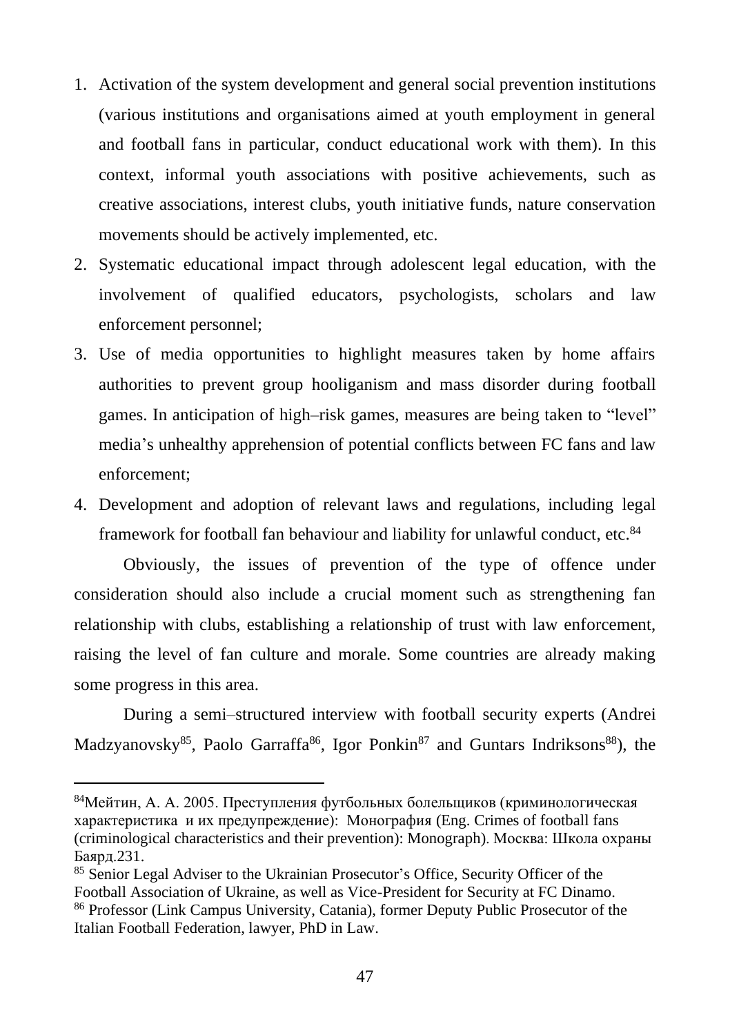1. Activation of the system development and general social prevention institutions (various institutions and organisations aimed at youth employment in general and football fans in particular, conduct educational work with them). In this context, informal youth associations with positive achievements, such as creative associations, interest clubs, youth initiative funds, nature conservation movements should be actively implemented, etc.
2. Systematic educational impact through adolescent legal education, with the involvement of qualified educators, psychologists, scholars and law enforcement personnel;
3. Use of media opportunities to highlight measures taken by home affairs authorities to prevent group hooliganism and mass disorder during football games. In anticipation of high–risk games, measures are being taken to "level" media's unhealthy apprehension of potential conflicts between FC fans and law enforcement;
4. Development and adoption of relevant laws and regulations, including legal framework for football fan behaviour and liability for unlawful conduct, etc.[84]

Obviously, the issues of prevention of the type of offence under consideration should also include a crucial moment such as strengthening fan relationship with clubs, establishing a relationship of trust with law enforcement, raising the level of fan culture and morale. Some countries are already making some progress in this area.

During a semi–structured interview with football security experts (Andrei Madzyanovsky[85], Paolo Garraffa[86], Igor Ponkin[87] and Guntars Indriksons[88]), the

---

[84] Мейтин, А. А. 2005. Преступления футбольных болельщиков (криминологическая характеристика и их предупреждение): Монография (Eng. Crimes of football fans (criminological characteristics and their prevention): Monograph). Москва: Школа охраны Баярд.231.

[85] Senior Legal Adviser to the Ukrainian Prosecutor's Office, Security Officer of the Football Association of Ukraine, as well as Vice-President for Security at FC Dinamo.

[86] Professor (Link Campus University, Catania), former Deputy Public Prosecutor of the Italian Football Federation, lawyer, PhD in Law.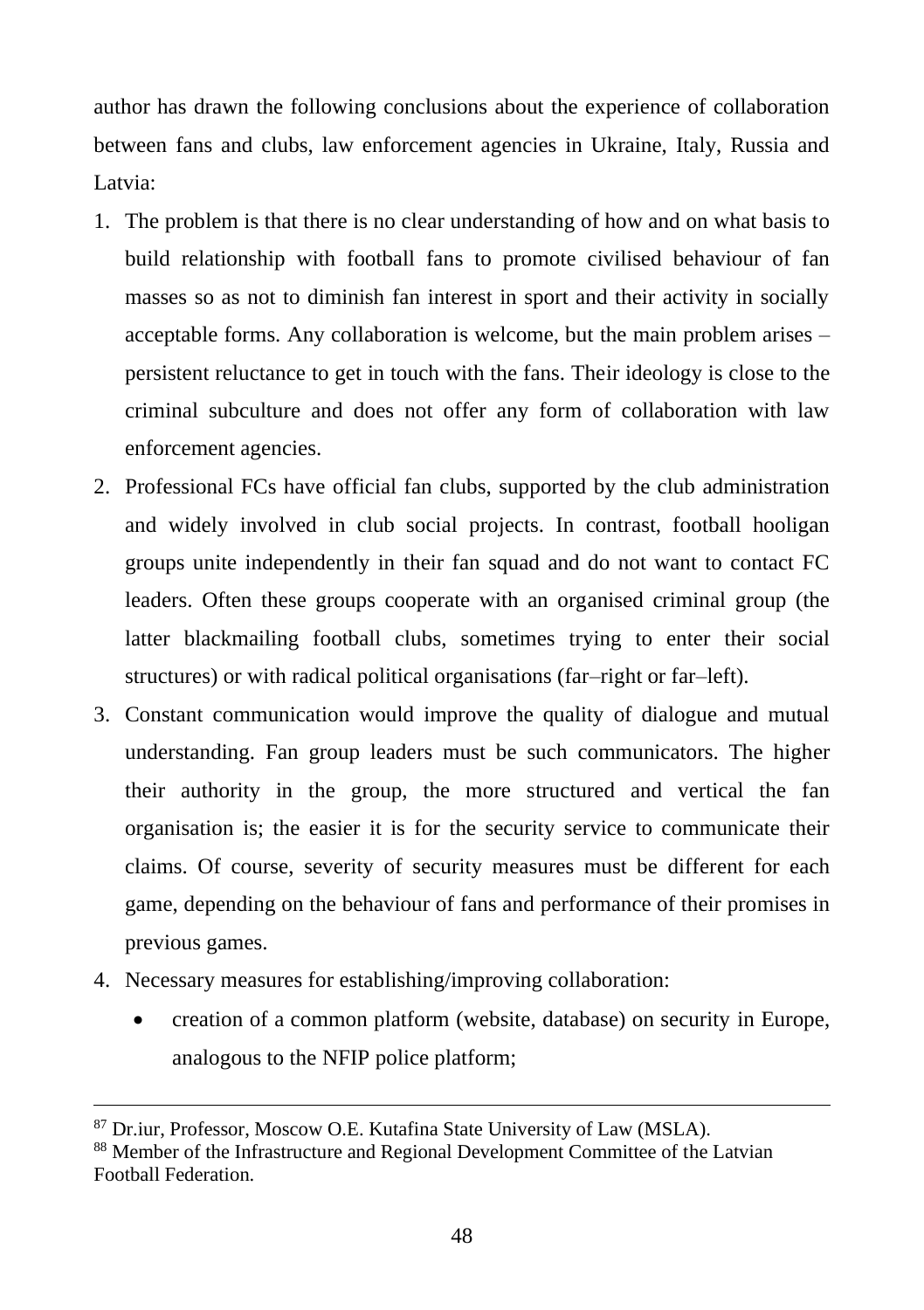author has drawn the following conclusions about the experience of collaboration between fans and clubs, law enforcement agencies in Ukraine, Italy, Russia and Latvia:

1. The problem is that there is no clear understanding of how and on what basis to build relationship with football fans to promote civilised behaviour of fan masses so as not to diminish fan interest in sport and their activity in socially acceptable forms. Any collaboration is welcome, but the main problem arises – persistent reluctance to get in touch with the fans. Their ideology is close to the criminal subculture and does not offer any form of collaboration with law enforcement agencies.
2. Professional FCs have official fan clubs, supported by the club administration and widely involved in club social projects. In contrast, football hooligan groups unite independently in their fan squad and do not want to contact FC leaders. Often these groups cooperate with an organised criminal group (the latter blackmailing football clubs, sometimes trying to enter their social structures) or with radical political organisations (far–right or far–left).
3. Constant communication would improve the quality of dialogue and mutual understanding. Fan group leaders must be such communicators. The higher their authority in the group, the more structured and vertical the fan organisation is; the easier it is for the security service to communicate their claims. Of course, severity of security measures must be different for each game, depending on the behaviour of fans and performance of their promises in previous games.
4. Necessary measures for establishing/improving collaboration:
   - creation of a common platform (website, database) on security in Europe, analogous to the NFIP police platform;

---

[87] Dr.iur, Professor, Moscow O.E. Kutafina State University of Law (MSLA).

[88] Member of the Infrastructure and Regional Development Committee of the Latvian Football Federation.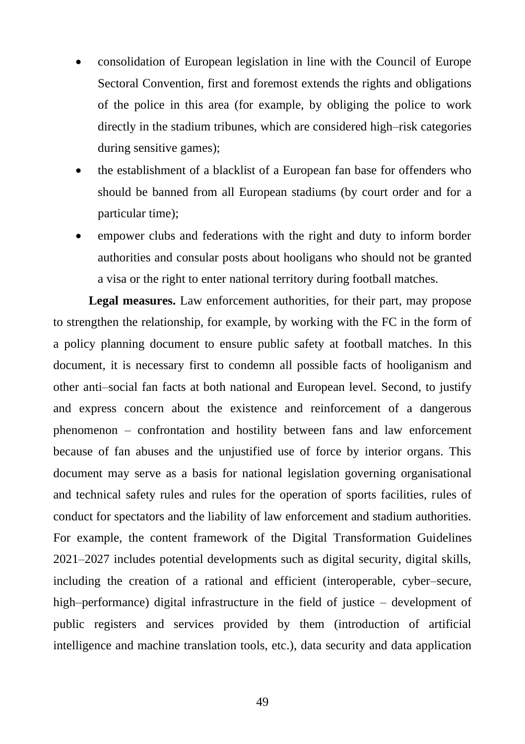- consolidation of European legislation in line with the Council of Europe Sectoral Convention, first and foremost extends the rights and obligations of the police in this area (for example, by obliging the police to work directly in the stadium tribunes, which are considered high–risk categories during sensitive games);
- the establishment of a blacklist of a European fan base for offenders who should be banned from all European stadiums (by court order and for a particular time);
- empower clubs and federations with the right and duty to inform border authorities and consular posts about hooligans who should not be granted a visa or the right to enter national territory during football matches.

**Legal measures.** Law enforcement authorities, for their part, may propose to strengthen the relationship, for example, by working with the FC in the form of a policy planning document to ensure public safety at football matches. In this document, it is necessary first to condemn all possible facts of hooliganism and other anti–social fan facts at both national and European level. Second, to justify and express concern about the existence and reinforcement of a dangerous phenomenon – confrontation and hostility between fans and law enforcement because of fan abuses and the unjustified use of force by interior organs. This document may serve as a basis for national legislation governing organisational and technical safety rules and rules for the operation of sports facilities, rules of conduct for spectators and the liability of law enforcement and stadium authorities. For example, the content framework of the Digital Transformation Guidelines 2021–2027 includes potential developments such as digital security, digital skills, including the creation of a rational and efficient (interoperable, cyber–secure, high–performance) digital infrastructure in the field of justice – development of public registers and services provided by them (introduction of artificial intelligence and machine translation tools, etc.), data security and data application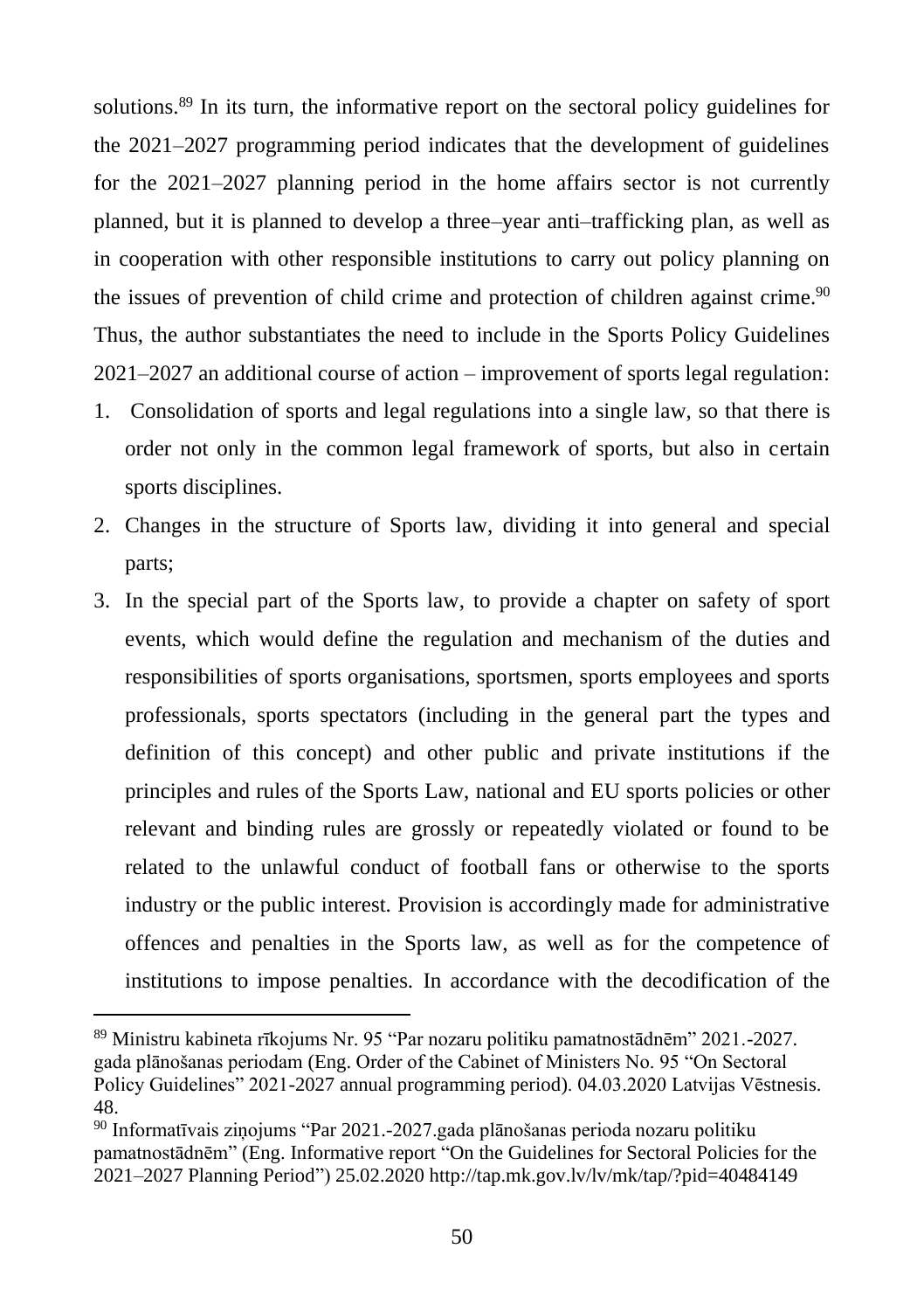solutions.[89] In its turn, the informative report on the sectoral policy guidelines for the 2021–2027 programming period indicates that the development of guidelines for the 2021–2027 planning period in the home affairs sector is not currently planned, but it is planned to develop a three–year anti–trafficking plan, as well as in cooperation with other responsible institutions to carry out policy planning on the issues of prevention of child crime and protection of children against crime.[90] Thus, the author substantiates the need to include in the Sports Policy Guidelines 2021–2027 an additional course of action – improvement of sports legal regulation:

1. Consolidation of sports and legal regulations into a single law, so that there is order not only in the common legal framework of sports, but also in certain sports disciplines.
2. Changes in the structure of Sports law, dividing it into general and special parts;
3. In the special part of the Sports law, to provide a chapter on safety of sport events, which would define the regulation and mechanism of the duties and responsibilities of sports organisations, sportsmen, sports employees and sports professionals, sports spectators (including in the general part the types and definition of this concept) and other public and private institutions if the principles and rules of the Sports Law, national and EU sports policies or other relevant and binding rules are grossly or repeatedly violated or found to be related to the unlawful conduct of football fans or otherwise to the sports industry or the public interest. Provision is accordingly made for administrative offences and penalties in the Sports law, as well as for the competence of institutions to impose penalties. In accordance with the decodification of the

[89] Ministru kabineta rīkojums Nr. 95 "Par nozaru politiku pamatnostādnēm" 2021.-2027. gada plānošanas periodam (Eng. Order of the Cabinet of Ministers No. 95 "On Sectoral Policy Guidelines" 2021-2027 annual programming period). 04.03.2020 Latvijas Vēstnesis. 48.

[90] Informatīvais ziņojums "Par 2021.-2027.gada plānošanas perioda nozaru politiku pamatnostādnēm" (Eng. Informative report "On the Guidelines for Sectoral Policies for the 2021–2027 Planning Period") 25.02.2020 http://tap.mk.gov.lv/lv/mk/tap/?pid=40484149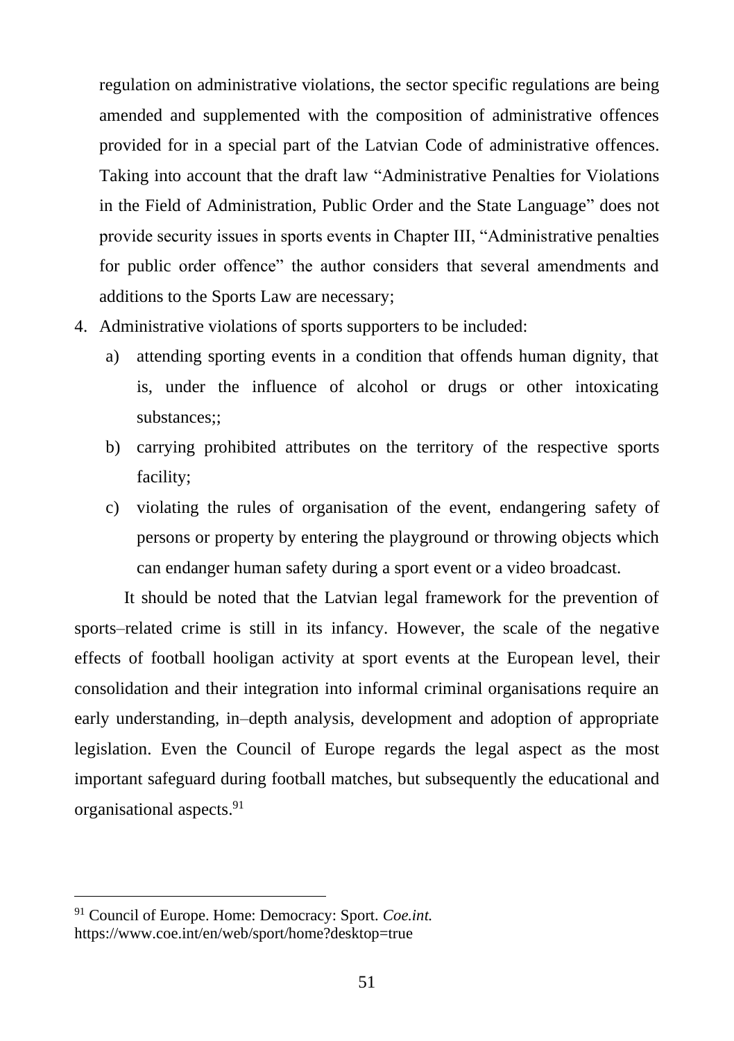regulation on administrative violations, the sector specific regulations are being amended and supplemented with the composition of administrative offences provided for in a special part of the Latvian Code of administrative offences. Taking into account that the draft law "Administrative Penalties for Violations in the Field of Administration, Public Order and the State Language" does not provide security issues in sports events in Chapter III, "Administrative penalties for public order offence" the author considers that several amendments and additions to the Sports Law are necessary;

4. Administrative violations of sports supporters to be included:
   a) attending sporting events in a condition that offends human dignity, that is, under the influence of alcohol or drugs or other intoxicating substances;;
   b) carrying prohibited attributes on the territory of the respective sports facility;
   c) violating the rules of organisation of the event, endangering safety of persons or property by entering the playground or throwing objects which can endanger human safety during a sport event or a video broadcast.

It should be noted that the Latvian legal framework for the prevention of sports–related crime is still in its infancy. However, the scale of the negative effects of football hooligan activity at sport events at the European level, their consolidation and their integration into informal criminal organisations require an early understanding, in–depth analysis, development and adoption of appropriate legislation. Even the Council of Europe regards the legal aspect as the most important safeguard during football matches, but subsequently the educational and organisational aspects.[91]

---

[91] Council of Europe. Home: Democracy: Sport. *Coe.int.* https://www.coe.int/en/web/sport/home?desktop=true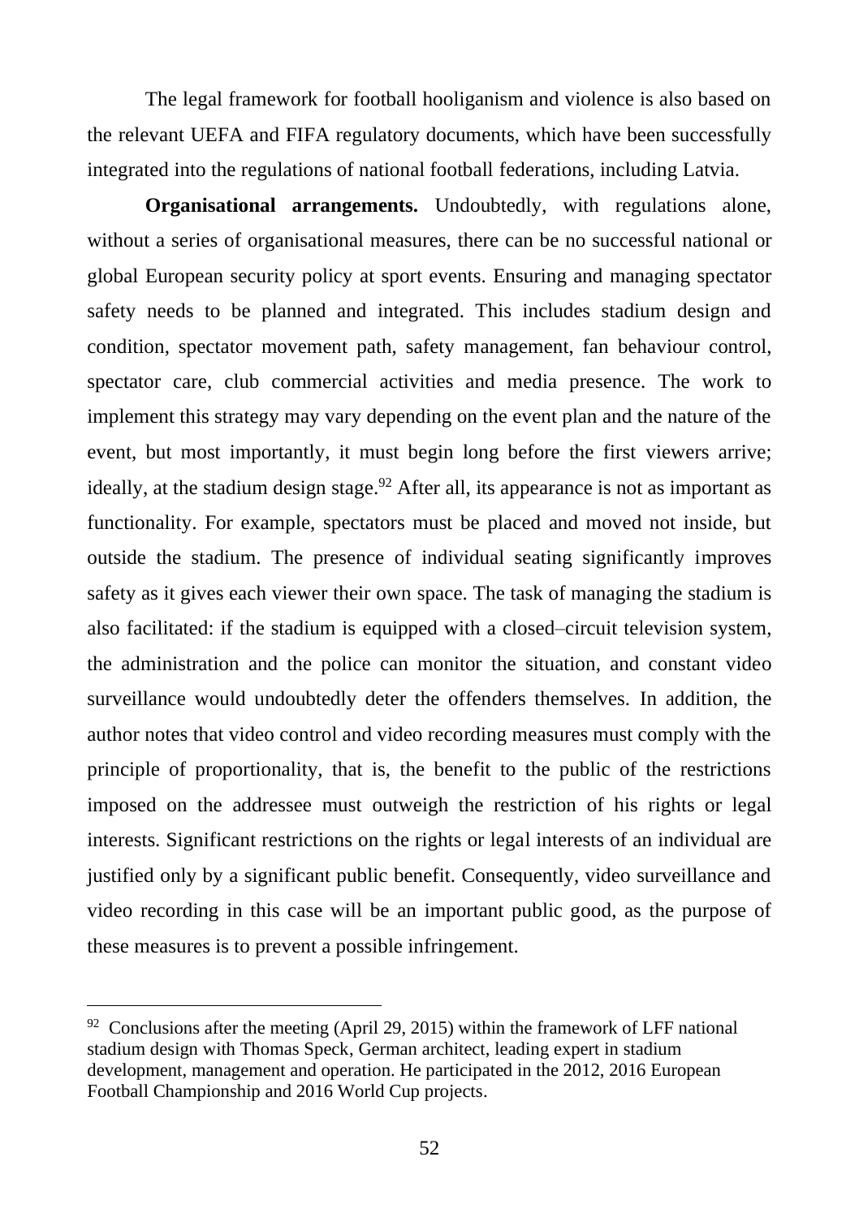The legal framework for football hooliganism and violence is also based on the relevant UEFA and FIFA regulatory documents, which have been successfully integrated into the regulations of national football federations, including Latvia.

**Organisational arrangements.** Undoubtedly, with regulations alone, without a series of organisational measures, there can be no successful national or global European security policy at sport events. Ensuring and managing spectator safety needs to be planned and integrated. This includes stadium design and condition, spectator movement path, safety management, fan behaviour control, spectator care, club commercial activities and media presence. The work to implement this strategy may vary depending on the event plan and the nature of the event, but most importantly, it must begin long before the first viewers arrive; ideally, at the stadium design stage.[92] After all, its appearance is not as important as functionality. For example, spectators must be placed and moved not inside, but outside the stadium. The presence of individual seating significantly improves safety as it gives each viewer their own space. The task of managing the stadium is also facilitated: if the stadium is equipped with a closed–circuit television system, the administration and the police can monitor the situation, and constant video surveillance would undoubtedly deter the offenders themselves. In addition, the author notes that video control and video recording measures must comply with the principle of proportionality, that is, the benefit to the public of the restrictions imposed on the addressee must outweigh the restriction of his rights or legal interests. Significant restrictions on the rights or legal interests of an individual are justified only by a significant public benefit. Consequently, video surveillance and video recording in this case will be an important public good, as the purpose of these measures is to prevent a possible infringement.

---

[92] Conclusions after the meeting (April 29, 2015) within the framework of LFF national stadium design with Thomas Speck, German architect, leading expert in stadium development, management and operation. He participated in the 2012, 2016 European Football Championship and 2016 World Cup projects.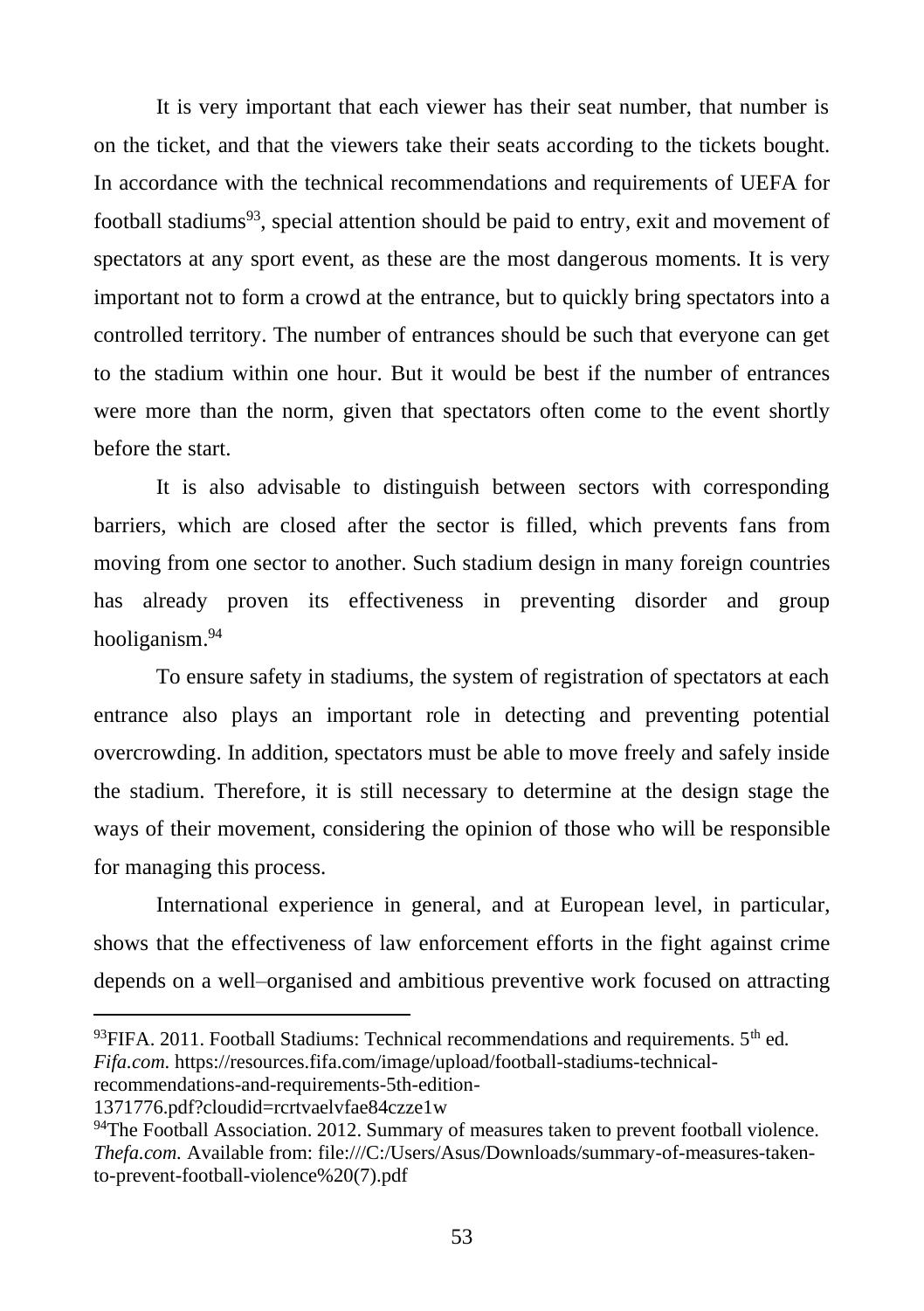It is very important that each viewer has their seat number, that number is on the ticket, and that the viewers take their seats according to the tickets bought. In accordance with the technical recommendations and requirements of UEFA for football stadiums[93], special attention should be paid to entry, exit and movement of spectators at any sport event, as these are the most dangerous moments. It is very important not to form a crowd at the entrance, but to quickly bring spectators into a controlled territory. The number of entrances should be such that everyone can get to the stadium within one hour. But it would be best if the number of entrances were more than the norm, given that spectators often come to the event shortly before the start.

It is also advisable to distinguish between sectors with corresponding barriers, which are closed after the sector is filled, which prevents fans from moving from one sector to another. Such stadium design in many foreign countries has already proven its effectiveness in preventing disorder and group hooliganism.[94]

To ensure safety in stadiums, the system of registration of spectators at each entrance also plays an important role in detecting and preventing potential overcrowding. In addition, spectators must be able to move freely and safely inside the stadium. Therefore, it is still necessary to determine at the design stage the ways of their movement, considering the opinion of those who will be responsible for managing this process.

International experience in general, and at European level, in particular, shows that the effectiveness of law enforcement efforts in the fight against crime depends on a well–organised and ambitious preventive work focused on attracting

---

[93]FIFA. 2011. Football Stadiums: Technical recommendations and requirements. 5th ed. *Fifa.com.* https://resources.fifa.com/image/upload/football-stadiums-technical-recommendations-and-requirements-5th-edition-1371776.pdf?cloudid=rcrtvaelvfae84czze1w

[94]The Football Association. 2012. Summary of measures taken to prevent football violence. *Thefa.com.* Available from: file:///C:/Users/Asus/Downloads/summary-of-measures-taken-to-prevent-football-violence%20(7).pdf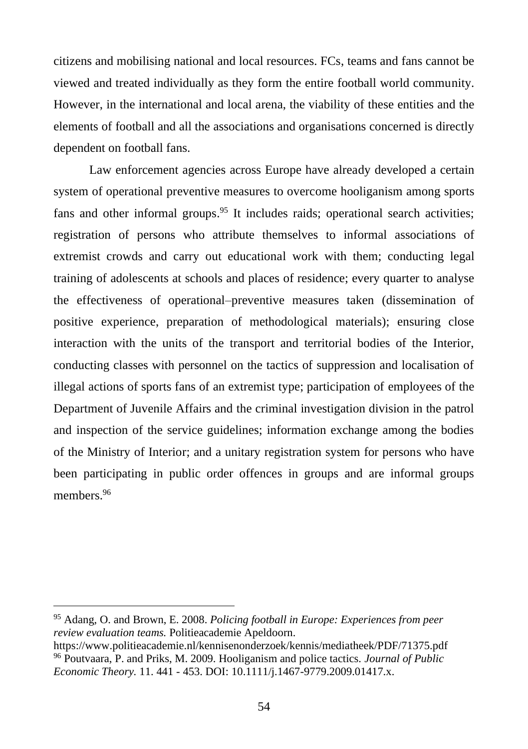citizens and mobilising national and local resources. FCs, teams and fans cannot be viewed and treated individually as they form the entire football world community. However, in the international and local arena, the viability of these entities and the elements of football and all the associations and organisations concerned is directly dependent on football fans.

Law enforcement agencies across Europe have already developed a certain system of operational preventive measures to overcome hooliganism among sports fans and other informal groups.[95] It includes raids; operational search activities; registration of persons who attribute themselves to informal associations of extremist crowds and carry out educational work with them; conducting legal training of adolescents at schools and places of residence; every quarter to analyse the effectiveness of operational–preventive measures taken (dissemination of positive experience, preparation of methodological materials); ensuring close interaction with the units of the transport and territorial bodies of the Interior, conducting classes with personnel on the tactics of suppression and localisation of illegal actions of sports fans of an extremist type; participation of employees of the Department of Juvenile Affairs and the criminal investigation division in the patrol and inspection of the service guidelines; information exchange among the bodies of the Ministry of Interior; and a unitary registration system for persons who have been participating in public order offences in groups and are informal groups members.[96]

---

[95] Adang, O. and Brown, E. 2008. *Policing football in Europe: Experiences from peer review evaluation teams.* Politieacademie Apeldoorn. https://www.politieacademie.nl/kennisenonderzoek/kennis/mediatheek/PDF/71375.pdf

[96] Poutvaara, P. and Priks, M. 2009. Hooliganism and police tactics. *Journal of Public Economic Theory.* 11. 441 - 453. DOI: 10.1111/j.1467-9779.2009.01417.x.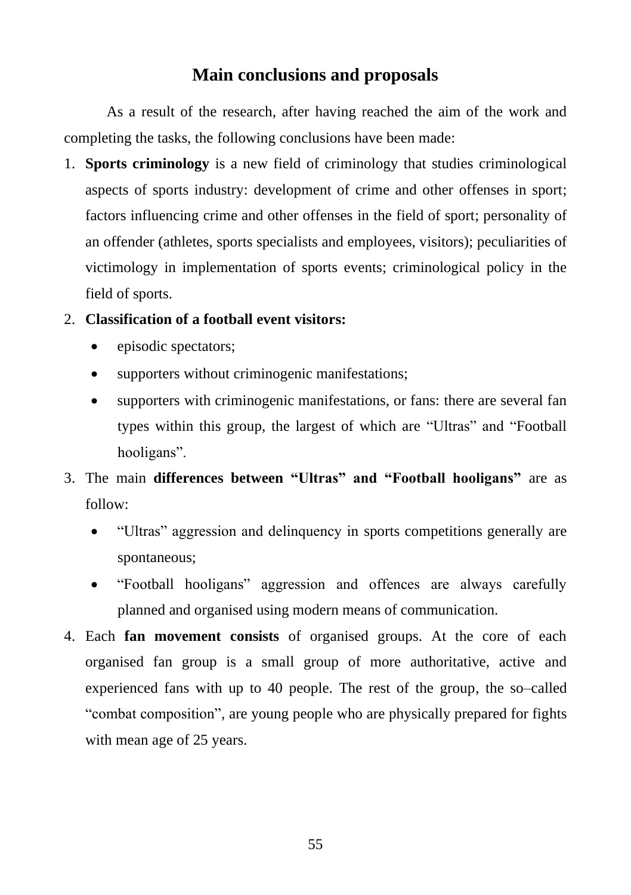## Main conclusions and proposals

As a result of the research, after having reached the aim of the work and completing the tasks, the following conclusions have been made:

1. **Sports criminology** is a new field of criminology that studies criminological aspects of sports industry: development of crime and other offenses in sport; factors influencing crime and other offenses in the field of sport; personality of an offender (athletes, sports specialists and employees, visitors); peculiarities of victimology in implementation of sports events; criminological policy in the field of sports.
2. **Classification of a football event visitors:**
   - episodic spectators;
   - supporters without criminogenic manifestations;
   - supporters with criminogenic manifestations, or fans: there are several fan types within this group, the largest of which are "Ultras" and "Football hooligans".
3. The main **differences between "Ultras" and "Football hooligans"** are as follow:
   - "Ultras" aggression and delinquency in sports competitions generally are spontaneous;
   - "Football hooligans" aggression and offences are always carefully planned and organised using modern means of communication.
4. Each **fan movement consists** of organised groups. At the core of each organised fan group is a small group of more authoritative, active and experienced fans with up to 40 people. The rest of the group, the so–called "combat composition", are young people who are physically prepared for fights with mean age of 25 years.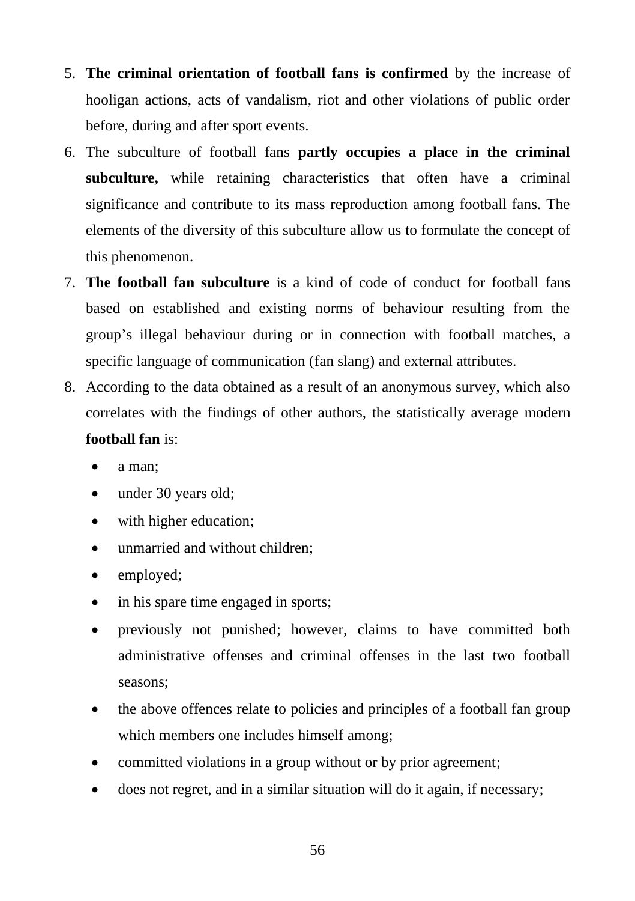5. **The criminal orientation of football fans is confirmed** by the increase of hooligan actions, acts of vandalism, riot and other violations of public order before, during and after sport events.
6. The subculture of football fans **partly occupies a place in the criminal subculture,** while retaining characteristics that often have a criminal significance and contribute to its mass reproduction among football fans. The elements of the diversity of this subculture allow us to formulate the concept of this phenomenon.
7. **The football fan subculture** is a kind of code of conduct for football fans based on established and existing norms of behaviour resulting from the group's illegal behaviour during or in connection with football matches, a specific language of communication (fan slang) and external attributes.
8. According to the data obtained as a result of an anonymous survey, which also correlates with the findings of other authors, the statistically average modern **football fan** is:
   - a man;
   - under 30 years old;
   - with higher education;
   - unmarried and without children;
   - employed;
   - in his spare time engaged in sports;
   - previously not punished; however, claims to have committed both administrative offenses and criminal offenses in the last two football seasons;
   - the above offences relate to policies and principles of a football fan group which members one includes himself among;
   - committed violations in a group without or by prior agreement;
   - does not regret, and in a similar situation will do it again, if necessary;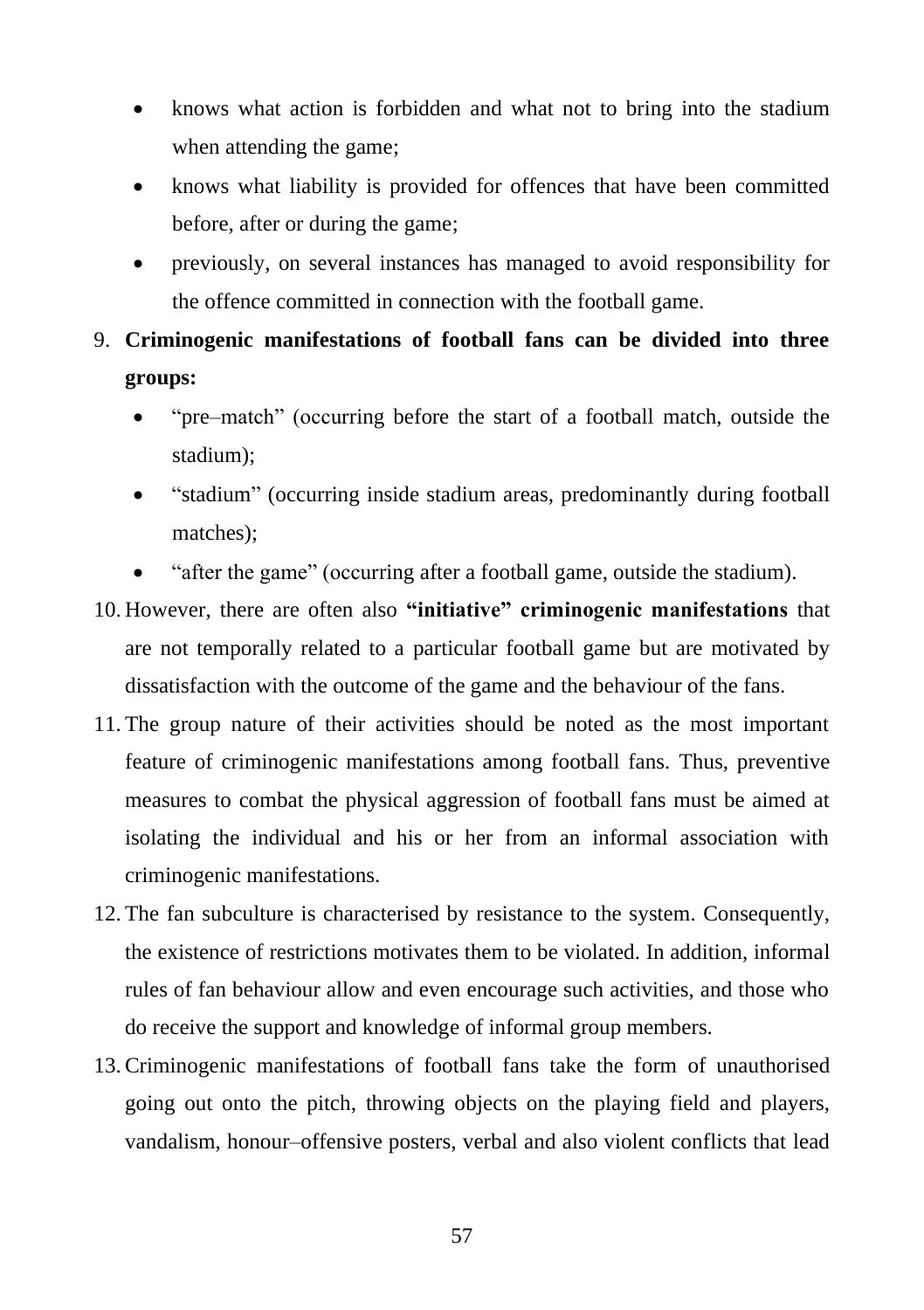- knows what action is forbidden and what not to bring into the stadium when attending the game;
- knows what liability is provided for offences that have been committed before, after or during the game;
- previously, on several instances has managed to avoid responsibility for the offence committed in connection with the football game.

9. **Criminogenic manifestations of football fans can be divided into three groups:**
   - "pre–match" (occurring before the start of a football match, outside the stadium);
   - "stadium" (occurring inside stadium areas, predominantly during football matches);
   - "after the game" (occurring after a football game, outside the stadium).
10. However, there are often also **"initiative" criminogenic manifestations** that are not temporally related to a particular football game but are motivated by dissatisfaction with the outcome of the game and the behaviour of the fans.
11. The group nature of their activities should be noted as the most important feature of criminogenic manifestations among football fans. Thus, preventive measures to combat the physical aggression of football fans must be aimed at isolating the individual and his or her from an informal association with criminogenic manifestations.
12. The fan subculture is characterised by resistance to the system. Consequently, the existence of restrictions motivates them to be violated. In addition, informal rules of fan behaviour allow and even encourage such activities, and those who do receive the support and knowledge of informal group members.
13. Criminogenic manifestations of football fans take the form of unauthorised going out onto the pitch, throwing objects on the playing field and players, vandalism, honour–offensive posters, verbal and also violent conflicts that lead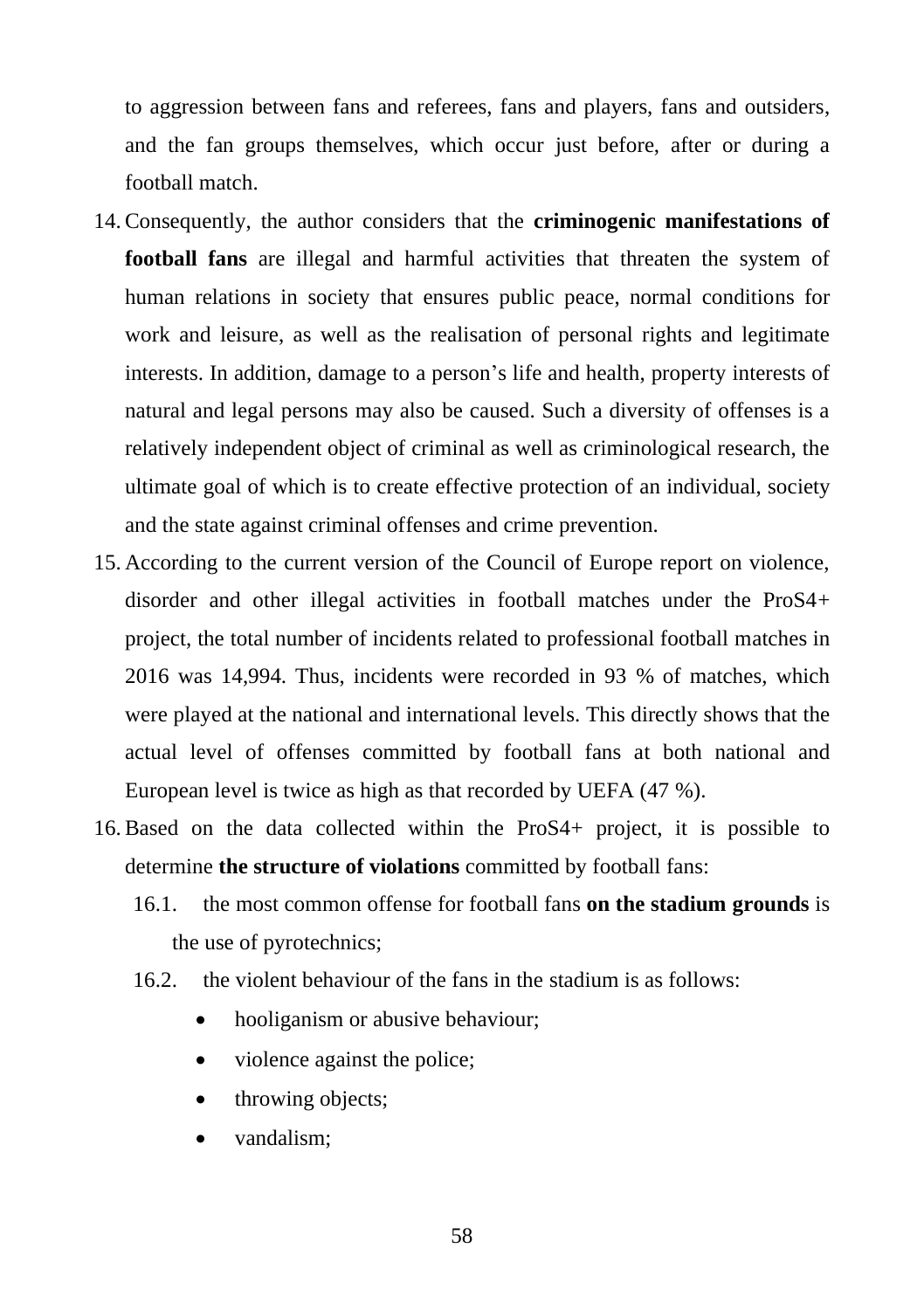to aggression between fans and referees, fans and players, fans and outsiders, and the fan groups themselves, which occur just before, after or during a football match.

14. Consequently, the author considers that the **criminogenic manifestations of football fans** are illegal and harmful activities that threaten the system of human relations in society that ensures public peace, normal conditions for work and leisure, as well as the realisation of personal rights and legitimate interests. In addition, damage to a person's life and health, property interests of natural and legal persons may also be caused. Such a diversity of offenses is a relatively independent object of criminal as well as criminological research, the ultimate goal of which is to create effective protection of an individual, society and the state against criminal offenses and crime prevention.
15. According to the current version of the Council of Europe report on violence, disorder and other illegal activities in football matches under the ProS4+ project, the total number of incidents related to professional football matches in 2016 was 14,994. Thus, incidents were recorded in 93 % of matches, which were played at the national and international levels. This directly shows that the actual level of offenses committed by football fans at both national and European level is twice as high as that recorded by UEFA (47 %).
16. Based on the data collected within the ProS4+ project, it is possible to determine **the structure of violations** committed by football fans:
    - 16.1. the most common offense for football fans **on the stadium grounds** is the use of pyrotechnics;
    - 16.2. the violent behaviour of the fans in the stadium is as follows:
        - hooliganism or abusive behaviour;
        - violence against the police;
        - throwing objects;
        - vandalism;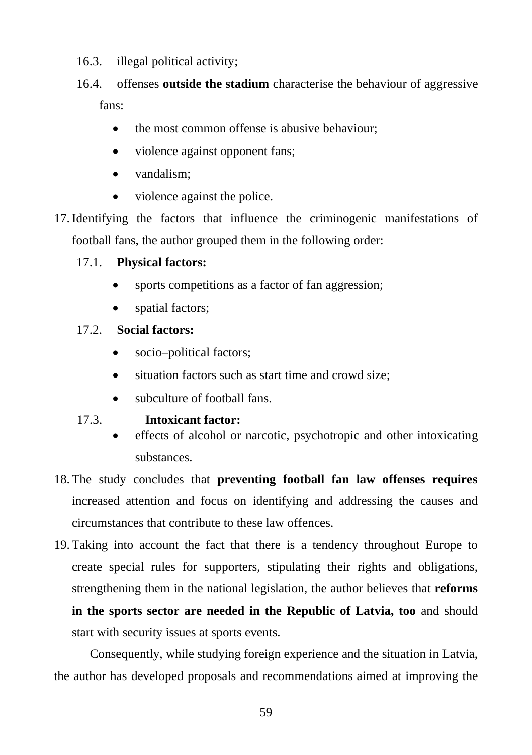16.3. illegal political activity;

16.4. offenses **outside the stadium** characterise the behaviour of aggressive fans:

- the most common offense is abusive behaviour;
- violence against opponent fans;
- vandalism;
- violence against the police.

17. Identifying the factors that influence the criminogenic manifestations of football fans, the author grouped them in the following order:

17.1. **Physical factors:**

- sports competitions as a factor of fan aggression;
- spatial factors;

17.2. **Social factors:**

- socio–political factors;
- situation factors such as start time and crowd size;
- subculture of football fans.

17.3. **Intoxicant factor:**

- effects of alcohol or narcotic, psychotropic and other intoxicating substances.

18. The study concludes that **preventing football fan law offenses requires** increased attention and focus on identifying and addressing the causes and circumstances that contribute to these law offences.

19. Taking into account the fact that there is a tendency throughout Europe to create special rules for supporters, stipulating their rights and obligations, strengthening them in the national legislation, the author believes that **reforms in the sports sector are needed in the Republic of Latvia, too** and should start with security issues at sports events.

Consequently, while studying foreign experience and the situation in Latvia, the author has developed proposals and recommendations aimed at improving the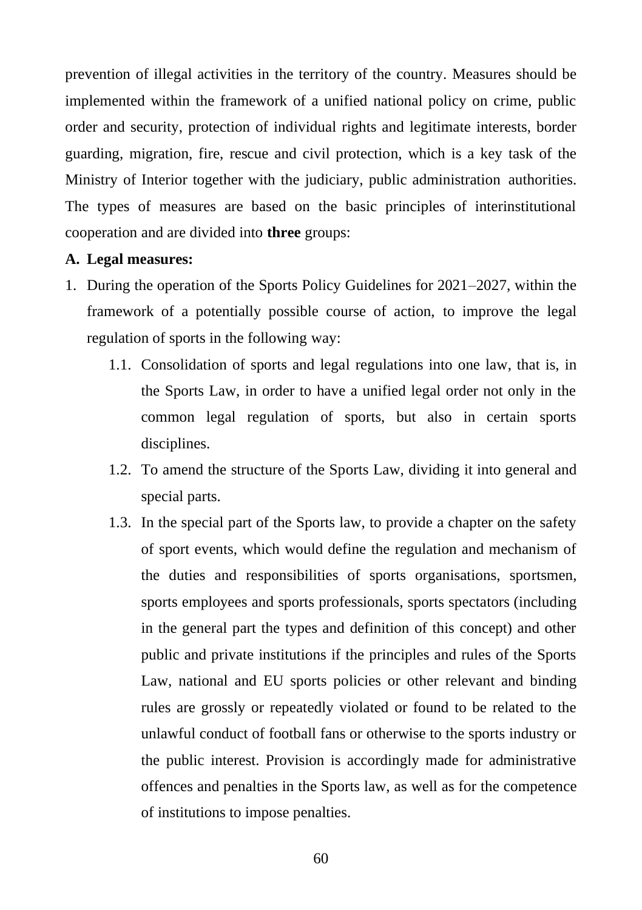prevention of illegal activities in the territory of the country. Measures should be implemented within the framework of a unified national policy on crime, public order and security, protection of individual rights and legitimate interests, border guarding, migration, fire, rescue and civil protection, which is a key task of the Ministry of Interior together with the judiciary, public administration authorities. The types of measures are based on the basic principles of interinstitutional cooperation and are divided into **three** groups:

**A. Legal measures:**

1. During the operation of the Sports Policy Guidelines for 2021–2027, within the framework of a potentially possible course of action, to improve the legal regulation of sports in the following way:
    1.1. Consolidation of sports and legal regulations into one law, that is, in the Sports Law, in order to have a unified legal order not only in the common legal regulation of sports, but also in certain sports disciplines.
    1.2. To amend the structure of the Sports Law, dividing it into general and special parts.
    1.3. In the special part of the Sports law, to provide a chapter on the safety of sport events, which would define the regulation and mechanism of the duties and responsibilities of sports organisations, sportsmen, sports employees and sports professionals, sports spectators (including in the general part the types and definition of this concept) and other public and private institutions if the principles and rules of the Sports Law, national and EU sports policies or other relevant and binding rules are grossly or repeatedly violated or found to be related to the unlawful conduct of football fans or otherwise to the sports industry or the public interest. Provision is accordingly made for administrative offences and penalties in the Sports law, as well as for the competence of institutions to impose penalties.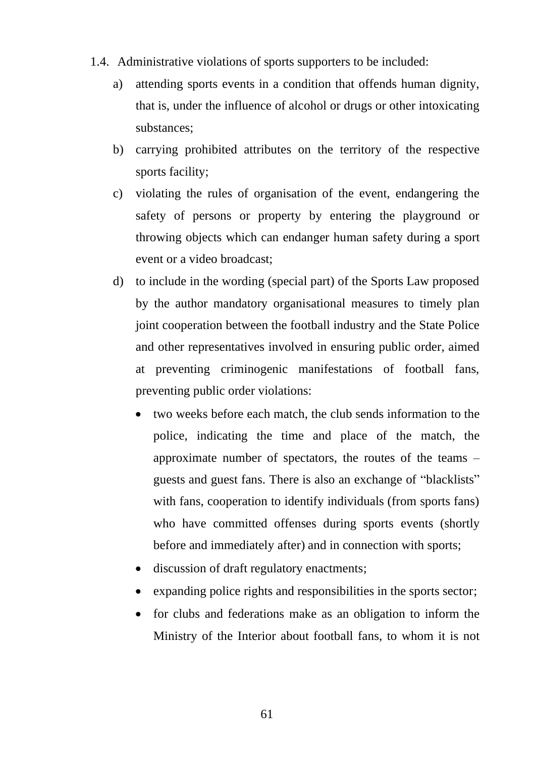1.4. Administrative violations of sports supporters to be included:

a) attending sports events in a condition that offends human dignity, that is, under the influence of alcohol or drugs or other intoxicating substances;

b) carrying prohibited attributes on the territory of the respective sports facility;

c) violating the rules of organisation of the event, endangering the safety of persons or property by entering the playground or throwing objects which can endanger human safety during a sport event or a video broadcast;

d) to include in the wording (special part) of the Sports Law proposed by the author mandatory organisational measures to timely plan joint cooperation between the football industry and the State Police and other representatives involved in ensuring public order, aimed at preventing criminogenic manifestations of football fans, preventing public order violations:

- two weeks before each match, the club sends information to the police, indicating the time and place of the match, the approximate number of spectators, the routes of the teams – guests and guest fans. There is also an exchange of "blacklists" with fans, cooperation to identify individuals (from sports fans) who have committed offenses during sports events (shortly before and immediately after) and in connection with sports;
- discussion of draft regulatory enactments;
- expanding police rights and responsibilities in the sports sector;
- for clubs and federations make as an obligation to inform the Ministry of the Interior about football fans, to whom it is not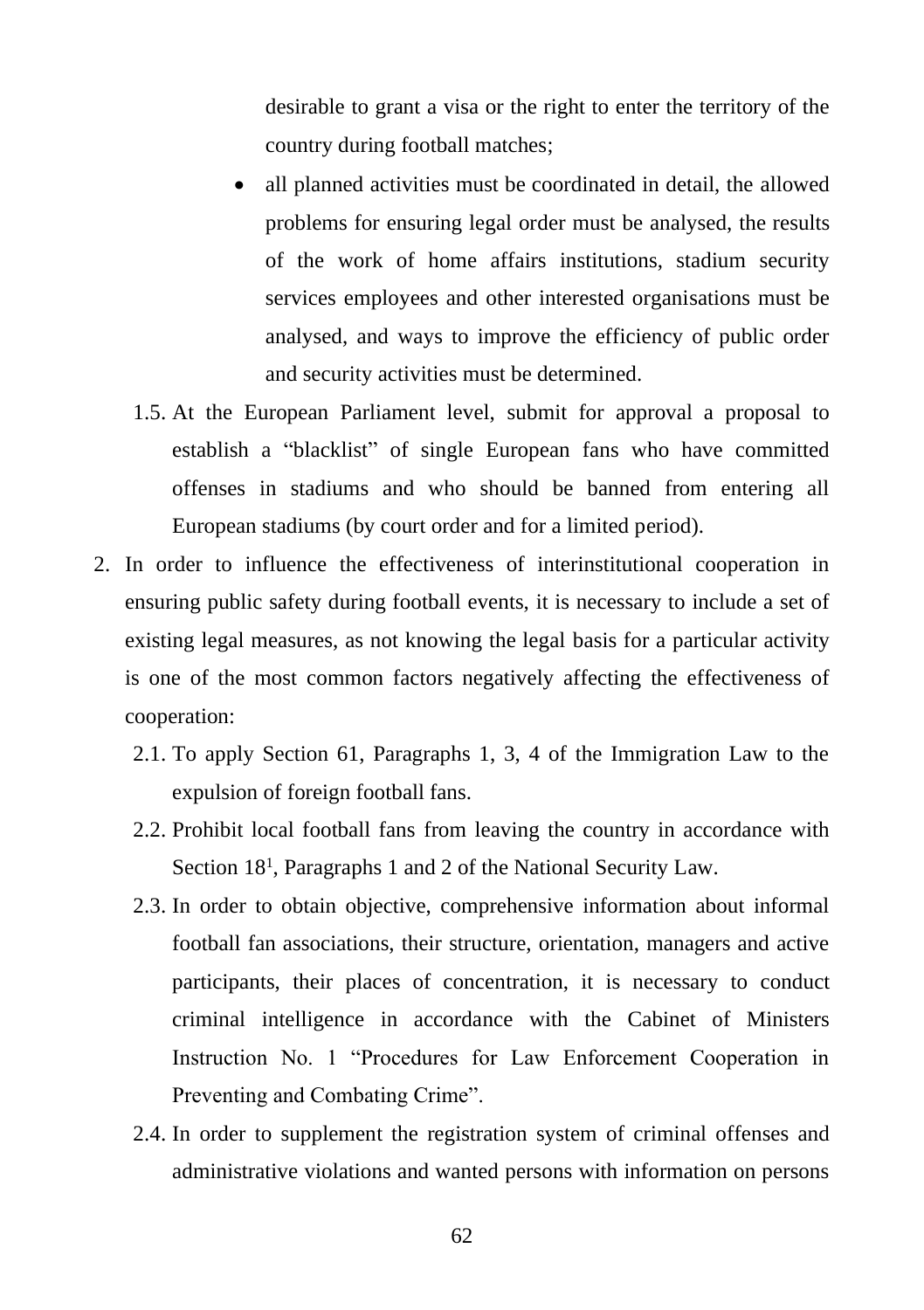desirable to grant a visa or the right to enter the territory of the country during football matches;

- all planned activities must be coordinated in detail, the allowed problems for ensuring legal order must be analysed, the results of the work of home affairs institutions, stadium security services employees and other interested organisations must be analysed, and ways to improve the efficiency of public order and security activities must be determined.

1.5. At the European Parliament level, submit for approval a proposal to establish a "blacklist" of single European fans who have committed offenses in stadiums and who should be banned from entering all European stadiums (by court order and for a limited period).

2. In order to influence the effectiveness of interinstitutional cooperation in ensuring public safety during football events, it is necessary to include a set of existing legal measures, as not knowing the legal basis for a particular activity is one of the most common factors negatively affecting the effectiveness of cooperation:

   2.1. To apply Section 61, Paragraphs 1, 3, 4 of the Immigration Law to the expulsion of foreign football fans.

   2.2. Prohibit local football fans from leaving the country in accordance with Section 18[1], Paragraphs 1 and 2 of the National Security Law.

   2.3. In order to obtain objective, comprehensive information about informal football fan associations, their structure, orientation, managers and active participants, their places of concentration, it is necessary to conduct criminal intelligence in accordance with the Cabinet of Ministers Instruction No. 1 "Procedures for Law Enforcement Cooperation in Preventing and Combating Crime".

   2.4. In order to supplement the registration system of criminal offenses and administrative violations and wanted persons with information on persons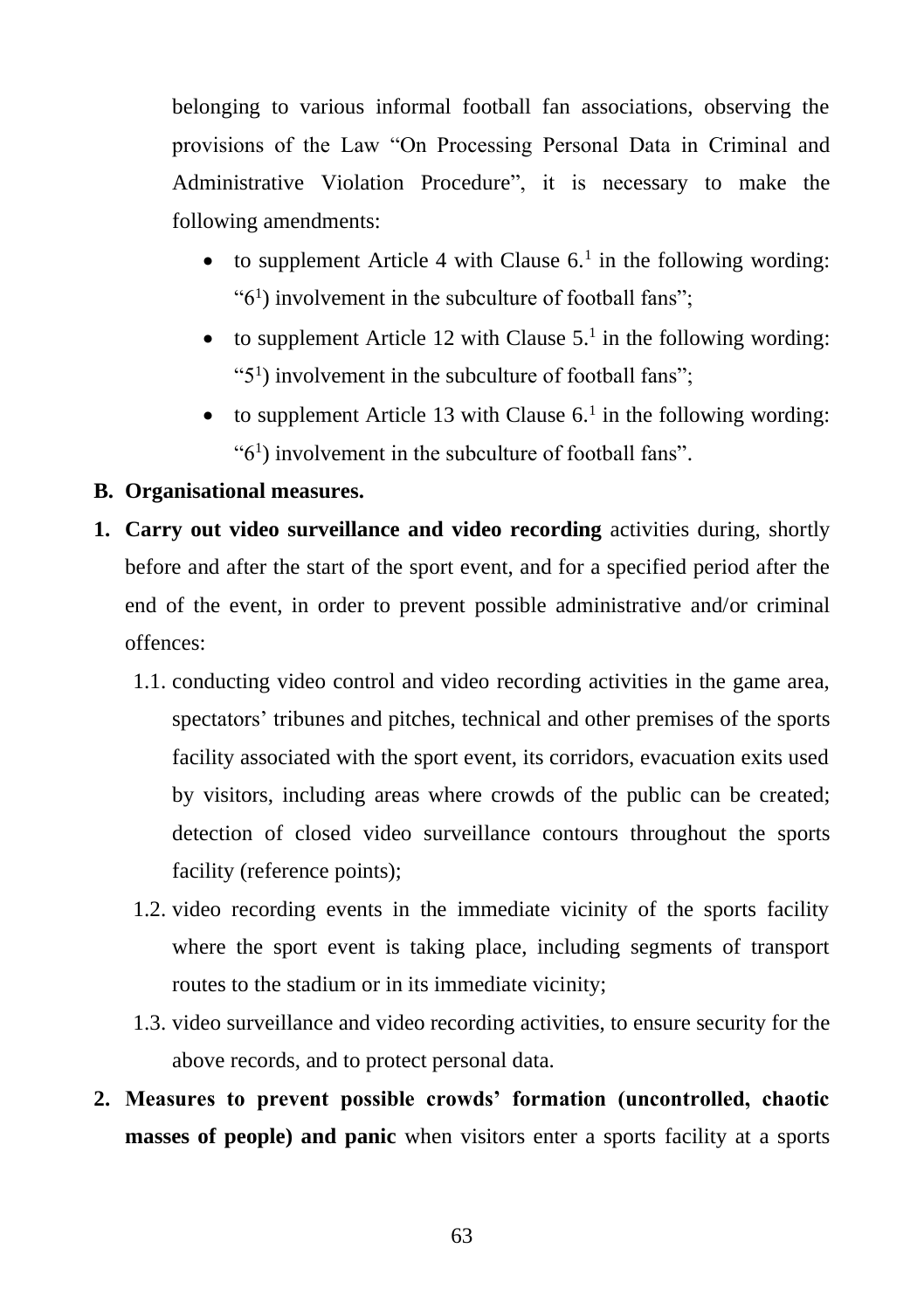belonging to various informal football fan associations, observing the provisions of the Law "On Processing Personal Data in Criminal and Administrative Violation Procedure", it is necessary to make the following amendments:

- to supplement Article 4 with Clause $6.^1$ in the following wording: "$6^1$) involvement in the subculture of football fans";
- to supplement Article 12 with Clause $5.^1$ in the following wording: "$5^1$) involvement in the subculture of football fans";
- to supplement Article 13 with Clause $6.^1$ in the following wording: "$6^1$) involvement in the subculture of football fans".

**B. Organisational measures.**

1. **Carry out video surveillance and video recording** activities during, shortly before and after the start of the sport event, and for a specified period after the end of the event, in order to prevent possible administrative and/or criminal offences:
   - 1.1. conducting video control and video recording activities in the game area, spectators' tribunes and pitches, technical and other premises of the sports facility associated with the sport event, its corridors, evacuation exits used by visitors, including areas where crowds of the public can be created; detection of closed video surveillance contours throughout the sports facility (reference points);
   - 1.2. video recording events in the immediate vicinity of the sports facility where the sport event is taking place, including segments of transport routes to the stadium or in its immediate vicinity;
   - 1.3. video surveillance and video recording activities, to ensure security for the above records, and to protect personal data.
2. **Measures to prevent possible crowds' formation (uncontrolled, chaotic masses of people) and panic** when visitors enter a sports facility at a sports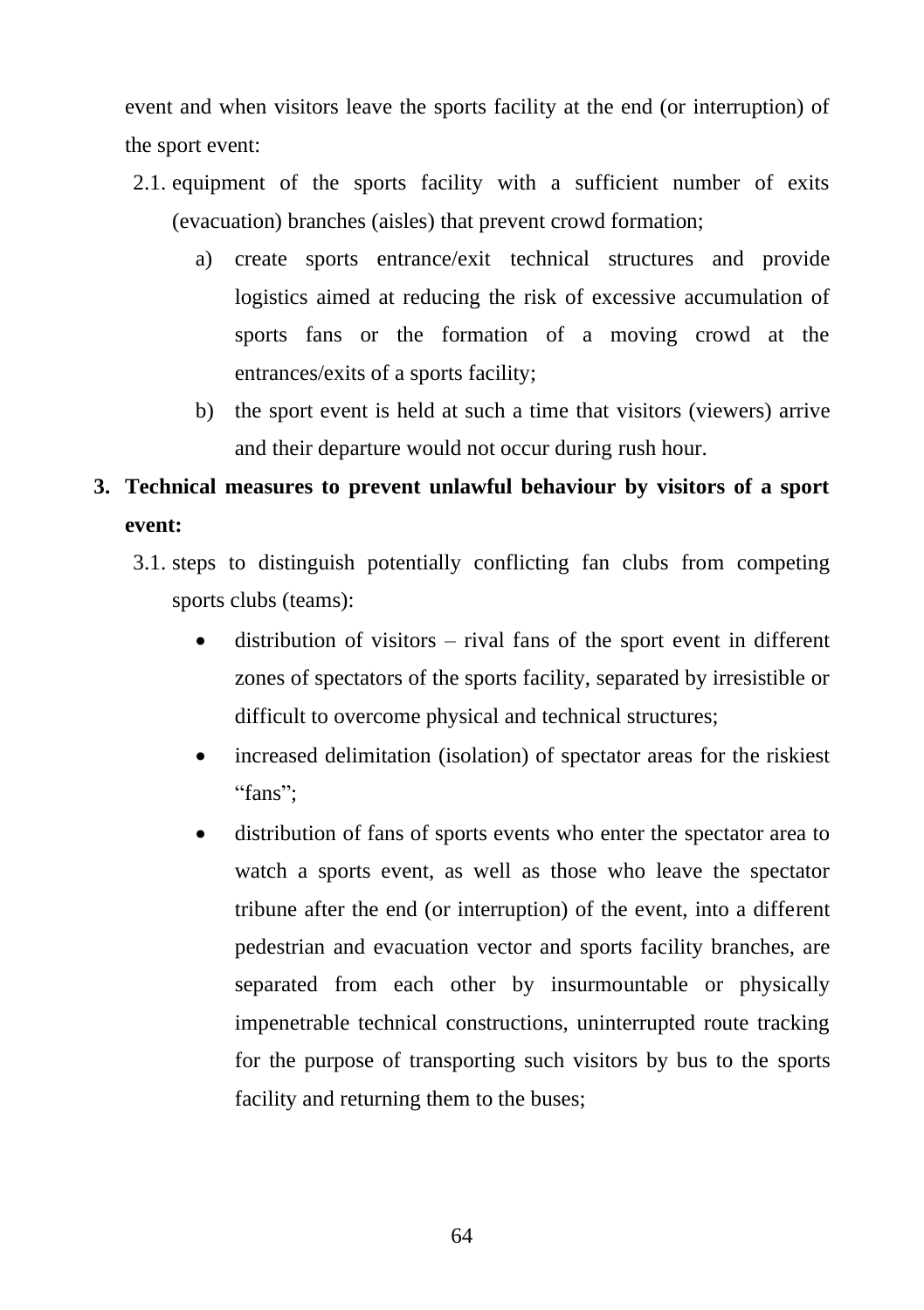event and when visitors leave the sports facility at the end (or interruption) of the sport event:

2.1. equipment of the sports facility with a sufficient number of exits (evacuation) branches (aisles) that prevent crowd formation;

   a) create sports entrance/exit technical structures and provide logistics aimed at reducing the risk of excessive accumulation of sports fans or the formation of a moving crowd at the entrances/exits of a sports facility;

   b) the sport event is held at such a time that visitors (viewers) arrive and their departure would not occur during rush hour.

3. **Technical measures to prevent unlawful behaviour by visitors of a sport event:**

   3.1. steps to distinguish potentially conflicting fan clubs from competing sports clubs (teams):

   - distribution of visitors – rival fans of the sport event in different zones of spectators of the sports facility, separated by irresistible or difficult to overcome physical and technical structures;
   - increased delimitation (isolation) of spectator areas for the riskiest "fans";
   - distribution of fans of sports events who enter the spectator area to watch a sports event, as well as those who leave the spectator tribune after the end (or interruption) of the event, into a different pedestrian and evacuation vector and sports facility branches, are separated from each other by insurmountable or physically impenetrable technical constructions, uninterrupted route tracking for the purpose of transporting such visitors by bus to the sports facility and returning them to the buses;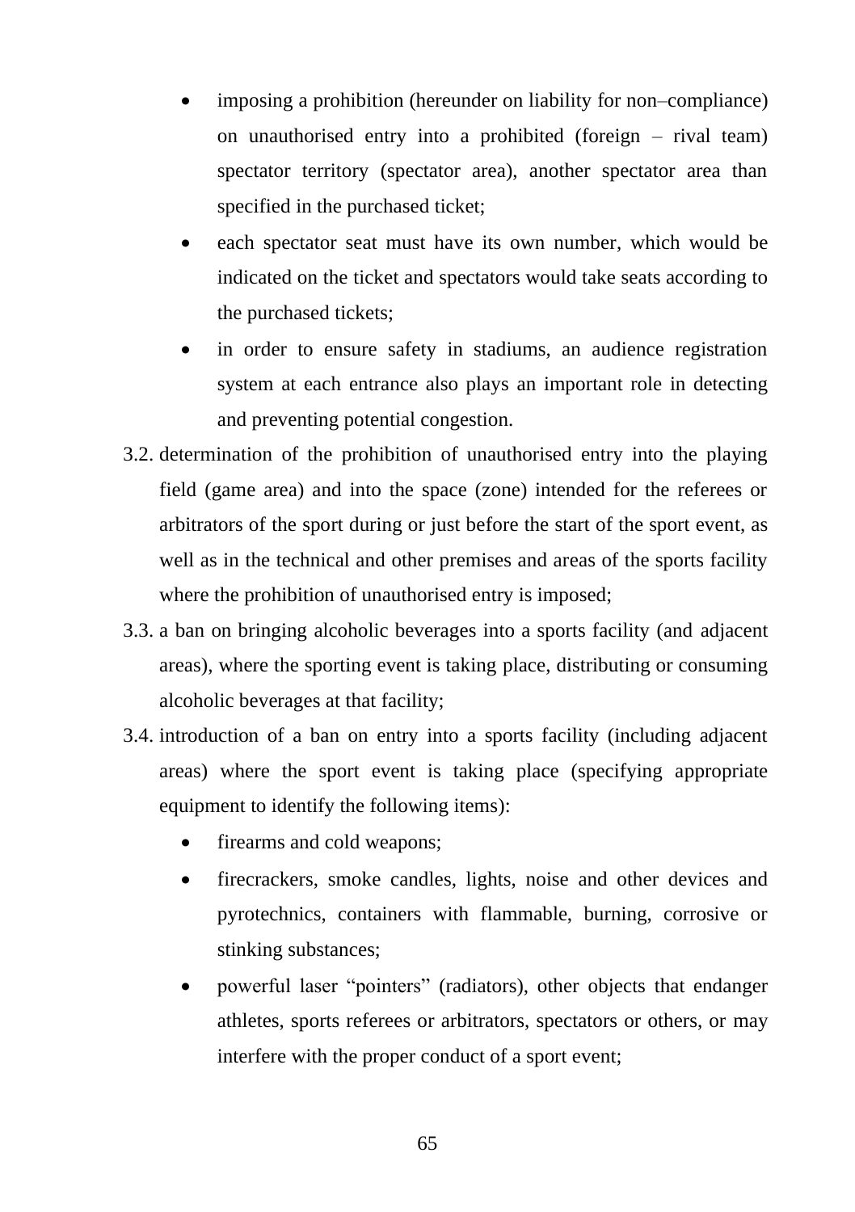- imposing a prohibition (hereunder on liability for non–compliance) on unauthorised entry into a prohibited (foreign – rival team) spectator territory (spectator area), another spectator area than specified in the purchased ticket;
- each spectator seat must have its own number, which would be indicated on the ticket and spectators would take seats according to the purchased tickets;
- in order to ensure safety in stadiums, an audience registration system at each entrance also plays an important role in detecting and preventing potential congestion.

3.2. determination of the prohibition of unauthorised entry into the playing field (game area) and into the space (zone) intended for the referees or arbitrators of the sport during or just before the start of the sport event, as well as in the technical and other premises and areas of the sports facility where the prohibition of unauthorised entry is imposed;

3.3. a ban on bringing alcoholic beverages into a sports facility (and adjacent areas), where the sporting event is taking place, distributing or consuming alcoholic beverages at that facility;

3.4. introduction of a ban on entry into a sports facility (including adjacent areas) where the sport event is taking place (specifying appropriate equipment to identify the following items):

- firearms and cold weapons;
- firecrackers, smoke candles, lights, noise and other devices and pyrotechnics, containers with flammable, burning, corrosive or stinking substances;
- powerful laser "pointers" (radiators), other objects that endanger athletes, sports referees or arbitrators, spectators or others, or may interfere with the proper conduct of a sport event;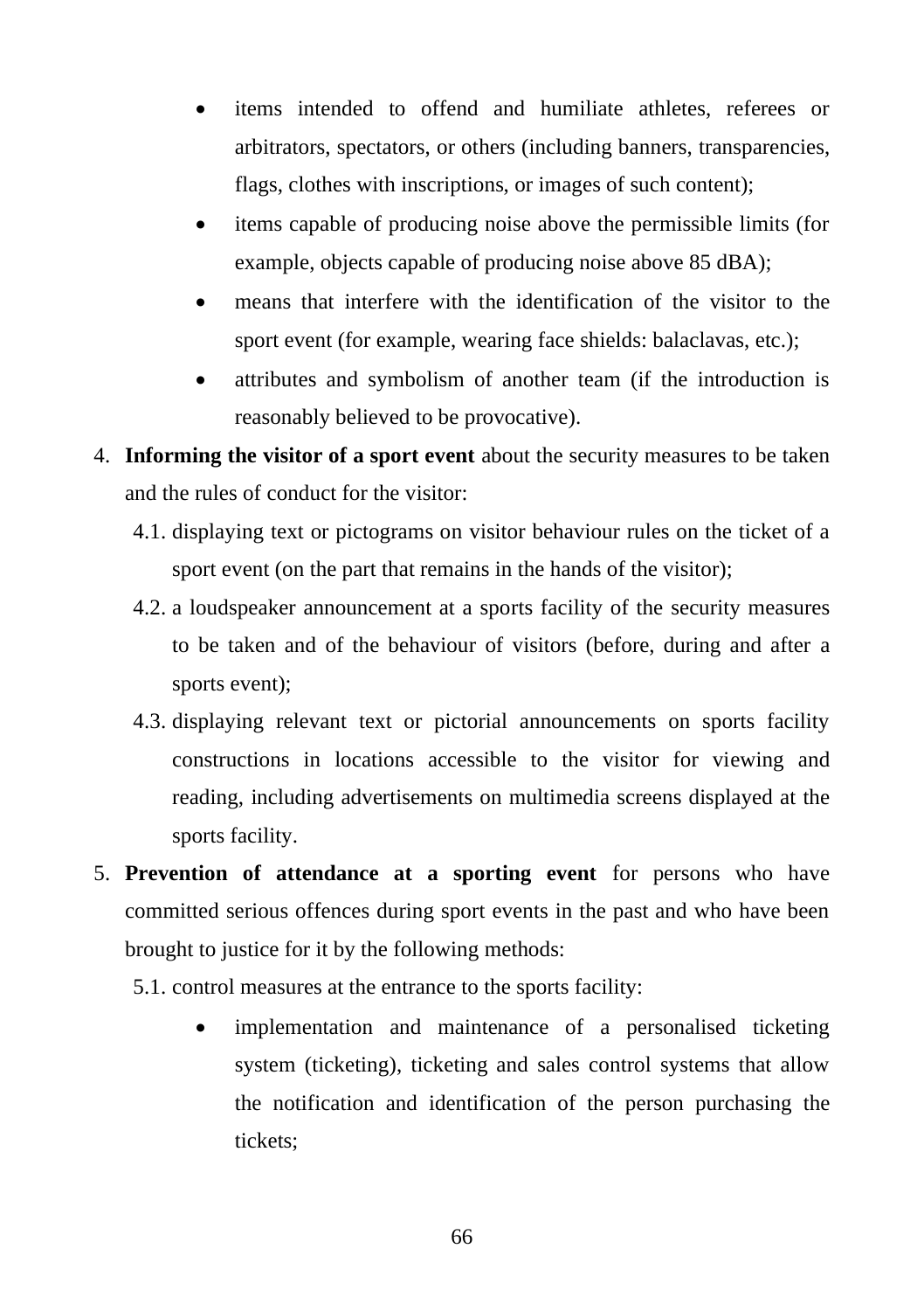- items intended to offend and humiliate athletes, referees or arbitrators, spectators, or others (including banners, transparencies, flags, clothes with inscriptions, or images of such content);
- items capable of producing noise above the permissible limits (for example, objects capable of producing noise above 85 dBA);
- means that interfere with the identification of the visitor to the sport event (for example, wearing face shields: balaclavas, etc.);
- attributes and symbolism of another team (if the introduction is reasonably believed to be provocative).

4. **Informing the visitor of a sport event** about the security measures to be taken and the rules of conduct for the visitor:
   - 4.1. displaying text or pictograms on visitor behaviour rules on the ticket of a sport event (on the part that remains in the hands of the visitor);
   - 4.2. a loudspeaker announcement at a sports facility of the security measures to be taken and of the behaviour of visitors (before, during and after a sports event);
   - 4.3. displaying relevant text or pictorial announcements on sports facility constructions in locations accessible to the visitor for viewing and reading, including advertisements on multimedia screens displayed at the sports facility.
5. **Prevention of attendance at a sporting event** for persons who have committed serious offences during sport events in the past and who have been brought to justice for it by the following methods:
   - 5.1. control measures at the entrance to the sports facility:
     - implementation and maintenance of a personalised ticketing system (ticketing), ticketing and sales control systems that allow the notification and identification of the person purchasing the tickets;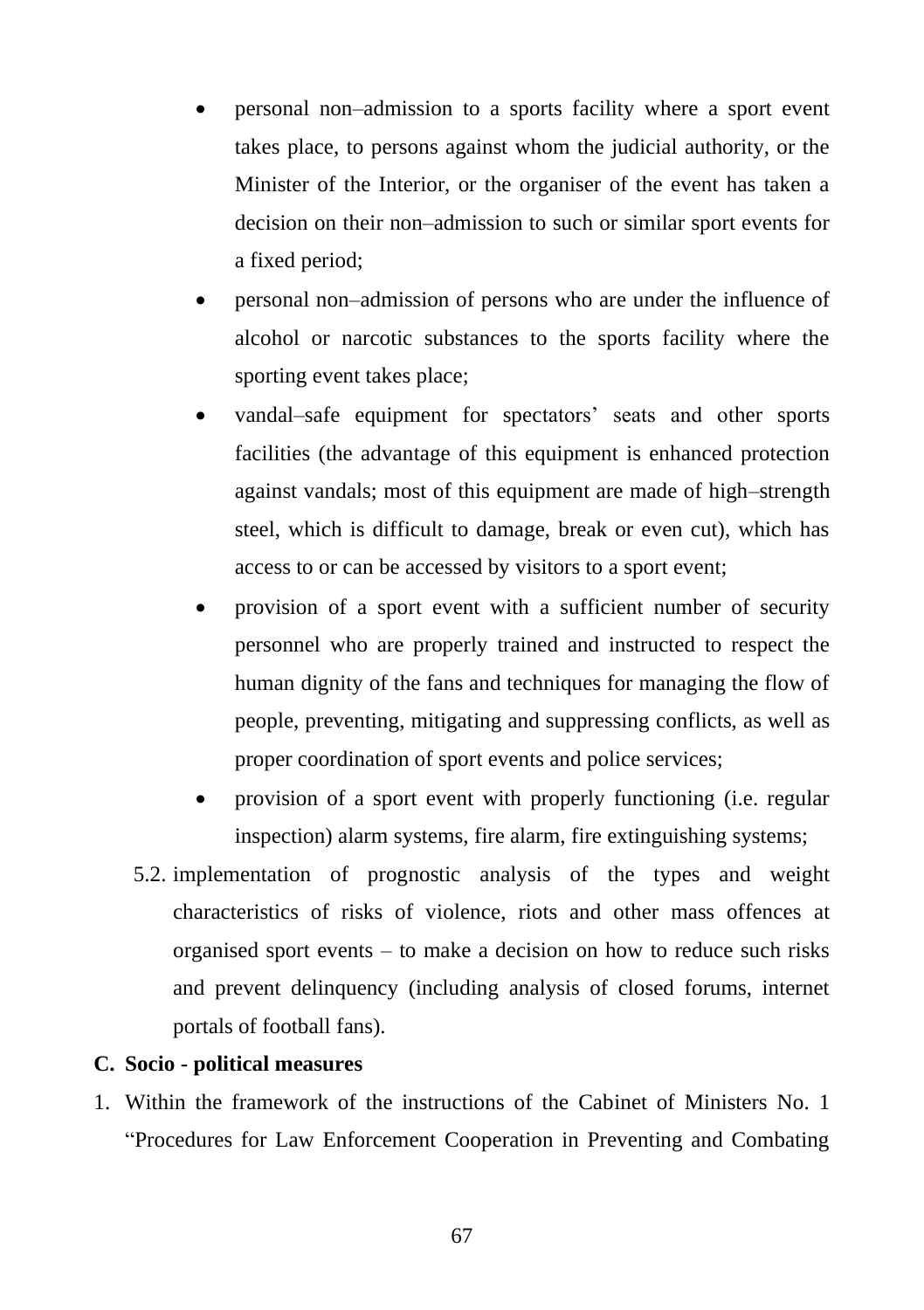- personal non–admission to a sports facility where a sport event takes place, to persons against whom the judicial authority, or the Minister of the Interior, or the organiser of the event has taken a decision on their non–admission to such or similar sport events for a fixed period;
- personal non–admission of persons who are under the influence of alcohol or narcotic substances to the sports facility where the sporting event takes place;
- vandal–safe equipment for spectators' seats and other sports facilities (the advantage of this equipment is enhanced protection against vandals; most of this equipment are made of high–strength steel, which is difficult to damage, break or even cut), which has access to or can be accessed by visitors to a sport event;
- provision of a sport event with a sufficient number of security personnel who are properly trained and instructed to respect the human dignity of the fans and techniques for managing the flow of people, preventing, mitigating and suppressing conflicts, as well as proper coordination of sport events and police services;
- provision of a sport event with properly functioning (i.e. regular inspection) alarm systems, fire alarm, fire extinguishing systems;

5.2. implementation of prognostic analysis of the types and weight characteristics of risks of violence, riots and other mass offences at organised sport events – to make a decision on how to reduce such risks and prevent delinquency (including analysis of closed forums, internet portals of football fans).

**C. Socio - political measures**

1. Within the framework of the instructions of the Cabinet of Ministers No. 1 "Procedures for Law Enforcement Cooperation in Preventing and Combating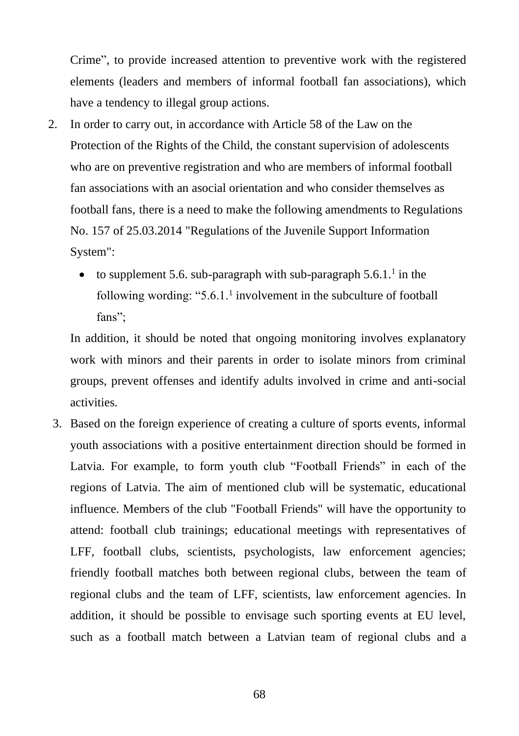Crime", to provide increased attention to preventive work with the registered elements (leaders and members of informal football fan associations), which have a tendency to illegal group actions.

2. In order to carry out, in accordance with Article 58 of the Law on the Protection of the Rights of the Child, the constant supervision of adolescents who are on preventive registration and who are members of informal football fan associations with an asocial orientation and who consider themselves as football fans, there is a need to make the following amendments to Regulations No. 157 of 25.03.2014 "Regulations of the Juvenile Support Information System":

   - to supplement 5.6. sub-paragraph with sub-paragraph 5.6.1.[1] in the following wording: "5.6.1.[1] involvement in the subculture of football fans";

   In addition, it should be noted that ongoing monitoring involves explanatory work with minors and their parents in order to isolate minors from criminal groups, prevent offenses and identify adults involved in crime and anti-social activities.

3. Based on the foreign experience of creating a culture of sports events, informal youth associations with a positive entertainment direction should be formed in Latvia. For example, to form youth club "Football Friends" in each of the regions of Latvia. The aim of mentioned club will be systematic, educational influence. Members of the club "Football Friends" will have the opportunity to attend: football club trainings; educational meetings with representatives of LFF, football clubs, scientists, psychologists, law enforcement agencies; friendly football matches both between regional clubs, between the team of regional clubs and the team of LFF, scientists, law enforcement agencies. In addition, it should be possible to envisage such sporting events at EU level, such as a football match between a Latvian team of regional clubs and a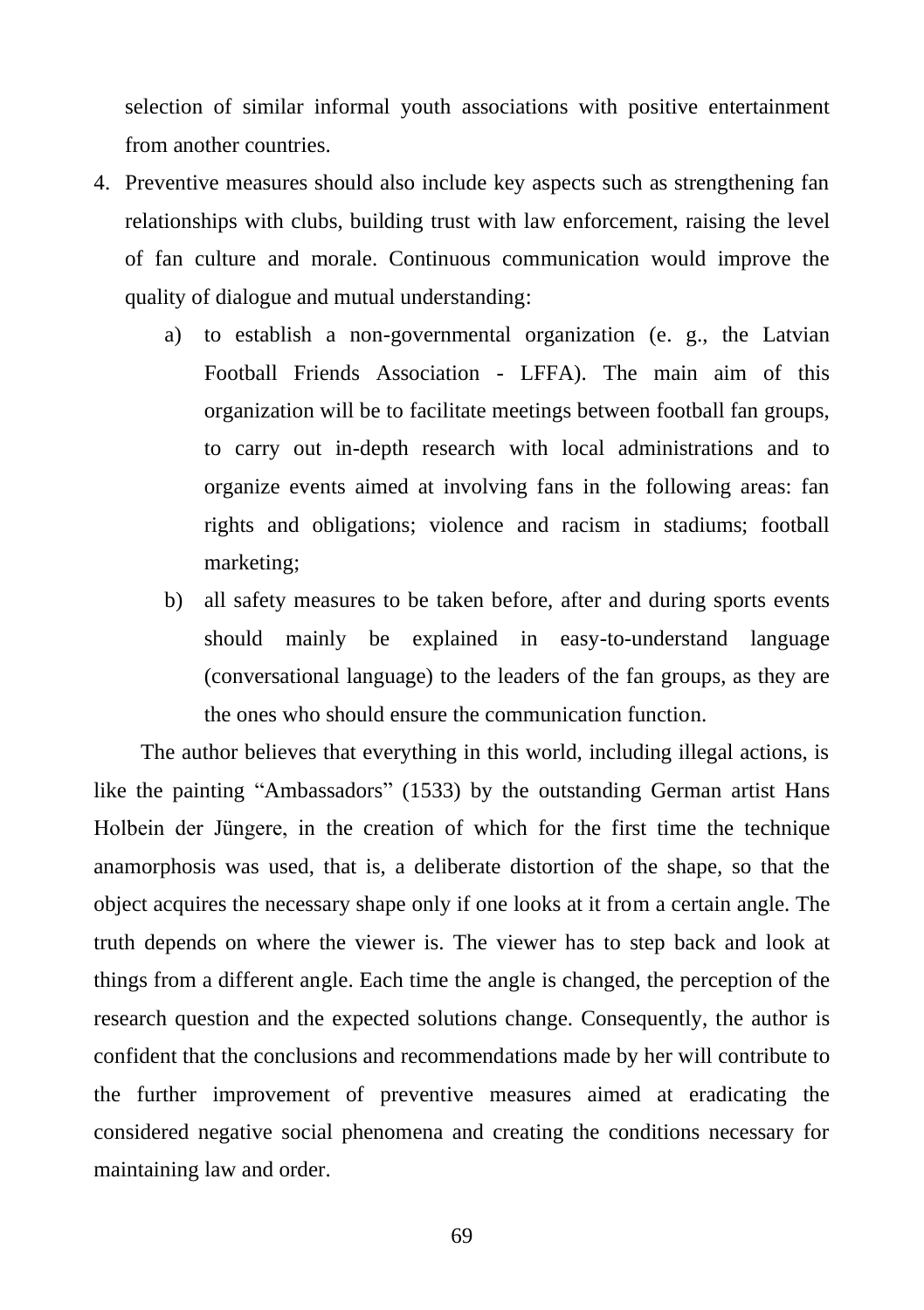selection of similar informal youth associations with positive entertainment from another countries.

4. Preventive measures should also include key aspects such as strengthening fan relationships with clubs, building trust with law enforcement, raising the level of fan culture and morale. Continuous communication would improve the quality of dialogue and mutual understanding:
    a) to establish a non-governmental organization (e. g., the Latvian Football Friends Association - LFFA). The main aim of this organization will be to facilitate meetings between football fan groups, to carry out in-depth research with local administrations and to organize events aimed at involving fans in the following areas: fan rights and obligations; violence and racism in stadiums; football marketing;
    b) all safety measures to be taken before, after and during sports events should mainly be explained in easy-to-understand language (conversational language) to the leaders of the fan groups, as they are the ones who should ensure the communication function.

The author believes that everything in this world, including illegal actions, is like the painting "Ambassadors" (1533) by the outstanding German artist Hans Holbein der Jüngere, in the creation of which for the first time the technique anamorphosis was used, that is, a deliberate distortion of the shape, so that the object acquires the necessary shape only if one looks at it from a certain angle. The truth depends on where the viewer is. The viewer has to step back and look at things from a different angle. Each time the angle is changed, the perception of the research question and the expected solutions change. Consequently, the author is confident that the conclusions and recommendations made by her will contribute to the further improvement of preventive measures aimed at eradicating the considered negative social phenomena and creating the conditions necessary for maintaining law and order.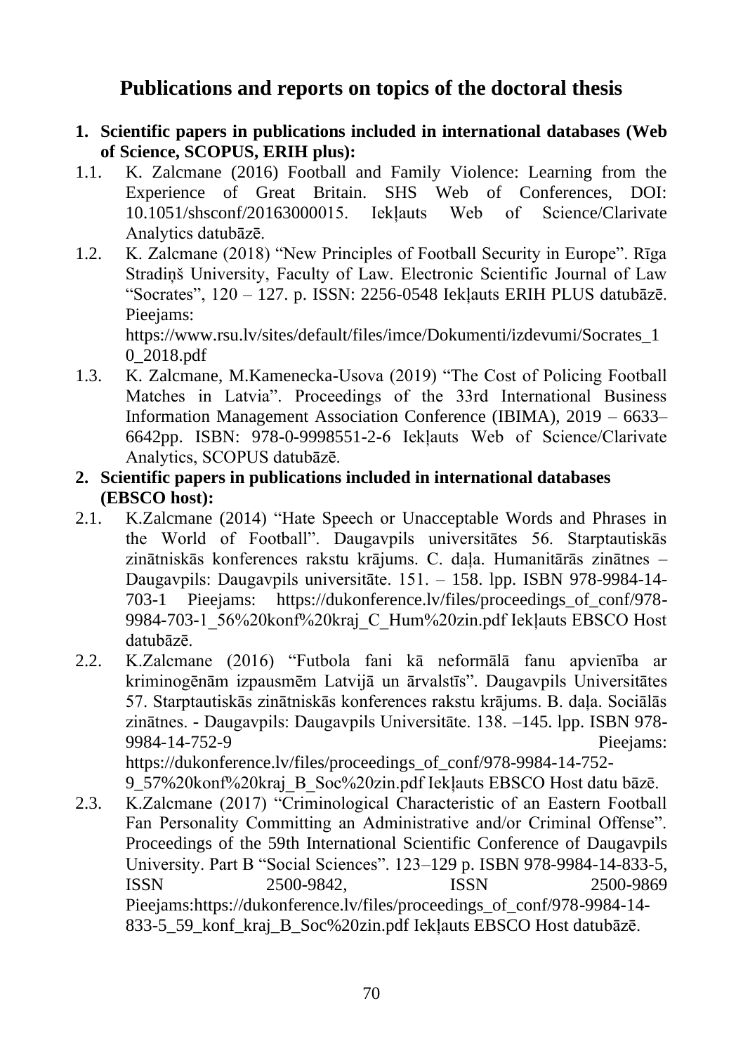# Publications and reports on topics of the doctoral thesis

1. **Scientific papers in publications included in international databases (Web of Science, SCOPUS, ERIH plus):**

1.1. K. Zalcmane (2016) Football and Family Violence: Learning from the Experience of Great Britain. SHS Web of Conferences, DOI: 10.1051/shsconf/20163000015. Iekļauts Web of Science/Clarivate Analytics datubāzē.

1.2. K. Zalcmane (2018) "New Principles of Football Security in Europe". Rīga Stradiņš University, Faculty of Law. Electronic Scientific Journal of Law "Socrates", 120 – 127. p. ISSN: 2256-0548 Iekļauts ERIH PLUS datubāzē. Pieejams: https://www.rsu.lv/sites/default/files/imce/Dokumenti/izdevumi/Socrates_10_2018.pdf

1.3. K. Zalcmane, M.Kamenecka-Usova (2019) "The Cost of Policing Football Matches in Latvia". Proceedings of the 33rd International Business Information Management Association Conference (IBIMA), 2019 – 6633–6642pp. ISBN: 978-0-9998551-2-6 Iekļauts Web of Science/Clarivate Analytics, SCOPUS datubāzē.

2. **Scientific papers in publications included in international databases (EBSCO host):**

2.1. K.Zalcmane (2014) "Hate Speech or Unacceptable Words and Phrases in the World of Football". Daugavpils universitātes 56. Starptautiskās zinātniskās konferences rakstu krājums. C. daļa. Humanitārās zinātnes – Daugavpils: Daugavpils universitāte. 151. – 158. lpp. ISBN 978-9984-14-703-1 Pieejams: https://dukonference.lv/files/proceedings_of_conf/978-9984-703-1_56%20konf%20kraj_C_Hum%20zin.pdf Iekļauts EBSCO Host datubāzē.

2.2. K.Zalcmane (2016) "Futbola fani kā neformālā fanu apvienība ar kriminogēnām izpausmēm Latvijā un ārvalstīs". Daugavpils Universitātes 57. Starptautiskās zinātniskās konferences rakstu krājums. B. daļa. Sociālās zinātnes. - Daugavpils: Daugavpils Universitāte. 138. –145. lpp. ISBN 978-9984-14-752-9 Pieejams: https://dukonference.lv/files/proceedings_of_conf/978-9984-14-752-9_57%20konf%20kraj_B_Soc%20zin.pdf Iekļauts EBSCO Host datu bāzē.

2.3. K.Zalcmane (2017) "Criminological Characteristic of an Eastern Football Fan Personality Committing an Administrative and/or Criminal Offense". Proceedings of the 59th International Scientific Conference of Daugavpils University. Part B "Social Sciences". 123–129 p. ISBN 978-9984-14-833-5, ISSN 2500-9842, ISSN 2500-9869 Pieejams:https://dukonference.lv/files/proceedings_of_conf/978-9984-14-833-5_59_konf_kraj_B_Soc%20zin.pdf Iekļauts EBSCO Host datubāzē.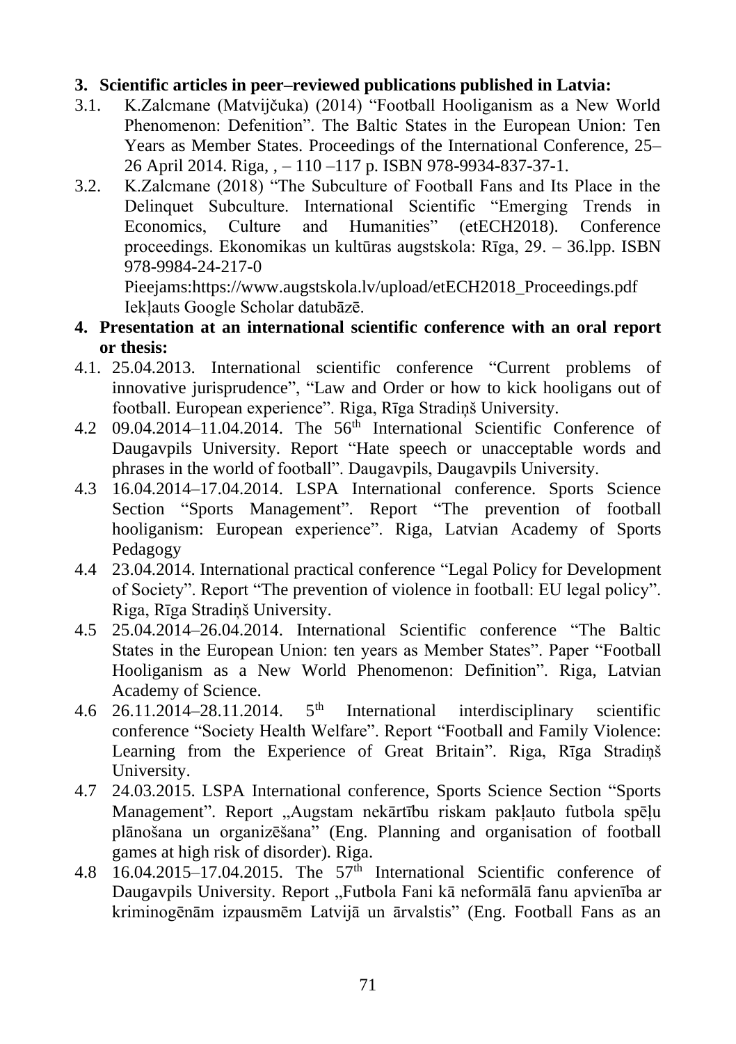**3. Scientific articles in peer–reviewed publications published in Latvia:**

3.1. K.Zalcmane (Matvijčuka) (2014) "Football Hooliganism as a New World Phenomenon: Defenition". The Baltic States in the European Union: Ten Years as Member States. Proceedings of the International Conference, 25–26 April 2014. Riga, , – 110 –117 p. ISBN 978-9934-837-37-1.

3.2. K.Zalcmane (2018) "The Subculture of Football Fans and Its Place in the Delinquet Subculture. International Scientific "Emerging Trends in Economics, Culture and Humanities" (etECH2018). Conference proceedings. Ekonomikas un kultūras augstskola: Rīga, 29. – 36.lpp. ISBN 978-9984-24-217-0
Pieejams:https://www.augstskola.lv/upload/etECH2018_Proceedings.pdf
Iekļauts Google Scholar datubāzē.

**4. Presentation at an international scientific conference with an oral report or thesis:**

4.1. 25.04.2013. International scientific conference "Current problems of innovative jurisprudence", "Law and Order or how to kick hooligans out of football. European experience". Riga, Rīga Stradiņš University.

4.2 09.04.2014–11.04.2014. The 56th International Scientific Conference of Daugavpils University. Report "Hate speech or unacceptable words and phrases in the world of football". Daugavpils, Daugavpils University.

4.3 16.04.2014–17.04.2014. LSPA International conference. Sports Science Section "Sports Management". Report "The prevention of football hooliganism: European experience". Riga, Latvian Academy of Sports Pedagogy

4.4 23.04.2014. International practical conference "Legal Policy for Development of Society". Report "The prevention of violence in football: EU legal policy". Riga, Rīga Stradiņš University.

4.5 25.04.2014–26.04.2014. International Scientific conference "The Baltic States in the European Union: ten years as Member States". Paper "Football Hooliganism as a New World Phenomenon: Definition". Riga, Latvian Academy of Science.

4.6 26.11.2014–28.11.2014. 5th International interdisciplinary scientific conference "Society Health Welfare". Report "Football and Family Violence: Learning from the Experience of Great Britain". Riga, Rīga Stradiņš University.

4.7 24.03.2015. LSPA International conference, Sports Science Section "Sports Management". Report „Augstam nekārtību riskam pakļauto futbola spēļu plānošana un organizēšana" (Eng. Planning and organisation of football games at high risk of disorder). Riga.

4.8 16.04.2015–17.04.2015. The 57th International Scientific conference of Daugavpils University. Report „Futbola Fani kā neformālā fanu apvienība ar kriminogēnām izpausmēm Latvijā un ārvalstis" (Eng. Football Fans as an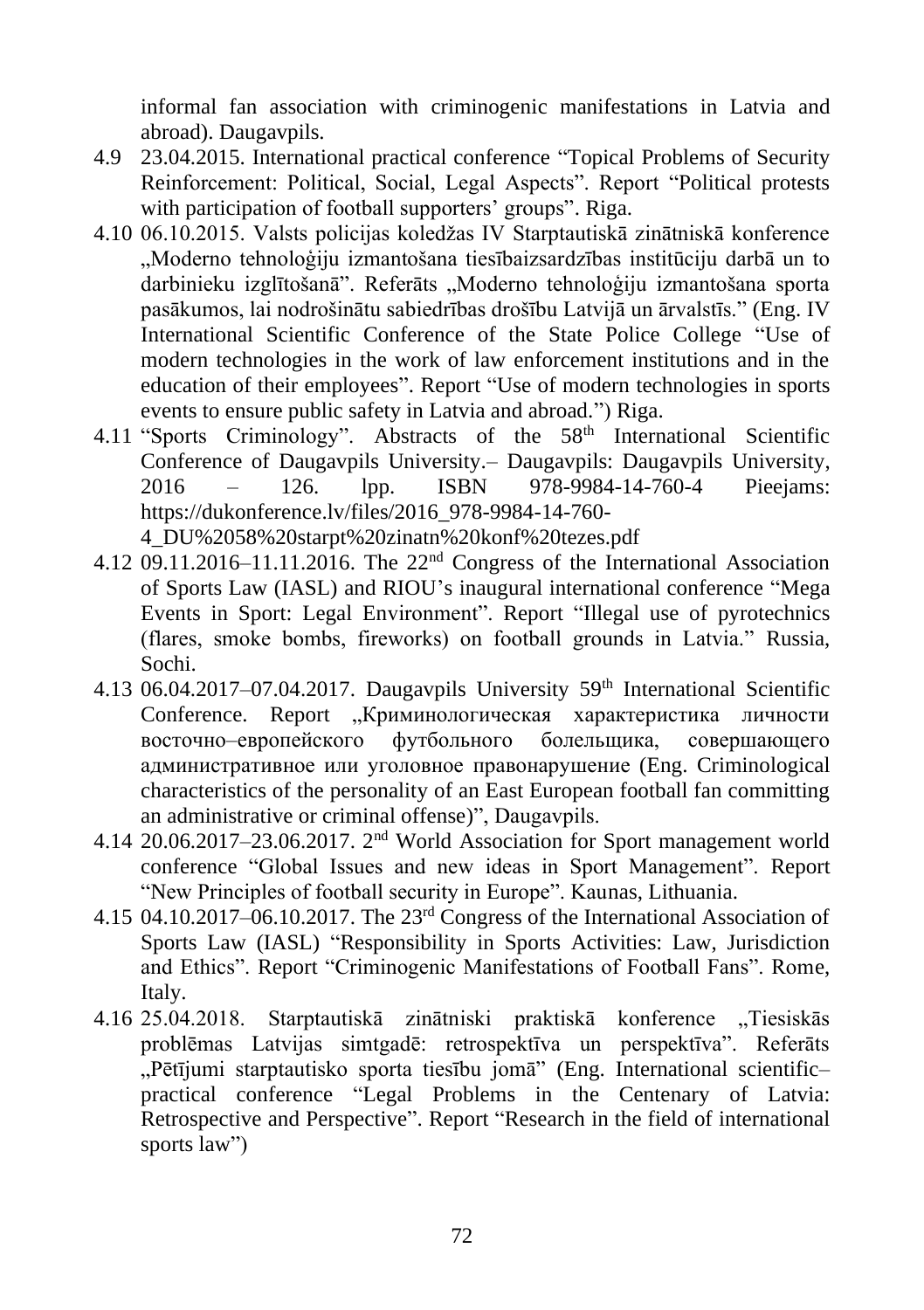informal fan association with criminogenic manifestations in Latvia and abroad). Daugavpils.

4.9 23.04.2015. International practical conference "Topical Problems of Security Reinforcement: Political, Social, Legal Aspects". Report "Political protests with participation of football supporters' groups". Riga.

4.10 06.10.2015. Valsts policijas koledžas IV Starptautiskā zinātniskā konference „Moderno tehnoloģiju izmantošana tiesībaizsardzības institūciju darbā un to darbinieku izglītošanā". Referāts „Moderno tehnoloģiju izmantošana sporta pasākumos, lai nodrošinātu sabiedrības drošību Latvijā un ārvalstīs." (Eng. IV International Scientific Conference of the State Police College "Use of modern technologies in the work of law enforcement institutions and in the education of their employees". Report "Use of modern technologies in sports events to ensure public safety in Latvia and abroad.") Riga.

4.11 "Sports Criminology". Abstracts of the 58th International Scientific Conference of Daugavpils University.– Daugavpils: Daugavpils University, 2016 – 126. lpp. ISBN 978-9984-14-760-4 Pieejams: https://dukonference.lv/files/2016_978-9984-14-760-4_DU%2058%20starpt%20zinatn%20konf%20tezes.pdf

4.12 09.11.2016–11.11.2016. The 22nd Congress of the International Association of Sports Law (IASL) and RIOU's inaugural international conference "Mega Events in Sport: Legal Environment". Report "Illegal use of pyrotechnics (flares, smoke bombs, fireworks) on football grounds in Latvia." Russia, Sochi.

4.13 06.04.2017–07.04.2017. Daugavpils University 59th International Scientific Conference. Report „Криминологическая характеристика личности восточно–европейского футбольного болельщика, совершающего административное или уголовное правонарушение (Eng. Criminological characteristics of the personality of an East European football fan committing an administrative or criminal offense)", Daugavpils.

4.14 20.06.2017–23.06.2017. 2nd World Association for Sport management world conference "Global Issues and new ideas in Sport Management". Report "New Principles of football security in Europe". Kaunas, Lithuania.

4.15 04.10.2017–06.10.2017. The 23rd Congress of the International Association of Sports Law (IASL) "Responsibility in Sports Activities: Law, Jurisdiction and Ethics". Report "Criminogenic Manifestations of Football Fans". Rome, Italy.

4.16 25.04.2018. Starptautiskā zinātniski praktiskā konference „Tiesiskās problēmas Latvijas simtgadē: retrospektīva un perspektīva". Referāts „Pētījumi starptautisko sporta tiesību jomā" (Eng. International scientific–practical conference "Legal Problems in the Centenary of Latvia: Retrospective and Perspective". Report "Research in the field of international sports law")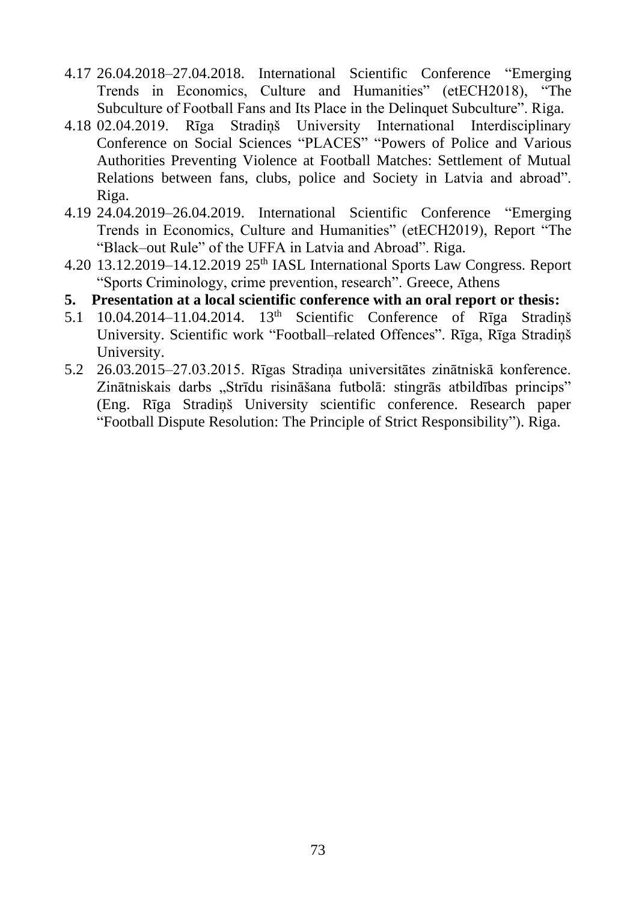4.17 26.04.2018–27.04.2018. International Scientific Conference "Emerging Trends in Economics, Culture and Humanities" (etECH2018), "The Subculture of Football Fans and Its Place in the Delinquet Subculture". Riga.

4.18 02.04.2019. Rīga Stradiņš University International Interdisciplinary Conference on Social Sciences "PLACES" "Powers of Police and Various Authorities Preventing Violence at Football Matches: Settlement of Mutual Relations between fans, clubs, police and Society in Latvia and abroad". Riga.

4.19 24.04.2019–26.04.2019. International Scientific Conference "Emerging Trends in Economics, Culture and Humanities" (etECH2019), Report "The "Black–out Rule" of the UFFA in Latvia and Abroad". Riga.

4.20 13.12.2019–14.12.2019 25th IASL International Sports Law Congress. Report "Sports Criminology, crime prevention, research". Greece, Athens

**5. Presentation at a local scientific conference with an oral report or thesis:**

5.1 10.04.2014–11.04.2014. 13th Scientific Conference of Rīga Stradiņš University. Scientific work "Football–related Offences". Rīga, Rīga Stradiņš University.

5.2 26.03.2015–27.03.2015. Rīgas Stradiņa universitātes zinātniskā konference. Zinātniskais darbs „Strīdu risināšana futbolā: stingrās atbildības princips" (Eng. Rīga Stradiņš University scientific conference. Research paper "Football Dispute Resolution: The Principle of Strict Responsibility"). Riga.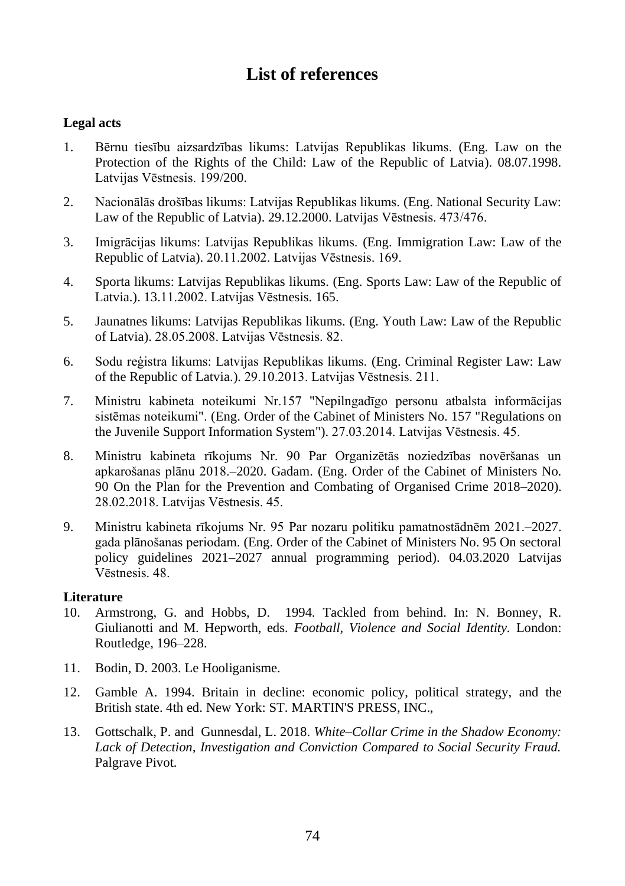# List of references

**Legal acts**

1. Bērnu tiesību aizsardzības likums: Latvijas Republikas likums. (Eng. Law on the Protection of the Rights of the Child: Law of the Republic of Latvia). 08.07.1998. Latvijas Vēstnesis. 199/200.

2. Nacionālās drošības likums: Latvijas Republikas likums. (Eng. National Security Law: Law of the Republic of Latvia). 29.12.2000. Latvijas Vēstnesis. 473/476.

3. Imigrācijas likums: Latvijas Republikas likums. (Eng. Immigration Law: Law of the Republic of Latvia). 20.11.2002. Latvijas Vēstnesis. 169.

4. Sporta likums: Latvijas Republikas likums. (Eng. Sports Law: Law of the Republic of Latvia.). 13.11.2002. Latvijas Vēstnesis. 165.

5. Jaunatnes likums: Latvijas Republikas likums. (Eng. Youth Law: Law of the Republic of Latvia). 28.05.2008. Latvijas Vēstnesis. 82.

6. Sodu reģistra likums: Latvijas Republikas likums. (Eng. Criminal Register Law: Law of the Republic of Latvia.). 29.10.2013. Latvijas Vēstnesis. 211.

7. Ministru kabineta noteikumi Nr.157 "Nepilngadīgo personu atbalsta informācijas sistēmas noteikumi". (Eng. Order of the Cabinet of Ministers No. 157 "Regulations on the Juvenile Support Information System"). 27.03.2014. Latvijas Vēstnesis. 45.

8. Ministru kabineta rīkojums Nr. 90 Par Organizētās noziedzības novēršanas un apkarošanas plānu 2018.–2020. Gadam. (Eng. Order of the Cabinet of Ministers No. 90 On the Plan for the Prevention and Combating of Organised Crime 2018–2020). 28.02.2018. Latvijas Vēstnesis. 45.

9. Ministru kabineta rīkojums Nr. 95 Par nozaru politiku pamatnostādnēm 2021.–2027. gada plānošanas periodam. (Eng. Order of the Cabinet of Ministers No. 95 On sectoral policy guidelines 2021–2027 annual programming period). 04.03.2020 Latvijas Vēstnesis. 48.

**Literature**

10. Armstrong, G. and Hobbs, D. 1994. Tackled from behind. In: N. Bonney, R. Giulianotti and M. Hepworth, eds. *Football, Violence and Social Identity.* London: Routledge, 196–228.

11. Bodin, D. 2003. Le Hooliganisme.

12. Gamble A. 1994. Britain in decline: economic policy, political strategy, and the British state. 4th ed. New York: ST. MARTIN'S PRESS, INC.,

13. Gottschalk, P. and Gunnesdal, L. 2018. *White–Collar Crime in the Shadow Economy: Lack of Detection, Investigation and Conviction Compared to Social Security Fraud.* Palgrave Pivot.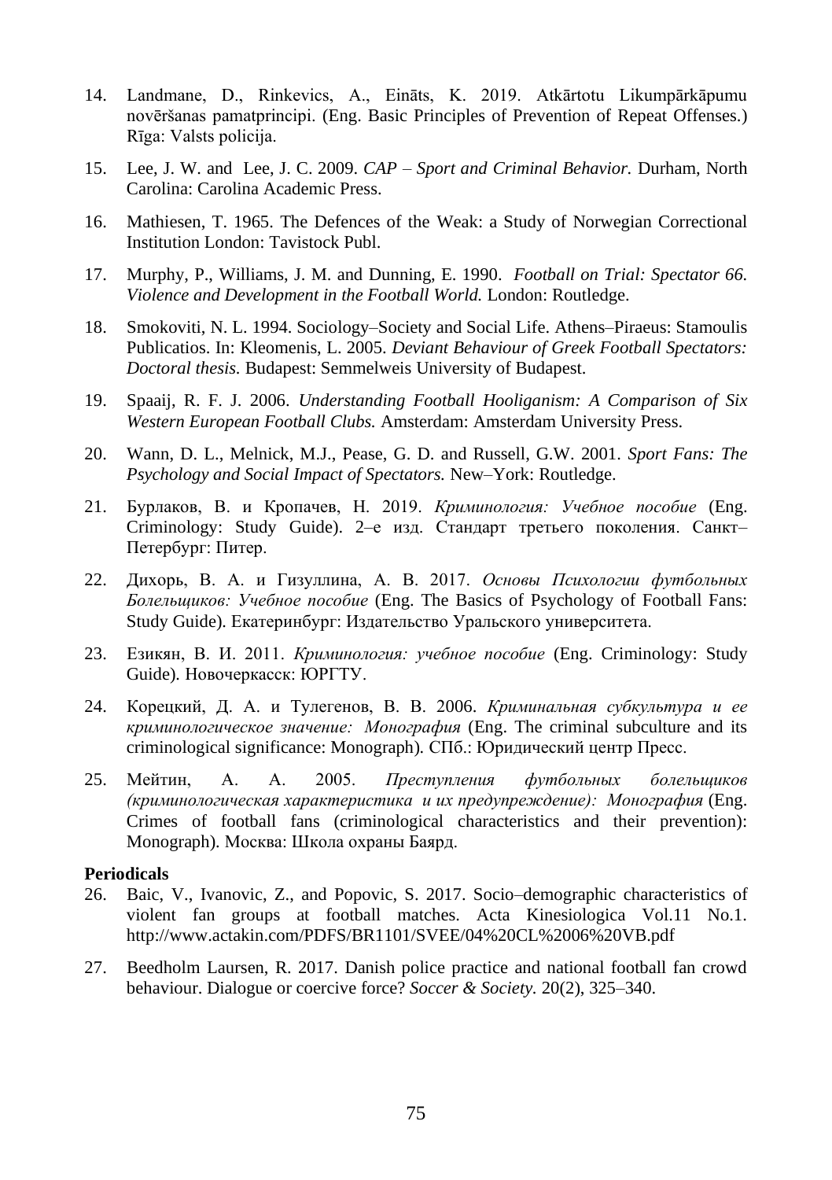14. Landmane, D., Rinkevics, A., Eināts, K. 2019. Atkārtotu Likumpārkāpumu novēršanas pamatprincipi. (Eng. Basic Principles of Prevention of Repeat Offenses.) Rīga: Valsts policija.

15. Lee, J. W. and Lee, J. C. 2009. *CAP – Sport and Criminal Behavior.* Durham, North Carolina: Carolina Academic Press.

16. Mathiesen, T. 1965. The Defences of the Weak: a Study of Norwegian Correctional Institution London: Tavistock Publ.

17. Murphy, P., Williams, J. M. and Dunning, E. 1990. *Football on Trial: Spectator 66. Violence and Development in the Football World.* London: Routledge.

18. Smokoviti, N. L. 1994. Sociology–Society and Social Life. Athens–Piraeus: Stamoulis Publicatios. In: Kleomenis, L. 2005. *Deviant Behaviour of Greek Football Spectators: Doctoral thesis.* Budapest: Semmelweis University of Budapest.

19. Spaaij, R. F. J. 2006. *Understanding Football Hooliganism: A Comparison of Six Western European Football Clubs.* Amsterdam: Amsterdam University Press.

20. Wann, D. L., Melnick, M.J., Pease, G. D. and Russell, G.W. 2001. *Sport Fans: The Psychology and Social Impact of Spectators.* New–York: Routledge.

21. Бурлаков, В. и Кропачев, Н. 2019. *Криминология: Учебное пособие* (Eng. Criminology: Study Guide). 2–е изд. Стандарт третьего поколения. Санкт–Петербург: Питер.

22. Дихорь, В. А. и Гизуллина, А. В. 2017. *Основы Психологии футбольных Болельщиков: Учебное пособие* (Eng. The Basics of Psychology of Football Fans: Study Guide). Екатеринбург: Издательство Уральского университета.

23. Езикян, В. И. 2011. *Криминология: учебное пособие* (Eng. Criminology: Study Guide). Новочеркасск: ЮРГТУ.

24. Корецкий, Д. А. и Тулегенов, В. В. 2006. *Криминальная субкультура и ее криминологическое значение: Монография* (Eng. The criminal subculture and its criminological significance: Monograph). СПб.: Юридический центр Пресс.

25. Мейтин, А. А. 2005. *Преступления футбольных болельщиков (криминологическая характеристика и их предупреждение): Монография* (Eng. Crimes of football fans (criminological characteristics and their prevention): Monograph). Москва: Школа охраны Баярд.

**Periodicals**

26. Baic, V., Ivanovic, Z., and Popovic, S. 2017. Socio–demographic characteristics of violent fan groups at football matches. Acta Kinesiologica Vol.11 No.1. http://www.actakin.com/PDFS/BR1101/SVEE/04%20CL%2006%20VB.pdf

27. Beedholm Laursen, R. 2017. Danish police practice and national football fan crowd behaviour. Dialogue or coercive force? *Soccer & Society.* 20(2), 325–340.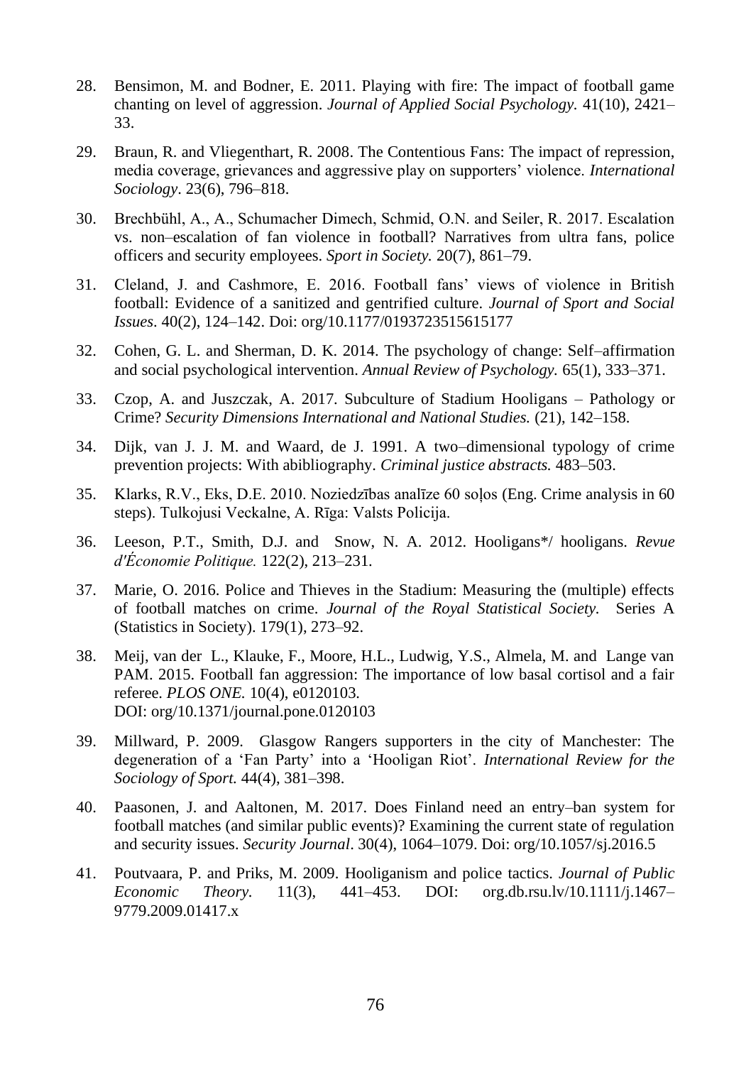28. Bensimon, M. and Bodner, E. 2011. Playing with fire: The impact of football game chanting on level of aggression. *Journal of Applied Social Psychology.* 41(10), 2421–33.

29. Braun, R. and Vliegenthart, R. 2008. The Contentious Fans: The impact of repression, media coverage, grievances and aggressive play on supporters' violence. *International Sociology*. 23(6), 796–818.

30. Brechbühl, A., A., Schumacher Dimech, Schmid, O.N. and Seiler, R. 2017. Escalation vs. non–escalation of fan violence in football? Narratives from ultra fans, police officers and security employees. *Sport in Society.* 20(7), 861–79.

31. Cleland, J. and Cashmore, E. 2016. Football fans' views of violence in British football: Evidence of a sanitized and gentrified culture. *Journal of Sport and Social Issues*. 40(2), 124–142. Doi: org/10.1177/0193723515615177

32. Cohen, G. L. and Sherman, D. K. 2014. The psychology of change: Self–affirmation and social psychological intervention. *Annual Review of Psychology.* 65(1), 333–371.

33. Czop, A. and Juszczak, A. 2017. Subculture of Stadium Hooligans – Pathology or Crime? *Security Dimensions International and National Studies.* (21), 142–158.

34. Dijk, van J. J. M. and Waard, de J. 1991. A two–dimensional typology of crime prevention projects: With abibliography. *Criminal justice abstracts.* 483–503.

35. Klarks, R.V., Eks, D.E. 2010. Noziedzības analīze 60 soļos (Eng. Crime analysis in 60 steps). Tulkojusi Veckalne, A. Rīga: Valsts Policija.

36. Leeson, P.T., Smith, D.J. and Snow, N. A. 2012. Hooligans*/ hooligans. *Revue d'Économie Politique.* 122(2), 213–231.

37. Marie, O. 2016. Police and Thieves in the Stadium: Measuring the (multiple) effects of football matches on crime. *Journal of the Royal Statistical Society.* Series A (Statistics in Society). 179(1), 273–92.

38. Meij, van der L., Klauke, F., Moore, H.L., Ludwig, Y.S., Almela, M. and Lange van PAM. 2015. Football fan aggression: The importance of low basal cortisol and a fair referee. *PLOS ONE.* 10(4), e0120103.
DOI: org/10.1371/journal.pone.0120103

39. Millward, P. 2009. Glasgow Rangers supporters in the city of Manchester: The degeneration of a 'Fan Party' into a 'Hooligan Riot'. *International Review for the Sociology of Sport.* 44(4), 381–398.

40. Paasonen, J. and Aaltonen, M. 2017. Does Finland need an entry–ban system for football matches (and similar public events)? Examining the current state of regulation and security issues. *Security Journal*. 30(4), 1064–1079. Doi: org/10.1057/sj.2016.5

41. Poutvaara, P. and Priks, M. 2009. Hooliganism and police tactics. *Journal of Public Economic Theory.* 11(3), 441–453. DOI: org.db.rsu.lv/10.1111/j.1467–9779.2009.01417.x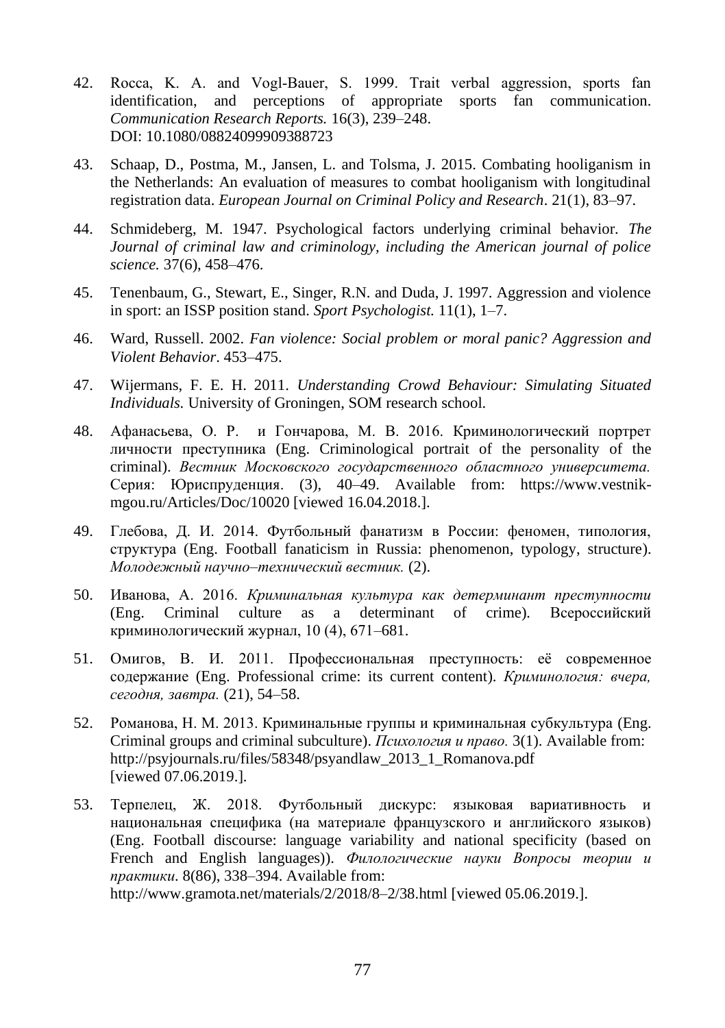42. Rocca, K. A. and Vogl-Bauer, S. 1999. Trait verbal aggression, sports fan identification, and perceptions of appropriate sports fan communication. *Communication Research Reports.* 16(3), 239–248. DOI: 10.1080/08824099909388723

43. Schaap, D., Postma, M., Jansen, L. and Tolsma, J. 2015. Combating hooliganism in the Netherlands: An evaluation of measures to combat hooliganism with longitudinal registration data. *European Journal on Criminal Policy and Research*. 21(1), 83–97.

44. Schmideberg, M. 1947. Psychological factors underlying criminal behavior. *The Journal of criminal law and criminology, including the American journal of police science.* 37(6), 458–476.

45. Tenenbaum, G., Stewart, E., Singer, R.N. and Duda, J. 1997. Aggression and violence in sport: an ISSP position stand. *Sport Psychologist.* 11(1), 1–7.

46. Ward, Russell. 2002. *Fan violence: Social problem or moral panic? Aggression and Violent Behavior*. 453–475.

47. Wijermans, F. E. H. 2011. *Understanding Crowd Behaviour: Simulating Situated Individuals.* University of Groningen, SOM research school.

48. Афанасьева, О. Р. и Гончарова, М. В. 2016. Криминологический портрет личности преступника (Eng. Criminological portrait of the personality of the criminal). *Вестник Московского государственного областного университета.* Серия: Юриспруденция. (3), 40–49. Available from: https://www.vestnik-mgou.ru/Articles/Doc/10020 [viewed 16.04.2018.].

49. Глебова, Д. И. 2014. Футбольный фанатизм в России: феномен, типология, структура (Eng. Football fanaticism in Russia: phenomenon, typology, structure). *Молодежный научно–технический вестник.* (2).

50. Иванова, А. 2016. *Криминальная культура как детерминант преступности* (Eng. Criminal culture as a determinant of crime). Всероссийский криминологический журнал, 10 (4), 671–681.

51. Омигов, В. И. 2011. Профессиональная преступность: её современное содержание (Eng. Professional crime: its current content). *Криминология: вчера, сегодня, завтра.* (21), 54–58.

52. Романова, Н. М. 2013. Криминальные группы и криминальная субкультура (Eng. Criminal groups and criminal subculture). *Психология и право.* 3(1). Available from: http://psyjournals.ru/files/58348/psyandlaw_2013_1_Romanova.pdf [viewed 07.06.2019.].

53. Терпелец, Ж. 2018. Футбольный дискурс: языковая вариативность и национальная специфика (на материале французского и английского языков) (Eng. Football discourse: language variability and national specificity (based on French and English languages)). *Филологические науки Вопросы теории и практики*. 8(86), 338–394. Available from: http://www.gramota.net/materials/2/2018/8–2/38.html [viewed 05.06.2019.].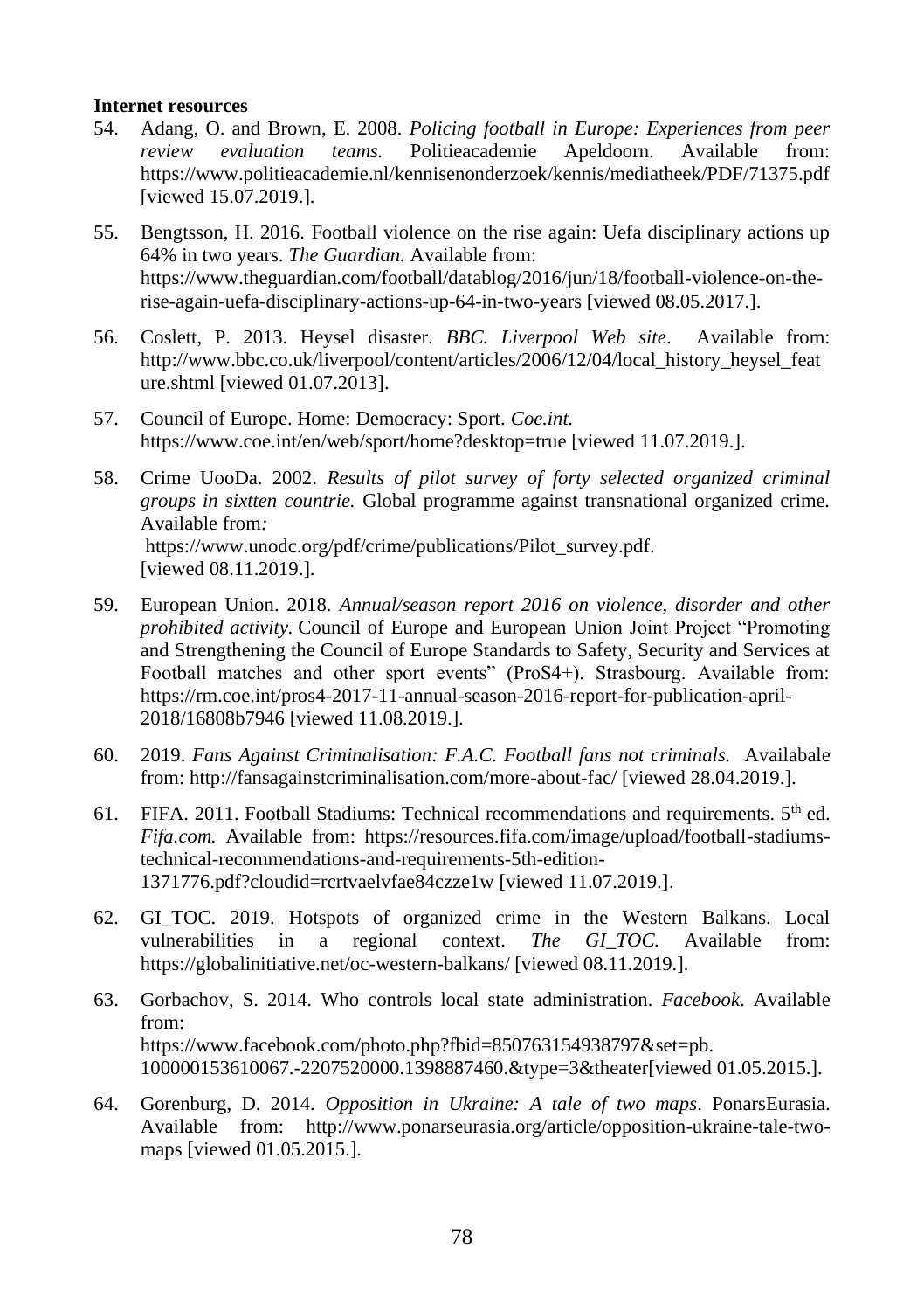**Internet resources**

54. Adang, O. and Brown, E. 2008. *Policing football in Europe: Experiences from peer review evaluation teams.* Politieacademie Apeldoorn. Available from: https://www.politieacademie.nl/kennisenonderzoek/kennis/mediatheek/PDF/71375.pdf [viewed 15.07.2019.].

55. Bengtsson, H. 2016. Football violence on the rise again: Uefa disciplinary actions up 64% in two years. *The Guardian.* Available from: https://www.theguardian.com/football/datablog/2016/jun/18/football-violence-on-the-rise-again-uefa-disciplinary-actions-up-64-in-two-years [viewed 08.05.2017.].

56. Coslett, P. 2013. Heysel disaster. *BBC. Liverpool Web site*. Available from: http://www.bbc.co.uk/liverpool/content/articles/2006/12/04/local_history_heysel_feature.shtml [viewed 01.07.2013].

57. Council of Europe. Home: Democracy: Sport. *Coe.int.* https://www.coe.int/en/web/sport/home?desktop=true [viewed 11.07.2019.].

58. Crime UooDa. 2002. *Results of pilot survey of forty selected organized criminal groups in sixtten countrie.* Global programme against transnational organized crime. Available from*:* https://www.unodc.org/pdf/crime/publications/Pilot_survey.pdf. [viewed 08.11.2019.].

59. European Union. 2018. *Annual/season report 2016 on violence, disorder and other prohibited activity.* Council of Europe and European Union Joint Project "Promoting and Strengthening the Council of Europe Standards to Safety, Security and Services at Football matches and other sport events" (ProS4+). Strasbourg. Available from: https://rm.coe.int/pros4-2017-11-annual-season-2016-report-for-publication-april-2018/16808b7946 [viewed 11.08.2019.].

60. 2019. *Fans Against Criminalisation: F.A.C. Football fans not criminals.* Availabale from: http://fansagainstcriminalisation.com/more-about-fac/ [viewed 28.04.2019.].

61. FIFA. 2011. Football Stadiums: Technical recommendations and requirements. 5th ed. *Fifa.com.* Available from: https://resources.fifa.com/image/upload/football-stadiums-technical-recommendations-and-requirements-5th-edition-1371776.pdf?cloudid=rcrtvaelvfae84czze1w [viewed 11.07.2019.].

62. GI_TOC. 2019. Hotspots of organized crime in the Western Balkans. Local vulnerabilities in a regional context. *The GI_TOC.* Available from: https://globalinitiative.net/oc-western-balkans/ [viewed 08.11.2019.].

63. Gorbachov, S. 2014. Who controls local state administration. *Facebook*. Available from: https://www.facebook.com/photo.php?fbid=850763154938797&set=pb.100000153610067.-2207520000.1398887460.&type=3&theater[viewed 01.05.2015.].

64. Gorenburg, D. 2014. *Opposition in Ukraine: A tale of two maps*. PonarsEurasia. Available from: http://www.ponarseurasia.org/article/opposition-ukraine-tale-two-maps [viewed 01.05.2015.].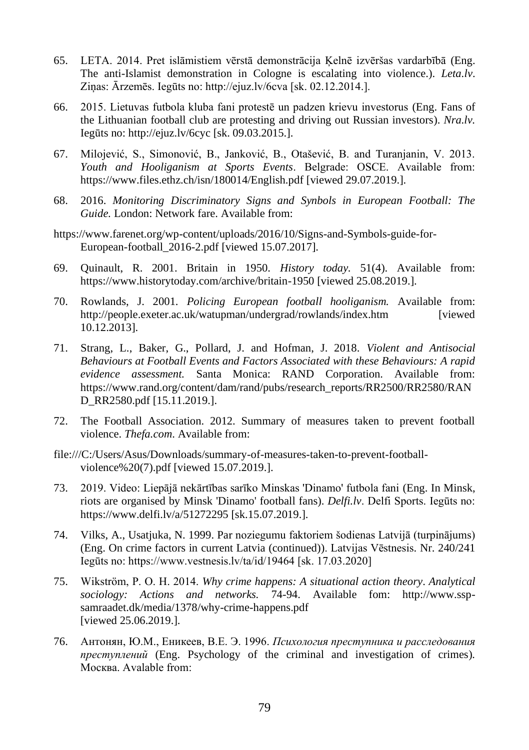65. LETA. 2014. Pret islāmistiem vērstā demonstrācija Ķelnē izvēršas vardarbībā (Eng. The anti-Islamist demonstration in Cologne is escalating into violence.). *Leta.lv*. Ziņas: Ārzemēs. Iegūts no: http://ejuz.lv/6cva [sk. 02.12.2014.].

66. 2015. Lietuvas futbola kluba fani protestē un padzen krievu investorus (Eng. Fans of the Lithuanian football club are protesting and driving out Russian investors). *Nra.lv.* Iegūts no: http://ejuz.lv/6cyc [sk. 09.03.2015.].

67. Milojević, S., Simonović, B., Janković, B., Otašević, B. and Turanjanin, V. 2013. *Youth and Hooliganism at Sports Events*. Belgrade: OSCE. Available from: https://www.files.ethz.ch/isn/180014/English.pdf [viewed 29.07.2019.].

68. 2016. *Monitoring Discriminatory Signs and Synbols in European Football: The Guide.* London: Network fare. Available from:

https://www.farenet.org/wp-content/uploads/2016/10/Signs-and-Symbols-guide-for-European-football_2016-2.pdf [viewed 15.07.2017].

69. Quinault, R. 2001. Britain in 1950. *History today.* 51(4). Available from: https://www.historytoday.com/archive/britain-1950 [viewed 25.08.2019.].

70. Rowlands, J. 2001. *Policing European football hooliganism.* Available from: http://people.exeter.ac.uk/watupman/undergrad/rowlands/index.htm [viewed 10.12.2013].

71. Strang, L., Baker, G., Pollard, J. and Hofman, J. 2018. *Violent and Antisocial Behaviours at Football Events and Factors Associated with these Behaviours: A rapid evidence assessment.* Santa Monica: RAND Corporation. Available from: https://www.rand.org/content/dam/rand/pubs/research_reports/RR2500/RR2580/RAND_RR2580.pdf [15.11.2019.].

72. The Football Association. 2012. Summary of measures taken to prevent football violence. *Thefa.com*. Available from:

file:///C:/Users/Asus/Downloads/summary-of-measures-taken-to-prevent-football-violence%20(7).pdf [viewed 15.07.2019.].

73. 2019. Video: Liepājā nekārtības sarīko Minskas 'Dinamo' futbola fani (Eng. In Minsk, riots are organised by Minsk 'Dinamo' football fans). *Delfi.lv*. Delfi Sports. Iegūts no: https://www.delfi.lv/a/51272295 [sk.15.07.2019.].

74. Vilks, A., Usatjuka, N. 1999. Par noziegumu faktoriem šodienas Latvijā (turpinājums) (Eng. On crime factors in current Latvia (continued)). Latvijas Vēstnesis. Nr. 240/241 Iegūts no: https://www.vestnesis.lv/ta/id/19464 [sk. 17.03.2020]

75. Wikström, P. O. H. 2014. *Why crime happens: A situational action theory*. *Analytical sociology: Actions and networks.* 74-94. Available fom: http://www.ssp-samraadet.dk/media/1378/why-crime-happens.pdf [viewed 25.06.2019.].

76. Антонян, Ю.М., Еникеев, В.Е. Э. 1996. *Психология преступника и расследования преступлений* (Eng. Psychology of the criminal and investigation of crimes). Москва. Avalable from: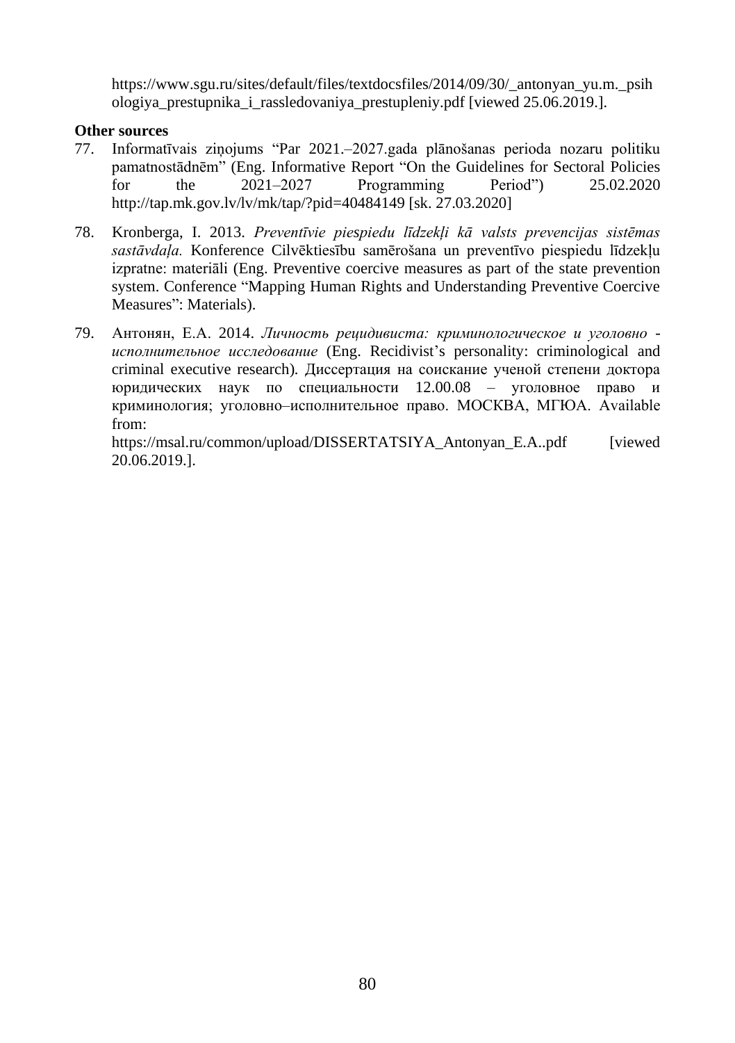https://www.sgu.ru/sites/default/files/textdocsfiles/2014/09/30/_antonyan_yu.m._psihologiya_prestupnika_i_rassledovaniya_prestupleniy.pdf [viewed 25.06.2019.].

**Other sources**

77. Informatīvais ziņojums "Par 2021.–2027.gada plānošanas perioda nozaru politiku pamatnostādnēm" (Eng. Informative Report "On the Guidelines for Sectoral Policies for the 2021–2027 Programming Period") 25.02.2020 http://tap.mk.gov.lv/lv/mk/tap/?pid=40484149 [sk. 27.03.2020]

78. Kronberga, I. 2013. *Preventīvie piespiedu līdzekļi kā valsts prevencijas sistēmas sastāvdaļa.* Konference Cilvēktiesību samērošana un preventīvo piespiedu līdzekļu izpratne: materiāli (Eng. Preventive coercive measures as part of the state prevention system. Conference "Mapping Human Rights and Understanding Preventive Coercive Measures": Materials).

79. Антонян, Е.А. 2014. *Личность рецидивиста: криминологическое и уголовно - исполнительное исследование* (Eng. Recidivist's personality: criminological and criminal executive research). Диссертация на соискание ученой степени доктора юридических наук по специальности 12.00.08 – уголовное право и криминология; уголовно–исполнительное право. МОСКВА, МГЮА. Available from: https://msal.ru/common/upload/DISSERTATSIYA_Antonyan_E.A..pdf [viewed 20.06.2019.].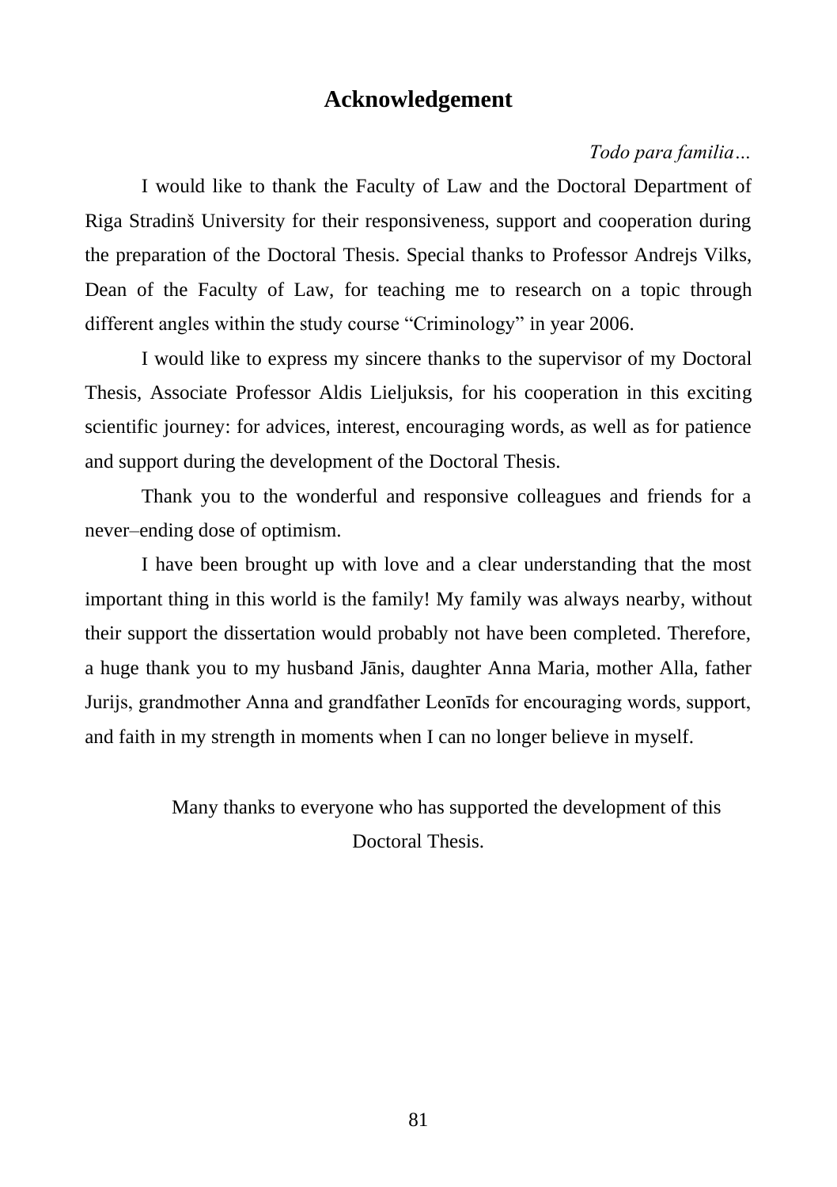# Acknowledgement

*Todo para familia…*

I would like to thank the Faculty of Law and the Doctoral Department of Riga Stradinš University for their responsiveness, support and cooperation during the preparation of the Doctoral Thesis. Special thanks to Professor Andrejs Vilks, Dean of the Faculty of Law, for teaching me to research on a topic through different angles within the study course "Criminology" in year 2006.

I would like to express my sincere thanks to the supervisor of my Doctoral Thesis, Associate Professor Aldis Lieljuksis, for his cooperation in this exciting scientific journey: for advices, interest, encouraging words, as well as for patience and support during the development of the Doctoral Thesis.

Thank you to the wonderful and responsive colleagues and friends for a never–ending dose of optimism.

I have been brought up with love and a clear understanding that the most important thing in this world is the family! My family was always nearby, without their support the dissertation would probably not have been completed. Therefore, a huge thank you to my husband Jānis, daughter Anna Maria, mother Alla, father Jurijs, grandmother Anna and grandfather Leonīds for encouraging words, support, and faith in my strength in moments when I can no longer believe in myself.

Many thanks to everyone who has supported the development of this Doctoral Thesis.